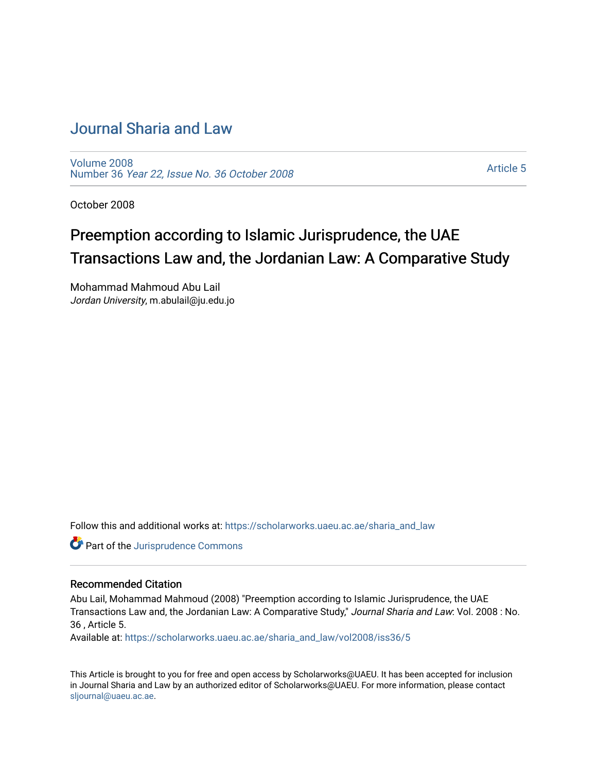# Journal Sharia and Law

Volume 2008
Number 36 *Year 22, Issue No. 36 October 2008*

Article 5

October 2008

## Preemption according to Islamic Jurisprudence, the UAE Transactions Law and, the Jordanian Law: A Comparative Study

Mohammad Mahmoud Abu Lail
*Jordan University*, m.abulail@ju.edu.jo

Follow this and additional works at: https://scholarworks.uaeu.ac.ae/sharia_and_law

Part of the Jurisprudence Commons

### Recommended Citation

Abu Lail, Mohammad Mahmoud (2008) "Preemption according to Islamic Jurisprudence, the UAE Transactions Law and, the Jordanian Law: A Comparative Study," *Journal Sharia and Law*: Vol. 2008 : No. 36 , Article 5.
Available at: https://scholarworks.uaeu.ac.ae/sharia_and_law/vol2008/iss36/5

This Article is brought to you for free and open access by Scholarworks@UAEU. It has been accepted for inclusion in Journal Sharia and Law by an authorized editor of Scholarworks@UAEU. For more information, please contact sljournal@uaeu.ac.ae.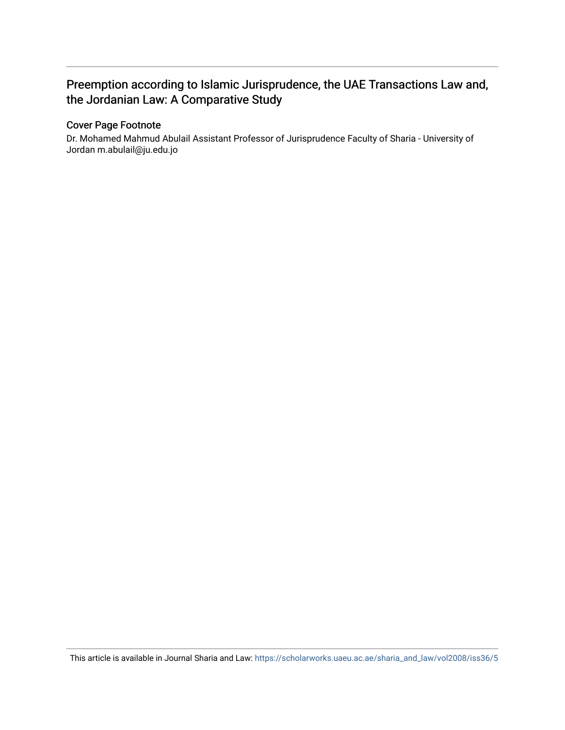# Preemption according to Islamic Jurisprudence, the UAE Transactions Law and, the Jordanian Law: A Comparative Study

## Cover Page Footnote

Dr. Mohamed Mahmud Abulail Assistant Professor of Jurisprudence Faculty of Sharia - University of Jordan m.abulail@ju.edu.jo

This article is available in Journal Sharia and Law: https://scholarworks.uaeu.ac.ae/sharia_and_law/vol2008/iss36/5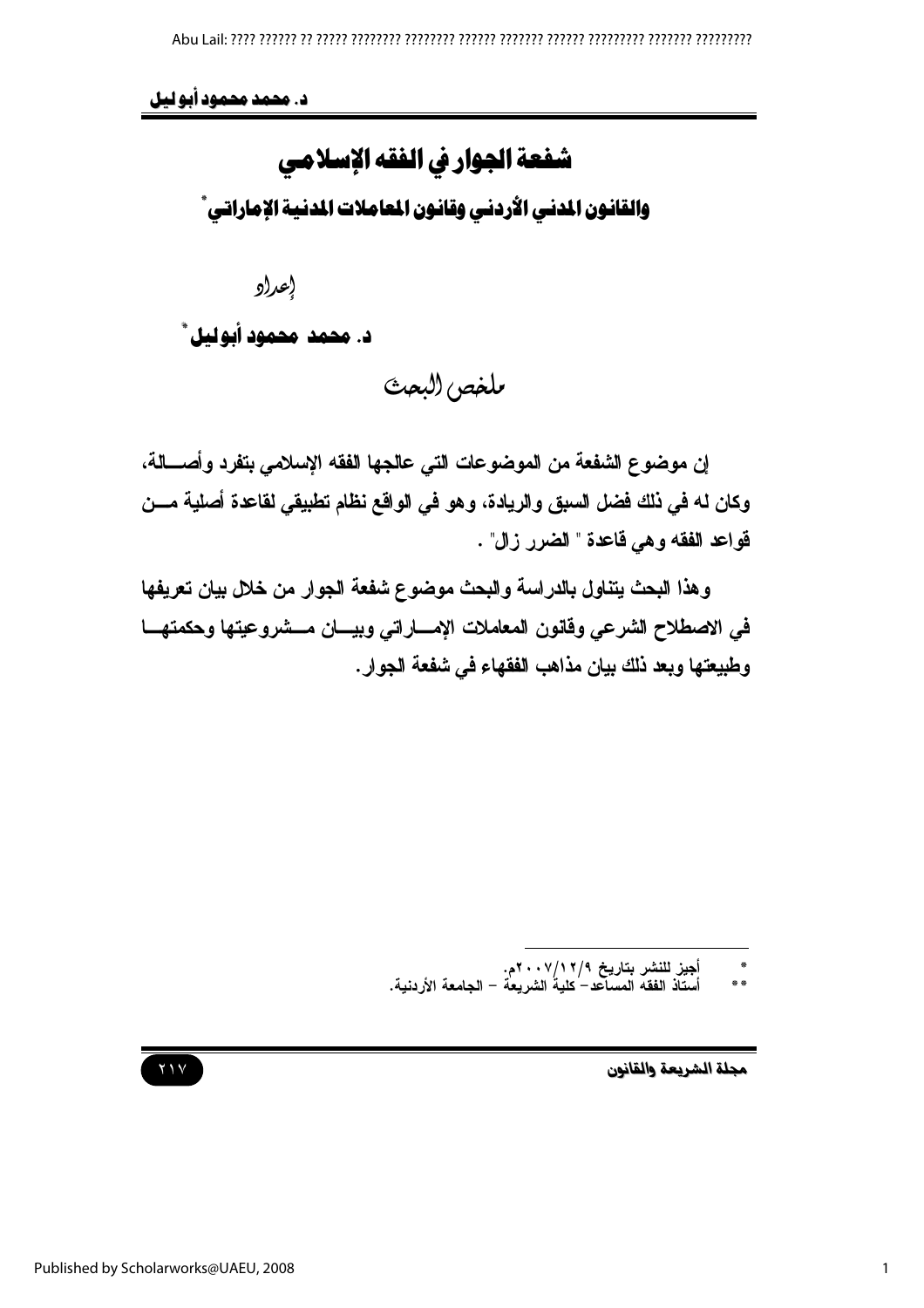# شفعة الجوار في الفقه الإسلامي

## والقانون المدني الأردني وقانون المعاملات المدنية الإماراتي *

إعداد

**د. محمد محمود أبوليل** **

ملخص البحث

إن موضوع الشفعة من الموضوعات التي عالجها الفقه الإسلامي بتفرد وأصالة، وكان له في ذلك فضل السبق والريادة، وهو في الواقع نظام تطبيقي لقاعدة أصلية من قواعد الفقه وهي قاعدة " الضرر زال" .

وهذا البحث يتناول بالدراسة والبحث موضوع شفعة الجوار من خلال بيان تعريفها في الاصطلاح الشرعي وقانون المعاملات الإماراتي وبيان مشروعيتها وحكمتها وطبيعتها وبعد ذلك بيان مذاهب الفقهاء في شفعة الجوار.

---

* أجيز للنشر بتاريخ ٢٠٠٧/١٢/٩م.

** أستاذ الفقه المساعد- كلية الشريعة - الجامعة الأردنية.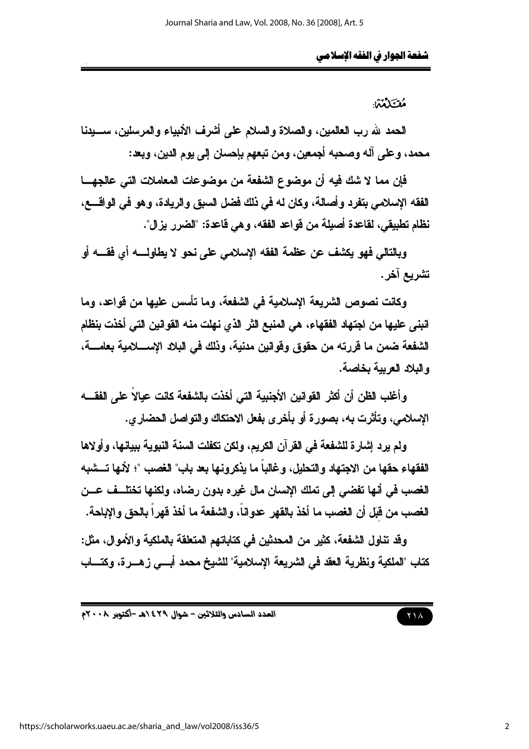## مُقَدِّمَة:

الحمد لله رب العالمين، والصلاة والسلام على أشرف الأنبياء والمرسلين، سيدنا محمد، وعلى آله وصحبه أجمعين، ومن تبعهم بإحسان إلى يوم الدين، وبعد:

فإن مما لا شك فيه أن موضوع الشفعة من موضوعات المعاملات التي عالجها الفقه الإسلامي بتفرد وأصالة، وكان له في ذلك فضل السبق والريادة، وهو في الواقع، نظام تطبيقي، لقاعدة أصيلة من قواعد الفقه، وهي قاعدة: "الضرر يزال".

وبالتالي فهو يكشف عن عظمة الفقه الإسلامي على نحو لا يطاوله أي فقه أو تشريع آخر.

وكانت نصوص الشريعة الإسلامية في الشفعة، وما تأسس عليها من قواعد، وما انبنى عليها من اجتهاد الفقهاء، هي المنبع الثر الذي نهلت منه القوانين التي أخذت بنظام الشفعة ضمن ما قررته من حقوق وقوانين مدنية، وذلك في البلاد الإسلامية بعامة، والبلاد العربية بخاصة.

وأغلب الظن أن أكثر القوانين الأجنبية التي أخذت بالشفعة كانت عيالاً على الفقه الإسلامي، وتأثرت به، بصورة أو بأخرى بفعل الاحتكاك والتواصل الحضاري.

ولم يرد إشارة للشفعة في القرآن الكريم، ولكن تكفلت السنة النبوية ببيانها، وأولاها الفقهاء حقها من الاجتهاد والتحليل، وغالباً ما يذكرونها بعد باب" الغصب "؛ لأنها تشبه الغصب في أنها تفضي إلى تملك الإنسان مال غيره بدون رضاه، ولكنها تختلف عن الغصب من قِبَل أن الغصب ما أخذ بالقهر عدواناً، والشفعة ما أخذ قهراً بالحق والإباحة.

وقد تناول الشفعة، كثير من المحدثين في كتاباتهم المتعلقة بالملكية والأموال، مثل: كتاب "الملكية ونظرية العقد في الشريعة الإسلامية" للشيخ محمد أبي زهرة، وكتاب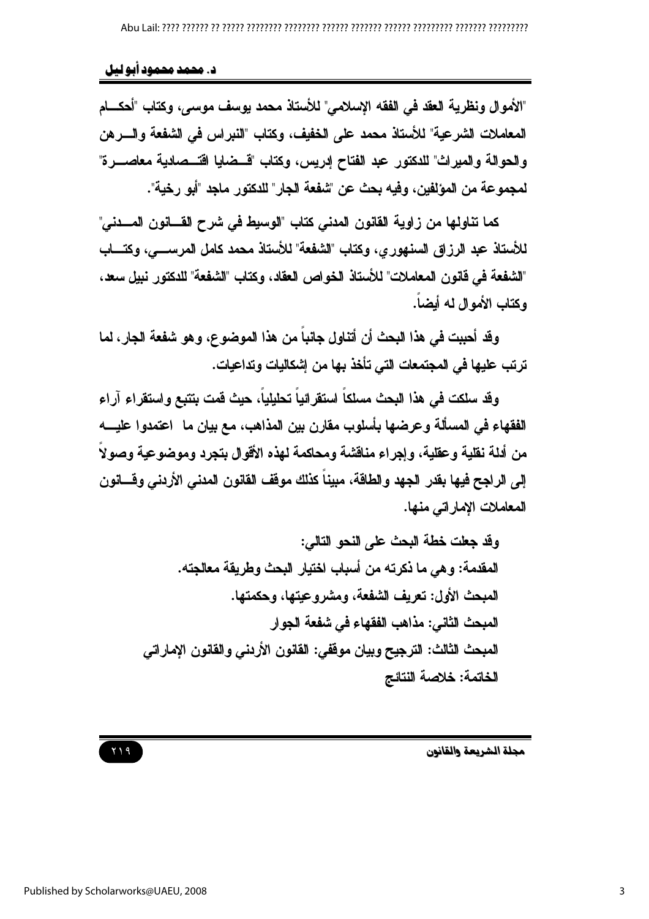"الأموال ونظرية العقد في الفقه الإسلامي" للأستاذ محمد يوسف موسى، وكتاب "أحكام المعاملات الشرعية" للأستاذ محمد على الخفيف، وكتاب "النبراس في الشفعة والرهن والحوالة والميراث" للدكتور عبد الفتاح إدريس، وكتاب "قضايا اقتصادية معاصرة" لمجموعة من المؤلفين، وفيه بحث عن "شفعة الجار" للدكتور ماجد "أبو رخية".

كما تناولها من زاوية القانون المدني كتاب "الوسيط في شرح القانون المدني" للأستاذ عبد الرزاق السنهوري، وكتاب "الشفعة" للأستاذ محمد كامل المرسي، وكتاب "الشفعة في قانون المعاملات" للأستاذ الخواص العقاد، وكتاب "الشفعة" للدكتور نبيل سعد، وكتاب الأموال له أيضاً.

وقد أحببت في هذا البحث أن أتناول جانباً من هذا الموضوع، وهو شفعة الجار، لما ترتب عليها في المجتمعات التي تأخذ بها من إشكاليات وتداعيات.

وقد سلكت في هذا البحث مسلكاً استقرائياً تحليلياً، حيث قمت بتتبع واستقراء آراء الفقهاء في المسألة وعرضها بأسلوب مقارن بين المذاهب، مع بيان ما اعتمدوا عليه من أدلة نقلية وعقلية، وإجراء مناقشة ومحاكمة لهذه الأقوال بتجرد وموضوعية وصولاً إلى الراجح فيها بقدر الجهد والطاقة، مبيناً كذلك موقف القانون المدني الأردني وقانون المعاملات الإماراتي منها.

وقد جعلت خطة البحث على النحو التالي:

المقدمة: وهي ما ذكرته من أسباب اختيار البحث وطريقة معالجته.

المبحث الأول: تعريف الشفعة، ومشروعيتها، وحكمتها.

المبحث الثاني: مذاهب الفقهاء في شفعة الجوار

المبحث الثالث: الترجيح وبيان موقفي: القانون الأردني والقانون الإماراتي

الخاتمة: خلاصة النتائج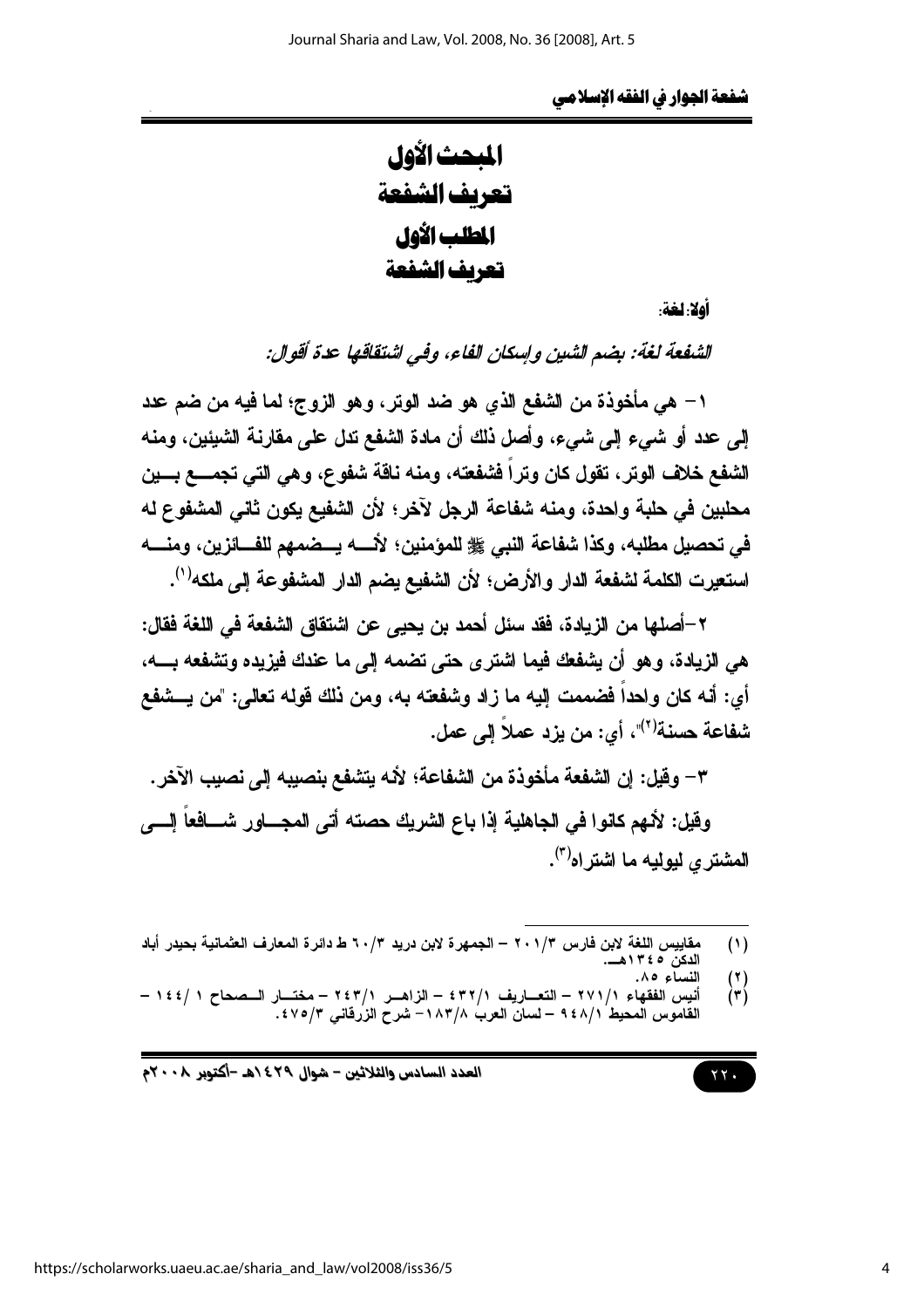# المبحث الأول
# تعريف الشفعة
## المطلب الأول
## تعريف الشفعة

**أولاً: لغة:**

*الشفعة لغة: بضم الشين وإسكان الفاء، وفي اشتقاقها عدة أقوال:*

١- هي مأخوذة من الشفع الذي هو ضد الوتر، وهو الزوج؛ لما فيه من ضم عدد إلى عدد أو شيء إلى شيء، وأصل ذلك أن مادة الشفع تدل على مقارنة الشيئين، ومنه الشفع خلاف الوتر، تقول كان وتراً فشفعته، ومنه ناقة شفوع، وهي التي تجمع بين محلبين في حلبة واحدة، ومنه شفاعة الرجل لآخر؛ لأن الشفيع يكون ثاني المشفوع له في تحصيل مطلبه، وكذا شفاعة النبي ﷺ للمؤمنين؛ لأنه يضمهم للفائزين، ومنه استعيرت الكلمة لشفعة الدار والأرض؛ لأن الشفيع يضم الدار المشفوعة إلى ملكه[(١)].

٢-أصلها من الزيادة، فقد سئل أحمد بن يحيى عن اشتقاق الشفعة في اللغة فقال: هي الزيادة، وهو أن يشفعك فيما اشترى حتى تضمه إلى ما عندك فيزيده وتشفعه به، أي: أنه كان واحداً فضممت إليه ما زاد وشفعته به، ومن ذلك قوله تعالى: "من يشفع شفاعة حسنة[(٢)]"، أي: من يزد عملاً إلى عمل.

٣- وقيل: إن الشفعة مأخوذة من الشفاعة؛ لأنه يتشفع بنصيبه إلى نصيب الآخر.

وقيل: لأنهم كانوا في الجاهلية إذا باع الشريك حصته أتى المجاور شافعاً إلى المشتري ليوليه ما اشتراه[(٣)].

---

(١) مقاييس اللغة لابن فارس ٣/٢٠١ – الجمهرة لابن دريد ٣/٦٠ ط دائرة المعارف العثمانية بحيدر أباد الدكن ١٣٤٥هـ.

(٢) النساء ٨٥.

(٣) أنيس الفقهاء ١/٢٧١ – التعاريف ١/٤٣٢ – الزاهر ١/٢٤٣ – مختار الصحاح ١ /١٤٤ – القاموس المحيط ١/٩٤٨ – لسان العرب ٨/١٨٣– شرح الزرقاني ٣/٤٧٥.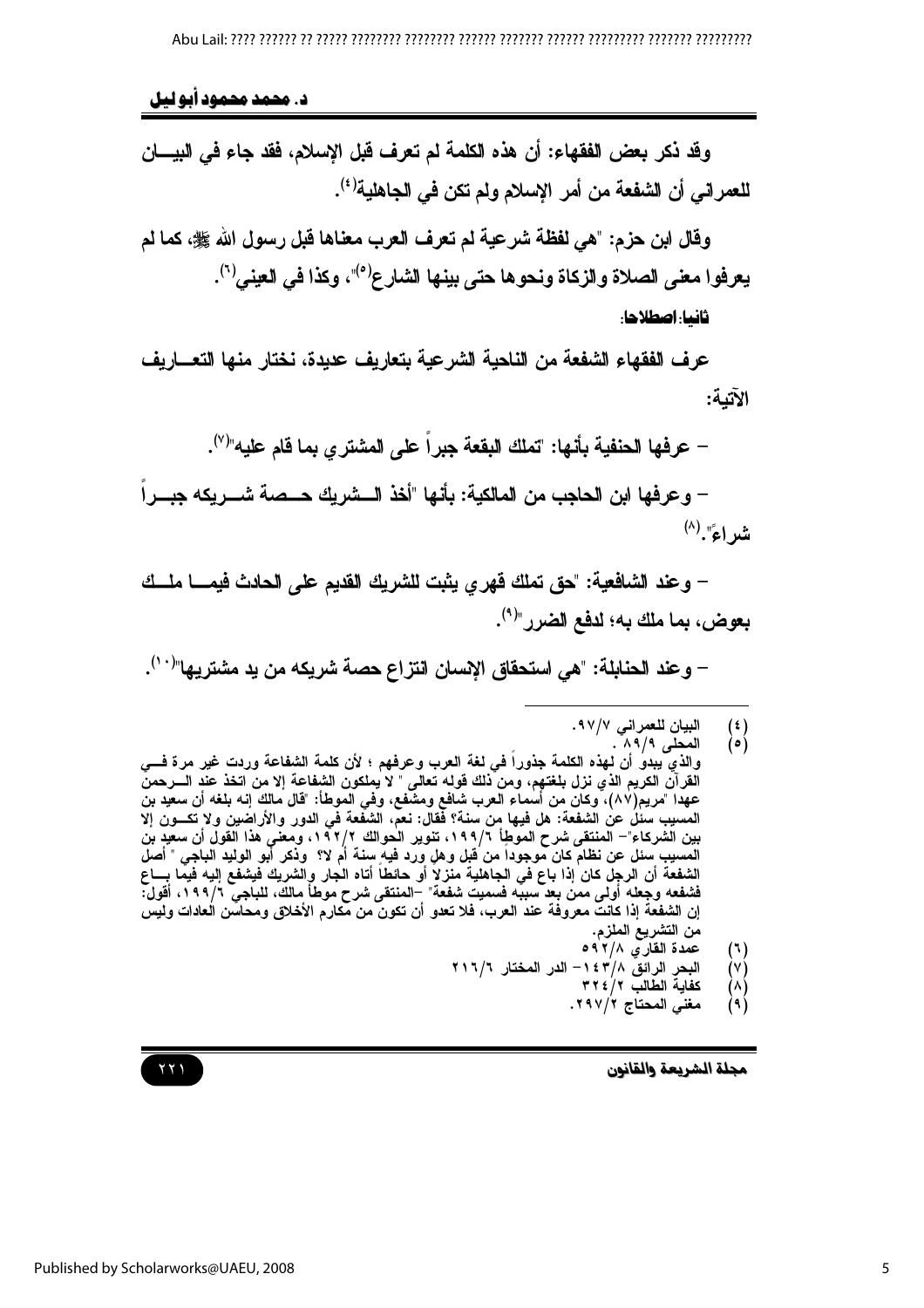وقد ذكر بعض الفقهاء: أن هذه الكلمة لم تعرف قبل الإسلام، فقد جاء في البيان للعمراني أن الشفعة من أمر الإسلام ولم تكن في الجاهلية[٤].

وقال ابن حزم: "هي لفظة شرعية لم تعرف العرب معناها قبل رسول الله ﷺ، كما لم يعرفوا معنى الصلاة والزكاة ونحوها حتى بينها الشارع[٥]"، وكذا في العيني[٦].

**ثانيا: اصطلاحا:**

عرف الفقهاء الشفعة من الناحية الشرعية بتعاريف عديدة، نختار منها التعاريف الآتية:

– عرفها الحنفية بأنها: "تملك البقعة جبراً على المشتري بما قام عليه"[٧].

– وعرفها ابن الحاجب من المالكية: بأنها "أخذ الشريك حصة شريكه جبراً شراءً".[٨]

– وعند الشافعية: "حق تملك قهري يثبت للشريك القديم على الحادث فيما ملك بعوض، بما ملك به؛ لدفع الضرر"[٩].

– وعند الحنابلة: "هي استحقاق الإنسان انتزاع حصة شريكه من يد مشتريها"[١٠].

---

(٤) البيان للعمراني ٩٧/٧.

(٥) المحلى ٨٩/٩ .
والذي يبدو أن لهذه الكلمة جذوراً في لغة العرب وعرفهم ؛ لأن كلمة الشفاعة وردت غير مرة في القرآن الكريم الذي نزل بلغتهم، ومن ذلك قوله تعالى " لا يملكون الشفاعة إلا من اتخذ عند الرحمن عهدا "مريم(٨٧)، وكان من أسماء العرب شافع ومشفع، وفي الموطأ: "قال مالك إنه بلغه أن سعيد بن المسيب سئل عن الشفعة: هل فيها من سنة؟ فقال: نعم، الشفعة في الدور والأراضين ولا تكون إلا بين الشركاء"– المنتقى شرح الموطأ ١٩٩/٦، تنوير الحوالك ١٩٢/٢، ومعنى هذا القول أن سعيد بن المسيب سئل عن نظام كان موجوداً من قبل وهل ورد فيه سنة أم لا؟ وذكر أبو الوليد الباجي " أصل الشفعة أن الرجل كان إذا باع في الجاهلية منزلاً أو حائطاً أتاه الجار والشريك فيشفع إليه فيما باع فشفعه وجعله أولى ممن بعد سببه فسميت شفعة" –المنتقى شرح موطأ مالك، للباجي ١٩٩/٦، أقول: إن الشفعة إذا كانت معروفة عند العرب، فلا تعدو أن تكون من مكارم الأخلاق ومحاسن العادات وليس من التشريع الملزم.

(٦) عمدة القاري ٥٩٢/٨

(٧) البحر الرائق ١٤٣/٨– الدر المختار ٢١٦/٦

(٨) كفاية الطالب ٣٢٤/٢

(٩) مغني المحتاج ٢٩٧/٢.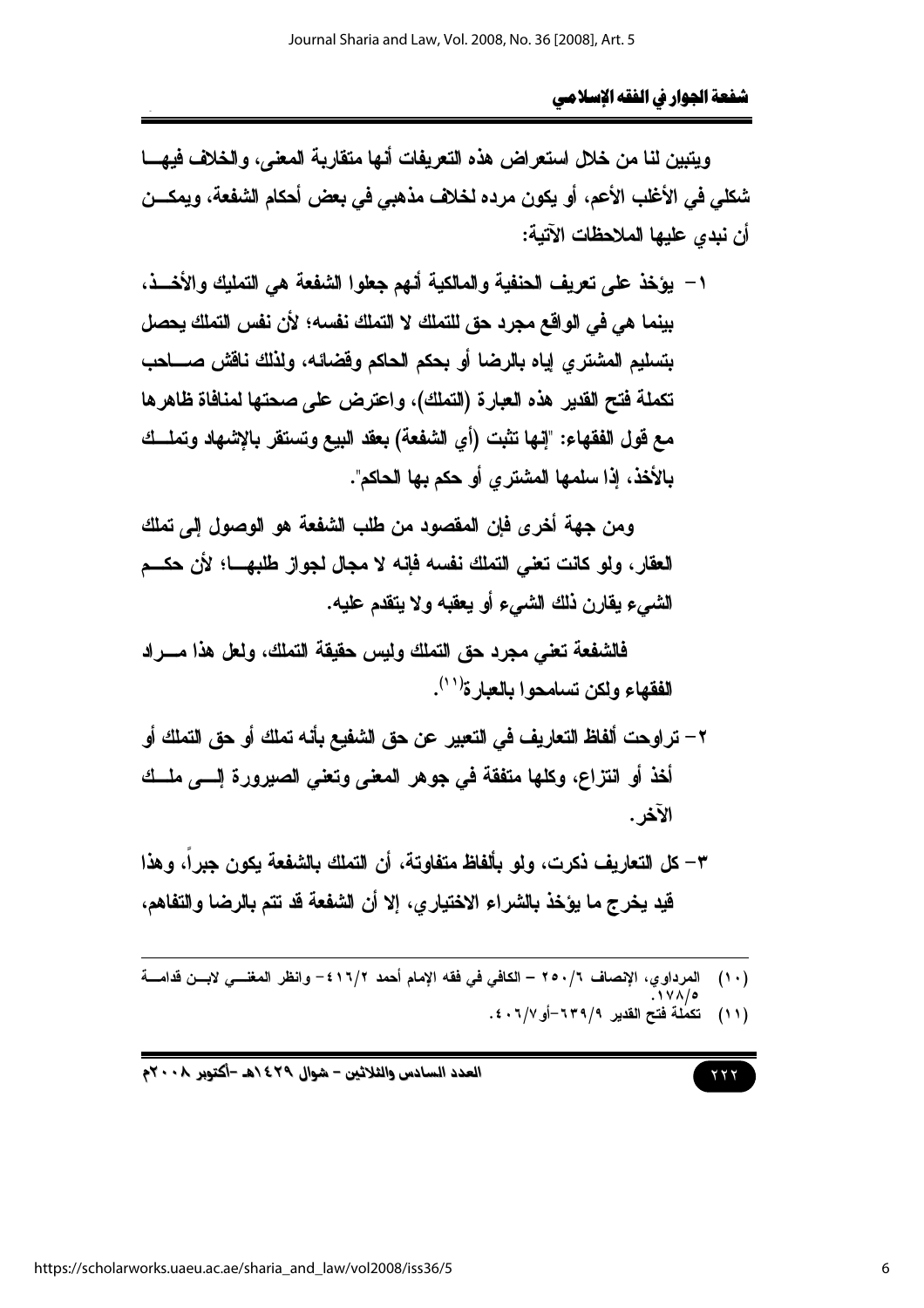ويتبين لنا من خلال استعراض هذه التعريفات أنها متقاربة المعنى، والخلاف فيها شكلي في الأغلب الأعم، أو يكون مرده لخلاف مذهبي في بعض أحكام الشفعة، ويمكن أن نبدي عليها الملاحظات الآتية:

١- يؤخذ على تعريف الحنفية والمالكية أنهم جعلوا الشفعة هي التمليك والأخذ، بينما هي في الواقع مجرد حق للتملك لا التملك نفسه؛ لأن نفس التملك يحصل بتسليم المشتري إياه بالرضا أو بحكم الحاكم وقضائه، ولذلك ناقش صاحب تكملة فتح القدير هذه العبارة (التملك)، واعترض على صحتها لمنافاة ظاهرها مع قول الفقهاء: "إنها تثبت (أي الشفعة) بعقد البيع وتستقر بالإشهاد وتملك بالأخذ، إذا سلمها المشتري أو حكم بها الحاكم".

ومن جهة أخرى فإن المقصود من طلب الشفعة هو الوصول إلى تملك العقار، ولو كانت تعني التملك نفسه فإنه لا مجال لجواز طلبها؛ لأن حكم الشيء يقارن ذلك الشيء أو يعقبه ولا يتقدم عليه.

فالشفعة تعني مجرد حق التملك وليس حقيقة التملك، ولعل هذا مراد الفقهاء ولكن تسامحوا بالعبارة[11].

٢- تراوحت ألفاظ التعاريف في التعبير عن حق الشفيع بأنه تملك أو حق التملك أو أخذ أو انتزاع، وكلها متفقة في جوهر المعنى وتعني الصيرورة إلى ملك الآخر.

٣- كل التعاريف ذكرت، ولو بألفاظ متفاوتة، أن التملك بالشفعة يكون جبراً، وهذا قيد يخرج ما يؤخذ بالشراء الاختياري، إلا أن الشفعة قد تتم بالرضا والتفاهم،

---

(١٠) المرداوي، الإنصاف ٦/٢٥٠ – الكافي في فقه الإمام أحمد ٢/٤١٦ – وانظر المغني لابن قدامة ٥/١٧٨.

(١١) تكملة فتح القدير ٩/٦٣٩–أو٧/٤٠٦.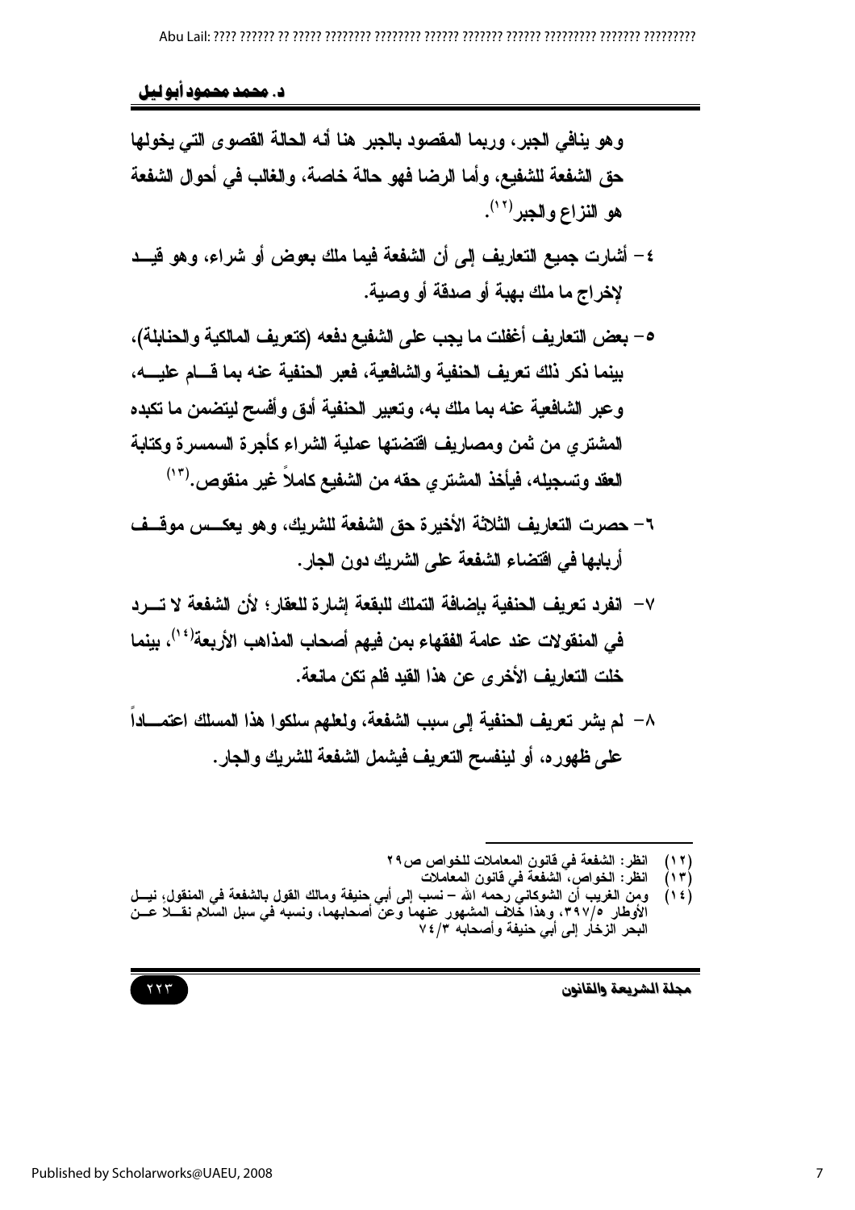وهو ينافي الجبر، وربما المقصود بالجبر هنا أنه الحالة القصوى التي يخولها حق الشفعة للشفيع، وأما الرضا فهو حالة خاصة، والغالب في أحوال الشفعة هو النزاع والجبر[١٢].

٤- أشارت جميع التعاريف إلى أن الشفعة فيما ملك بعوض أو شراء، وهو قيد لإخراج ما ملك بهبة أو صدقة أو وصية.

٥- بعض التعاريف أغفلت ما يجب على الشفيع دفعه (كتعريف المالكية والحنابلة)، بينما ذكر ذلك تعريف الحنفية والشافعية، فعبر الحنفية عنه بما قام عليه، وعبر الشافعية عنه بما ملك به، وتعبير الحنفية أدق وأفسح ليتضمن ما تكبده المشتري من ثمن ومصاريف اقتضتها عملية الشراء كأجرة السمسرة وكتابة العقد وتسجيله، فيأخذ المشتري حقه من الشفيع كاملاً غير منقوص.[١٣]

٦- حصرت التعاريف الثلاثة الأخيرة حق الشفعة للشريك، وهو يعكس موقف أربابها في اقتضاء الشفعة على الشريك دون الجار.

٧- انفرد تعريف الحنفية بإضافة التملك للبقعة إشارة للعقار؛ لأن الشفعة لا ترد في المنقولات عند عامة الفقهاء بمن فيهم أصحاب المذاهب الأربعة[١٤]، بينما خلت التعاريف الأخرى عن هذا القيد فلم تكن مانعة.

٨- لم يشر تعريف الحنفية إلى سبب الشفعة، ولعلهم سلكوا هذا المسلك اعتماداً على ظهوره، أو لينفسح التعريف فيشمل الشفعة للشريك والجار.

---

(١٢) انظر: الشفعة في قانون المعاملات للخواص ص٢٩

(١٣) انظر: الخواص، الشفعة في قانون المعاملات

(١٤) ومن الغريب أن الشوكاني رحمه الله – نسب إلى أبي حنيفة ومالك القول بالشفعة في المنقول، نيل الأوطار ٣٩٧/٥، وهذا خلاف المشهور عنهما وعن أصحابهما، ونسبه في سبل السلام نقلا عن البحر الزخار إلى أبي حنيفة وأصحابه ٧٤/٣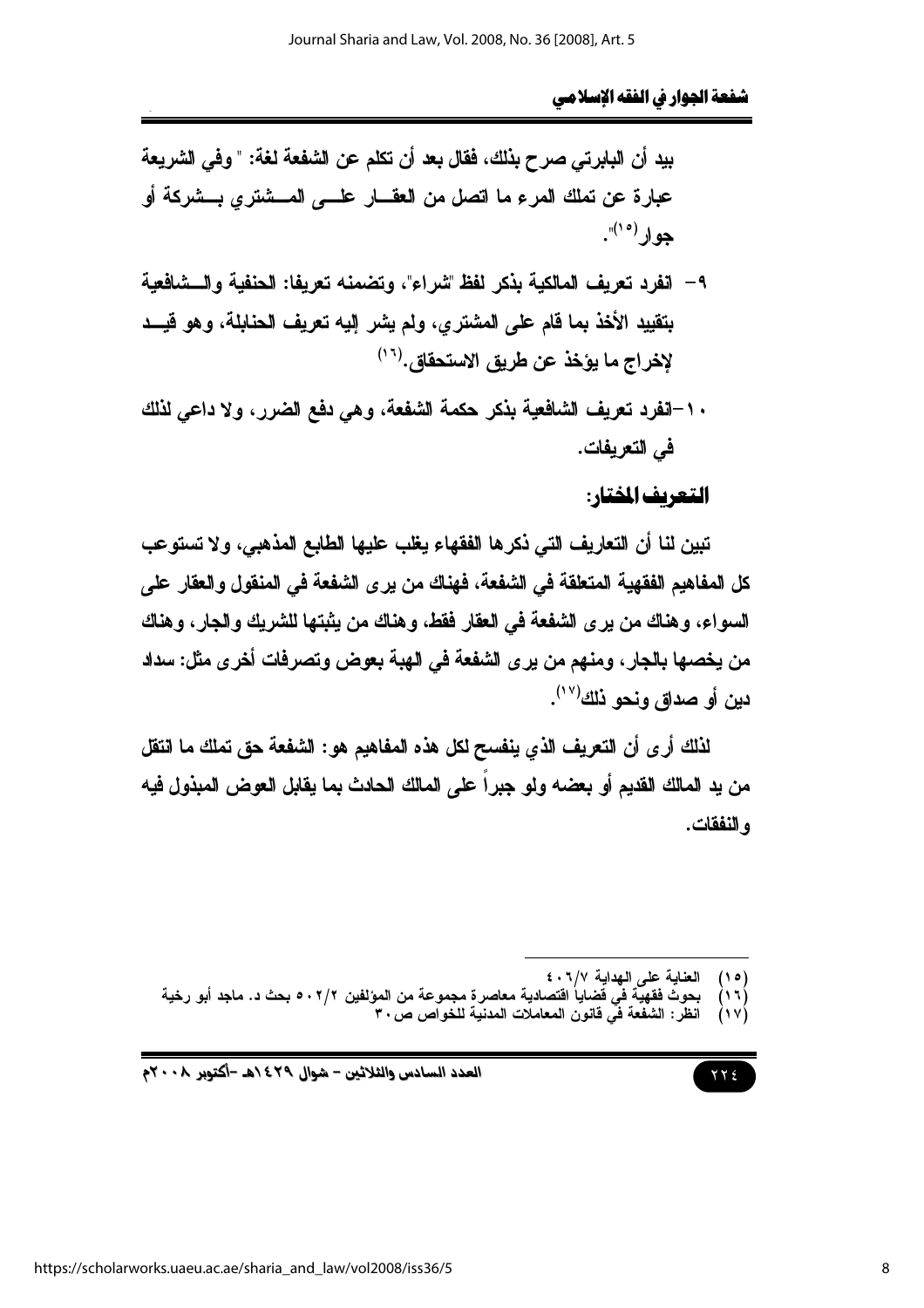بيد أن البابرتي صرح بذلك، فقال بعد أن تكلم عن الشفعة لغة: " وفي الشريعة عبارة عن تملك المرء ما اتصل من العقار على المشتري بشركة أو جوار[١٥]".

٩- انفرد تعريف المالكية بذكر لفظ "شراء"، وتضمنه تعريفا: الحنفية والشافعية بتقييد الأخذ بما قام على المشتري، ولم يشر إليه تعريف الحنابلة، وهو قيد لإخراج ما يؤخذ عن طريق الاستحقاق.[١٦]

١٠-انفرد تعريف الشافعية بذكر حكمة الشفعة، وهي دفع الضرر، ولا داعي لذلك في التعريفات.

## التعريف المختار:

تبين لنا أن التعاريف التي ذكرها الفقهاء يغلب عليها الطابع المذهبي، ولا تستوعب كل المفاهيم الفقهية المتعلقة في الشفعة، فهناك من يرى الشفعة في المنقول والعقار على السواء، وهناك من يرى الشفعة في العقار فقط، وهناك من يثبتها للشريك والجار، وهناك من يخصها بالجار، ومنهم من يرى الشفعة في الهبة بعوض وتصرفات أخرى مثل: سداد دين أو صداق ونحو ذلك[١٧].

لذلك أرى أن التعريف الذي ينفسح لكل هذه المفاهيم هو: الشفعة حق تملك ما انتقل من يد المالك القديم أو بعضه ولو جبراً على المالك الحادث بما يقابل العوض المبذول فيه والنفقات.

---

(١٥) العناية على الهداية ٤٠٦/٧

(١٦) بحوث فقهية في قضايا اقتصادية معاصرة مجموعة من المؤلفين ٥٠٢/٢ بحث د. ماجد أبو رخية

(١٧) انظر: الشفعة في قانون المعاملات المدنية للخواص ص٣٠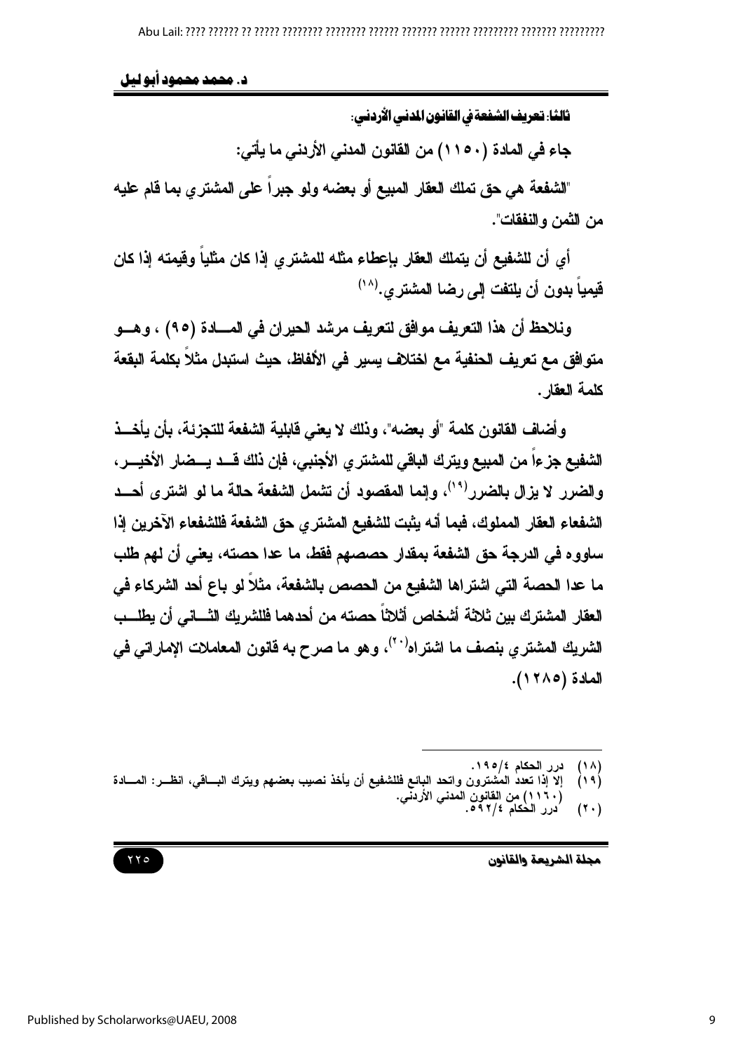### ثالثا: تعريف الشفعة في القانون المدني الأردني:

جاء في المادة (١١٥٠) من القانون المدني الأردني ما يأتي:

"الشفعة هي حق تملك العقار المبيع أو بعضه ولو جبراً على المشتري بما قام عليه من الثمن والنفقات".

أي أن للشفيع أن يتملك العقار بإعطاء مثله للمشتري إذا كان مثلياً وقيمته إذا كان قيمياً بدون أن يلتفت إلى رضا المشتري.[١٨]

ونلاحظ أن هذا التعريف موافق لتعريف مرشد الحيران في المادة (٩٥) ، وهو متوافق مع تعريف الحنفية مع اختلاف يسير في الألفاظ، حيث استبدل مثلاً بكلمة البقعة كلمة العقار.

وأضاف القانون كلمة "أو بعضه"، وذلك لا يعني قابلية الشفعة للتجزئة، بأن يأخذ الشفيع جزءاً من المبيع ويترك الباقي للمشتري الأجنبي، فإن ذلك قد يضار الأخير، والضرر لا يزال بالضرر[١٩]، وإنما المقصود أن تشمل الشفعة حالة ما لو اشترى أحد الشفعاء العقار المملوك، فبما أنه يثبت للشفيع المشتري حق الشفعة فللشفعاء الآخرين إذا ساووه في الدرجة حق الشفعة بمقدار حصصهم فقط، ما عدا حصته، يعني أن لهم طلب ما عدا الحصة التي اشتراها الشفيع من الحصص بالشفعة، مثلاً لو باع أحد الشركاء في العقار المشترك بين ثلاثة أشخاص أثلاثاً حصته من أحدهما فللشريك الثاني أن يطلب الشريك المشتري بنصف ما اشتراه[٢٠]، وهو ما صرح به قانون المعاملات الإماراتي في المادة (١٢٨٥).

---

(١٨) درر الحكام ١٩٥/٤.

(١٩) إلا إذا تعدد المشترون واتحد البائع فللشفيع أن يأخذ نصيب بعضهم ويترك الباقي، انظر: المادة (١١٦٠) من القانون المدني الأردني.

(٢٠) درر الحكام ٥٩٢/٤.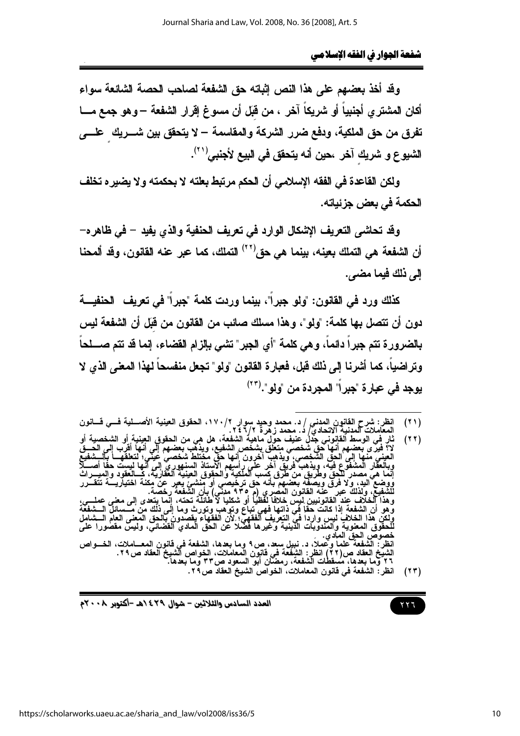وقد أخذ بعضهم على هذا النص إثباته حق الشفعة لصاحب الحصة الشائعة سواء أكان المشتري أجنبياً أو شريكاً آخر ، من قبَل أن مسوغ إقرار الشفعة – وهو جمع مـا تفرق من حق الملكية، ودفع ضرر الشركة والمقاسمة – لا يتحقق بين شـريك علـى الشيوع و شريكٍ آخر ،حين أنه يتحقق في البيع لأجنبي[21].

ولكن القاعدة في الفقه الإسلامي أن الحكم مرتبط بعلته لا بحكمته ولا يضيره تخلف الحكمة في بعض جزئياته.

وقد تحاشى التعريف الإشكال الوارد في تعريف الحنفية والذي يفيد – في ظاهره– أن الشفعة هي التملك بعينه، بينما هي حق[22] التملك، كما عبر عنه القانون، وقد ألمحنا إلى ذلك فيما مضى.

كذلك ورد في القانون: "ولو جبراً"، بينما وردت كلمة "جبراً" في تعريف الحنفيـة دون أن تتصل بها كلمة: "ولو"، وهذا مسلك صائب من القانون من قبَل أن الشفعة ليس بالضرورة تتم جبراً دائماً، وهي كلمة "أي الجبر" تشي بإلزام القضاء، إنما قد تتم صـلحاً وتراضياً، كما أشرنا إلى ذلك قبل، فعبارة القانون "ولو" تجعل منفسحاً لهذا المعنى الذي لا يوجد في عبارة "جبراً" المجردة من "ولو".[23]

---

(٢١) انظر: شرح القانون المدني / د. محمد وحيد سوار ٢/١٧٠، الحقوق العينية الأصـلية فـي قـانون المعاملات المدنية الاتحادي/ د. محمد زهرة ٢/٢٤٦.

(٢٢) ثار في الوسط القانوني جدل عنيف حول ماهية الشفعة، هل هي من الحقوق العينية أو الشخصية أو لا؟ فيرى بعضهم أنها حق شخصي متعلق بشخص الشفيع، ويذهب بعضهم إلى أنها أقرب إلى الحـق العيني منها إلى الحق الشخصي، ويذهب آخرون أنها حق مختلط شخصي عيني؛ لتعلقهـا بالـشفيع وبالعقار المشفوع فيه، ويذهب فريق آخر على رأسهم الأستاذ السنهوري إلى أنها ليست حقا أصـلا إنما هي مصدر للحق وطريق من طرق كسب الملكية والحقوق العينية العقارية، كـالعقود والميـراث ووضع اليد، ولا فرق ويصفه بعضهم بأنه حق ترخيصي أو منشئ يعبر عن الشفعة رخصة. مكنة اختياريـة تتقـرر للشفيع، ولذلك عبر عنه القانون المصري (م ٩٣٥ مدني) بأن الشفعة رخصة.
وهذا الخلاف عند القانونيين ليس خلافاً لفظياً أو شكلياً لا طائلة تحته، إنما يتعدى إلى معنى عملـي، وهو أن الشفعة إذا كانت حقا في ذاتها فهي تباع وتوهب وتورث وما إلى ذلك من مـسائل الـشفعة ولكن هذا الخلاف ليس واردا في التعريف الفقهي؛ لأن الفقهاء يقصدون بالحق المعنى العام الـشامل للحقوق المعنوية والمندوبات الدينية وغيرها فضلا عن الحق المادي القضائي، وليس مقصورا على خصوص الحق المادي.
انظر: الشفعة علما وعملاً، د. نبيل سعد، ص٩ وما بعدها، الشفعة في قانون المعـاملات، الخـواص الشيخ العقاد ص(٢٢) انظر: الشفعة في قانون المعاملات، الخواص الشيخ العقاد ص٢٩.
٢٦ وما بعدها، مسقطات الشفعة، رمضان أبو السعود ص٣٣ وما بعدها.

(٢٣) انظر: الشفعة في قانون المعاملات، الخواص الشيخ العقاد ص٢٩.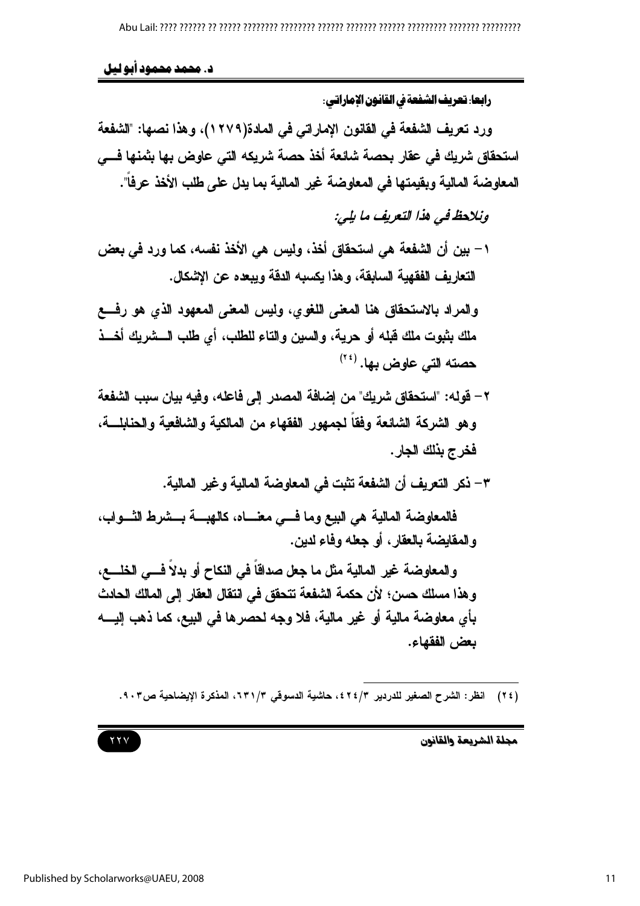**رابعا: تعريف الشفعة في القانون الإماراتي:**

ورد تعريف الشفعة في القانون الإماراتي في المادة(١٢٧٩)، وهذا نصها: "الشفعة استحقاق شريك في عقار بحصة شائعة أخذ حصة شريكه التي عاوض بها بثمنها في المعاوضة المالية وبقيمتها في المعاوضة غير المالية بما يدل على طلب الأخذ عرفاً".

*ونلاحظ في هذا التعريف ما يلي:*

١- بين أن الشفعة هي استحقاق أخذ، وليس هي الأخذ نفسه، كما ورد في بعض التعاريف الفقهية السابقة، وهذا يكسبه الدقة ويبعده عن الإشكال.

والمراد بالاستحقاق هنا المعنى اللغوي، وليس المعنى المعهود الذي هو رفع ملك بثبوت ملك قبله أو حرية، والسين والتاء للطلب، أي طلب الشريك أخذ حصته التي عاوض بها.[٢٤]

٢- قوله: "استحقاق شريك" من إضافة المصدر إلى فاعله، وفيه بيان سبب الشفعة وهو الشركة الشائعة وفقاً لجمهور الفقهاء من المالكية والشافعية والحنابلة، فخرج بذلك الجار.

٣- ذكر التعريف أن الشفعة تثبت في المعاوضة المالية وغير المالية.

فالمعاوضة المالية هي البيع وما في معناه، كالهبة بشرط الثواب، والمقايضة بالعقار، أو جعله وفاء لدين.

والمعاوضة غير المالية مثل ما جعل صداقاً في النكاح أو بدلاً في الخلع، وهذا مسلك حسن؛ لأن حكمة الشفعة تتحقق في انتقال العقار إلى المالك الحادث بأي معاوضة مالية أو غير مالية، فلا وجه لحصرها في البيع، كما ذهب إليه بعض الفقهاء.

---

(٢٤) انظر: الشرح الصغير للدردير ٣/٤٢٤، حاشية الدسوقي ٣/٦٣١، المذكرة الإيضاحية ص٩٠٣.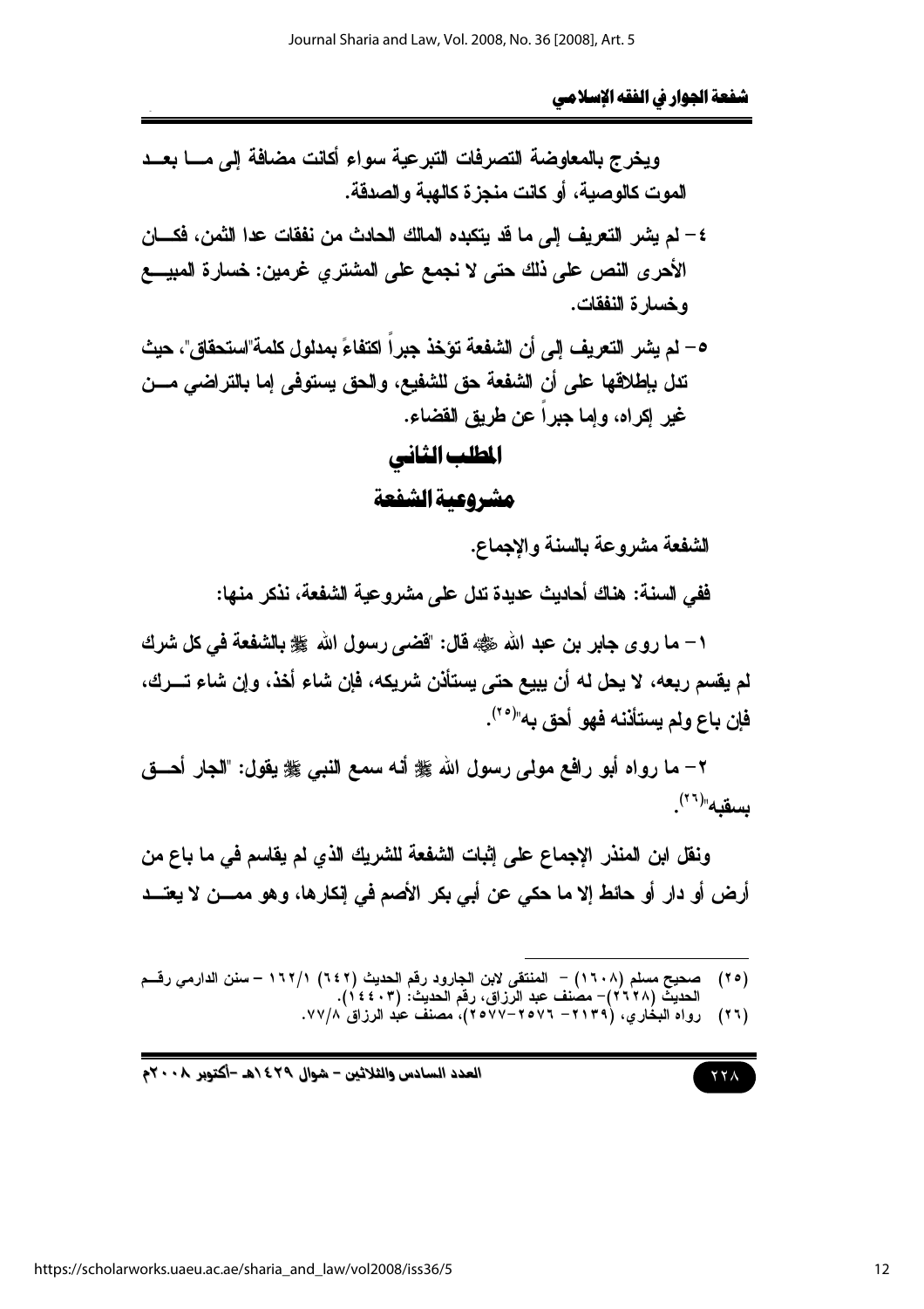ويخرج بالمعاوضة التصرفات التبرعية سواء أكانت مضافة إلى ما بعد الموت كالوصية، أو كانت منجزة كالهبة والصدقة.

٤- لم يشر التعريف إلى ما قد يتكبده المالك الحادث من نفقات عدا الثمن، فكان الأحرى النص على ذلك حتى لا نجمع على المشتري غرمين: خسارة المبيع وخسارة النفقات.

٥- لم يشر التعريف إلى أن الشفعة تؤخذ جبراً اكتفاءً بمدلول كلمة"استحقاق"، حيث تدل بإطلاقها على أن الشفعة حق للشفيع، والحق يستوفى إما بالتراضي من غير إكراه، وإما جبراً عن طريق القضاء.

## المطلب الثاني

## مشروعية الشفعة

الشفعة مشروعة بالسنة والإجماع.

ففي السنة: هناك أحاديث عديدة تدل على مشروعية الشفعة، نذكر منها:

١- ما روى جابر بن عبد الله ﷺ قال: "قضى رسول الله ﷺ بالشفعة في كل شرك لم يقسم ربعه، لا يحل له أن يبيع حتى يستأذن شريكه، فإن شاء أخذ، وإن شاء ترك، فإن باع ولم يستأذنه فهو أحق به"[٢٥].

٢- ما رواه أبو رافع مولى رسول الله ﷺ أنه سمع النبي ﷺ يقول: "الجار أحق بسقبه"[٢٦].

ونقل ابن المنذر الإجماع على إثبات الشفعة للشريك الذي لم يقاسم في ما باع من أرض أو دار أو حائط إلا ما حكي عن أبي بكر الأصم في إنكارها، وهو ممن لا يعتد

---

(٢٥) صحيح مسلم (١٦٠٨) - المنتقى لابن الجارود رقم الحديث (٦٤٢) ١٦٢/١ - سنن الدارمي رقم الحديث (٢٦٢٨)- مصنف عبد الرزاق، رقم الحديث: (١٤٤٠٣).

(٢٦) رواه البخاري، (٢١٣٩- ٢٥٧٦-٢٥٧٧)، مصنف عبد الرزاق ٧٧/٨.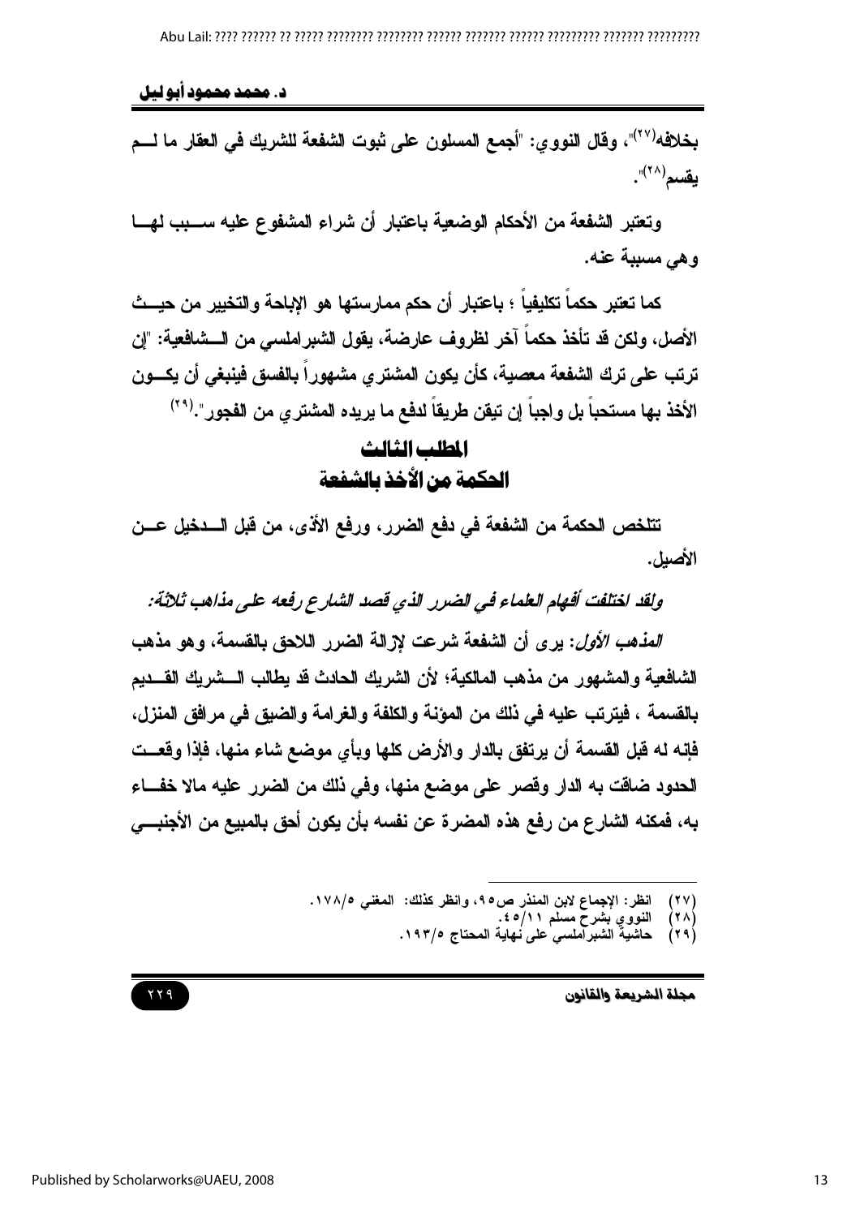بخلافه[٢٧]"، وقال النووي: "أجمع المسلون على ثبوت الشفعة للشريك في العقار ما لـم يقسم[٢٨]".

وتعتبر الشفعة من الأحكام الوضعية باعتبار أن شراء المشفوع عليه سـبب لهـا وهي مسببة عنه.

كما تعتبر حكماً تكليفياً ؛ باعتبار أن حكم ممارستها هو الإباحة والتخيير من حيـث الأصل، ولكن قد تأخذ حكماً آخر لظروف عارضة، يقول الشبراملسي من الـشافعية: "إن ترتب على ترك الشفعة معصية، كأن يكون المشتري مشهوراً بالفسق فينبغي أن يكـون الأخذ بها مستحباً بل واجباً إن تيقن طريقاً لدفع ما يريده المشتري من الفجور".[٢٩]

## المطلب الثالث
## الحكمة من الأخذ بالشفعة

تتلخص الحكمة من الشفعة في دفع الضرر، ورفع الأذى، من قبل الـدخيل عـن الأصيل.

*ولقد اختلفت أفهام العلماء في الضرر الذي قصد الشارع رفعه على مذاهب ثلاثة:*

*المذهب الأول*: يرى أن الشفعة شرعت لإزالة الضرر اللاحق بالقسمة، وهو مذهب الشافعية والمشهور من مذهب المالكية؛ لأن الشريك الحادث قد يطالب الـشريك القـديم بالقسمة ، فيترتب عليه في ذلك من المؤنة والكلفة والغرامة والضيق في مرافق المنزل، فإنه له قبل القسمة أن يرتفق بالدار والأرض كلها وبأي موضع شاء منها، فإذا وقعـت الحدود ضاقت به الدار وقصر على موضع منها، وفي ذلك من الضرر عليه مالا خفـاء به، فمكنه الشارع من رفع هذه المضرة عن نفسه بأن يكون أحق بالمبيع من الأجنبـي

---

(٢٧) انظر: الإجماع لابن المنذر ص٩٥، وانظر كذلك: المغني ١٧٨/٥.
(٢٨) النووي بشرح مسلم ٤٥/١١.
(٢٩) حاشية الشبراملسي على نهاية المحتاج ١٩٣/٥.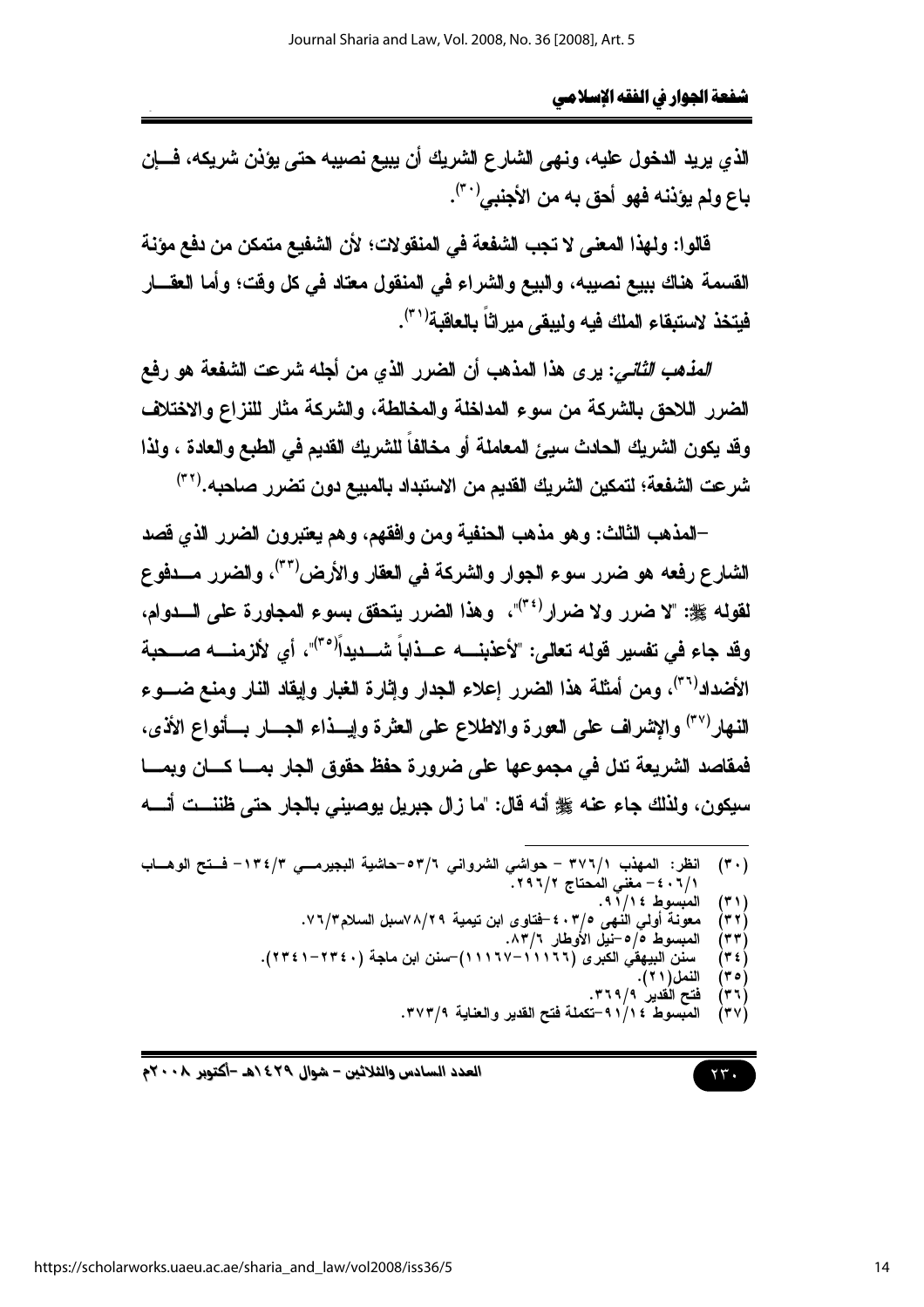الذي يريد الدخول عليه، ونهى الشارع الشريك أن يبيع نصيبه حتى يؤذن شريكه، فإن باع ولم يؤذنه فهو أحق به من الأجنبي[٣٠].

قالوا: ولهذا المعنى لا تجب الشفعة في المنقولات؛ لأن الشفيع متمكن من دفع مؤنة القسمة هناك ببيع نصيبه، والبيع والشراء في المنقول معتاد في كل وقت؛ وأما العقار فيتخذ لاستبقاء الملك فيه وليبقى ميراثاً بالعاقبة[٣١].

*المذهب الثاني*: يرى هذا المذهب أن الضرر الذي من أجله شرعت الشفعة هو رفع الضرر اللاحق بالشركة من سوء المداخلة والمخالطة، والشركة مثار للنزاع والاختلاف وقد يكون الشريك الحادث سيئ المعاملة أو مخالفاً للشريك القديم في الطبع والعادة ، ولذا شرعت الشفعة؛ لتمكين الشريك القديم من الاستبداد بالمبيع دون تضرر صاحبه.[٣٢]

-المذهب الثالث: وهو مذهب الحنفية ومن وافقهم، وهم يعتبرون الضرر الذي قصد الشارع رفعه هو ضرر سوء الجوار والشركة في العقار والأرض[٣٣]، والضرر مدفوع لقوله ﷺ: "لا ضرر ولا ضرار[٣٤]"، وهذا الضرر يتحقق بسوء المجاورة على الدوام، وقد جاء في تفسير قوله تعالى: "لأعذبنه عذاباً شديداً[٣٥]"، أي لألزمنه صحبة الأضداد[٣٦]، ومن أمثلة هذا الضرر إعلاء الجدار وإثارة الغبار وإيقاد النار ومنع ضوء النهار[٣٧] والإشراف على العورة والاطلاع على العثرة وإيذاء الجار بأنواع الأذى، فمقاصد الشريعة تدل في مجموعها على ضرورة حفظ حقوق الجار بما كان وبما سيكون، ولذلك جاء عنه ﷺ أنه قال: "ما زال جبريل يوصيني بالجار حتى ظننت أنه

---

(٣٠) انظر: المهذب ٣٧٦/١ – حواشي الشرواني ٥٣/٦–حاشية البجيرمي ١٣٤/٣– فتح الوهاب ٤٠٦/١– مغني المحتاج ٢٩٦/٢.

(٣١) المبسوط ٩١/١٤.

(٣٢) معونة أولي النهى ٤٠٣/٥–فتاوى ابن تيمية ٧٨/٢٩سبل السلام٧٦/٣.

(٣٣) المبسوط ٥/٥–نيل الأوطار ٨٣/٦.

(٣٤) سنن البيهقي الكبرى (١١١٦٦–١١١٦٧)–سنن ابن ماجة (٢٣٤٠–٢٣٤١).

(٣٥) النمل(٢١).

(٣٦) فتح القدير ٣٦٩/٩.

(٣٧) المبسوط ٩١/١٤–تكملة فتح القدير والعناية ٣٧٣/٩.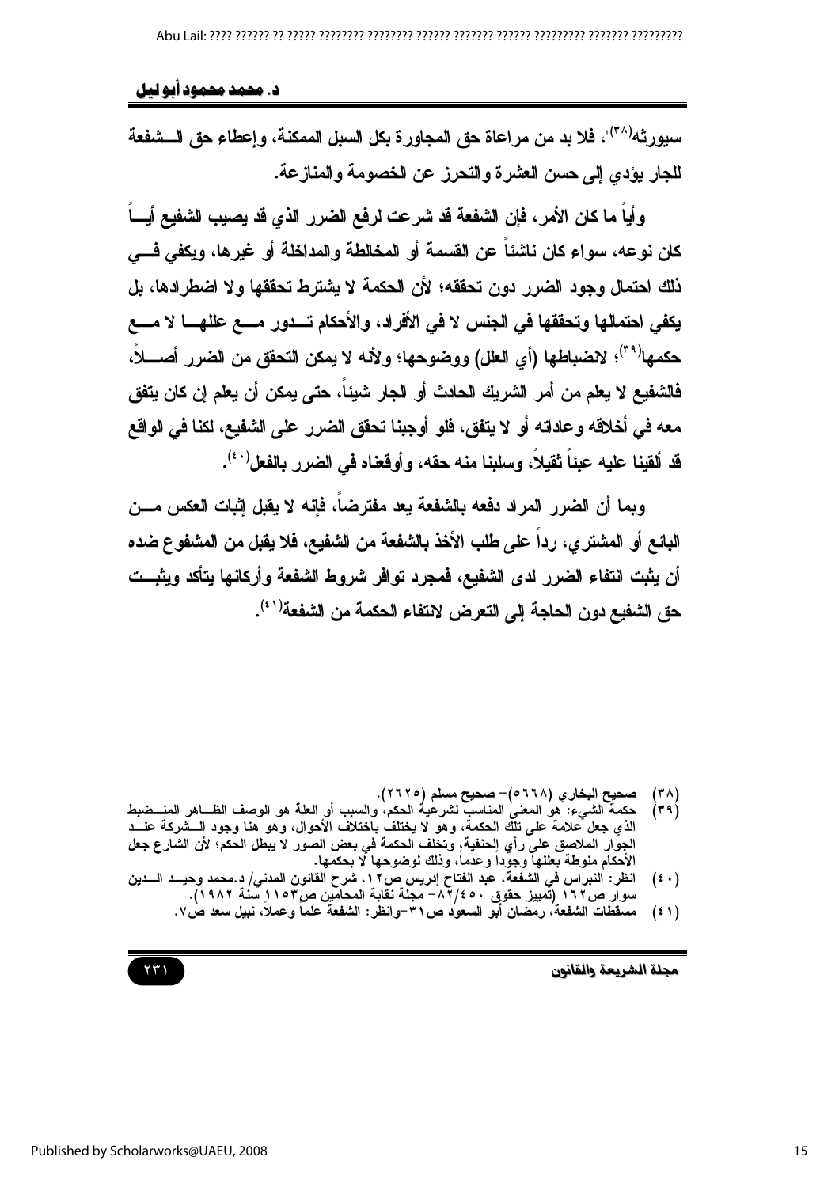سيورثه[٣٨]"، فلا بد من مراعاة حق المجاورة بكل السبل الممكنة، وإعطاء حق الشفعة للجار يؤدي إلى حسن العشرة والتحرز عن الخصومة والمنازعة.

وأياً ما كان الأمر، فإن الشفعة قد شرعت لرفع الضرر الذي قد يصيب الشفيع أياً كان نوعه، سواء كان ناشئاً عن القسمة أو المخالطة والمداخلة أو غيرها، ويكفي في ذلك احتمال وجود الضرر دون تحققه؛ لأن الحكمة لا يشترط تحققها ولا اضطرادها، بل يكفي احتمالها وتحققها في الجنس لا في الأفراد، والأحكام تدور مع عللها لا مع حكمها[٣٩]؛ لانضباطها (أي العلل) ووضوحها؛ ولأنه لا يمكن التحقق من الضرر أصلاً، فالشفيع لا يعلم من أمر الشريك الحادث أو الجار شيئاً، حتى يمكن أن يعلم إن كان يتفق معه في أخلاقه وعاداته أو لا يتفق، فلو أوجبنا تحقق الضرر على الشفيع، لكنا في الواقع قد ألقينا عليه عبئاً ثقيلاً، وسلبنا منه حقه، وأوقعناه في الضرر بالفعل[٤٠].

وبما أن الضرر المراد دفعه بالشفعة يعد مفترضاً، فإنه لا يقبل إثبات العكس من البائع أو المشتري، رداً على طلب الأخذ بالشفعة من الشفيع، فلا يقبل من المشفوع ضده أن يثبت انتفاء الضرر لدى الشفيع، فمجرد توافر شروط الشفعة وأركانها يتأكد ويثبت حق الشفيع دون الحاجة إلى التعرض لانتفاء الحكمة من الشفعة[٤١].

---

(٣٨) صحيح البخاري (٥٦٦٨)- صحيح مسلم (٢٦٢٥).

(٣٩) حكمة الشيء: هو المعنى المناسب لشرعية الحكم، والسبب أو العلة هو الوصف الظاهر المنضبط الذي جعل علامة على تلك الحكمة، وهو لا يختلف باختلاف الأحوال، وهو هنا وجود الشركة عند الجوار الملاصق على رأي الحنفية، وتخلف الحكمة في بعض الصور لا يبطل الحكم؛ لأن الشارع جعل الأحكام منوطة بعللها وجوداً وعدماً، وذلك لوضوحها لا بحكمها.

(٤٠) انظر: النبراس في الشفعة، عبد الفتاح إدريس ص١٢، شرح القانون المدني/ د.محمد وحيد الدين سوار ص١٦٢ (تمييز حقوق ٤٥٠/٨٢- مجلة نقابة المحامين ص١١٥٣ سنة ١٩٨٢).

(٤١) مسقطات الشفعة، رمضان أبو السعود ص٣١-وانظر: الشفعة علماً وعملاً، نبيل سعد ص٧.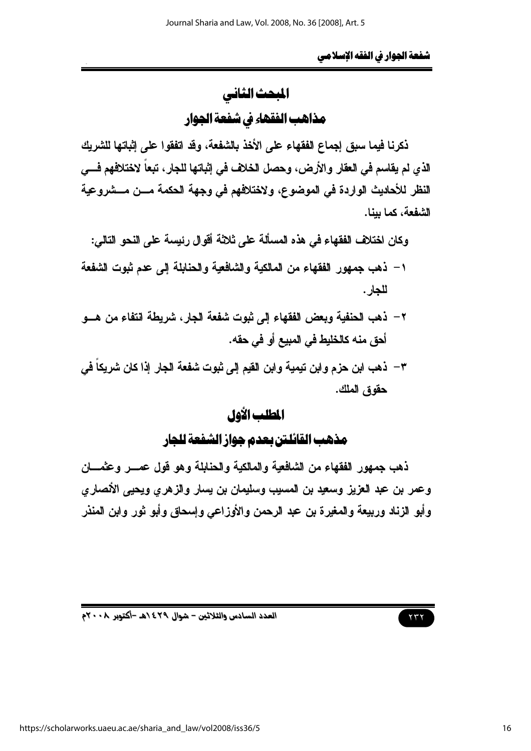## المبحث الثاني

## مذاهب الفقهاء في شفعة الجوار

ذكرنا فيما سبق إجماع الفقهاء على الأخذ بالشفعة، وقد اتفقوا على إثباتها للشريك الذي لم يقاسم في العقار والأرض، وحصل الخلاف في إثباتها للجار، تبعاً لاختلافهم في النظر للأحاديث الواردة في الموضوع، ولاختلافهم في وجهة الحكمة من مشروعية الشفعة، كما بينا.

وكان اختلاف الفقهاء في هذه المسألة على ثلاثة أقوال رئيسة على النحو التالي:

١- ذهب جمهور الفقهاء من المالكية والشافعية والحنابلة إلى عدم ثبوت الشفعة للجار.

٢- ذهب الحنفية وبعض الفقهاء إلى ثبوت شفعة الجار، شريطة انتفاء من هو أحق منه كالخليط في المبيع أو في حقه.

٣- ذهب ابن حزم وابن تيمية وابن القيم إلى ثبوت شفعة الجار إذا كان شريكاً في حقوق الملك.

### المطلب الأول

### مذهب القائلين بعدم جواز الشفعة للجار

ذهب جمهور الفقهاء من الشافعية والمالكية والحنابلة وهو قول عمر وعثمان وعمر بن عبد العزيز وسعيد بن المسيب وسليمان بن يسار والزهري ويحيى الأنصاري وأبو الزناد وربيعة والمغيرة بن عبد الرحمن والأوزاعي وإسحاق وأبو ثور وابن المنذر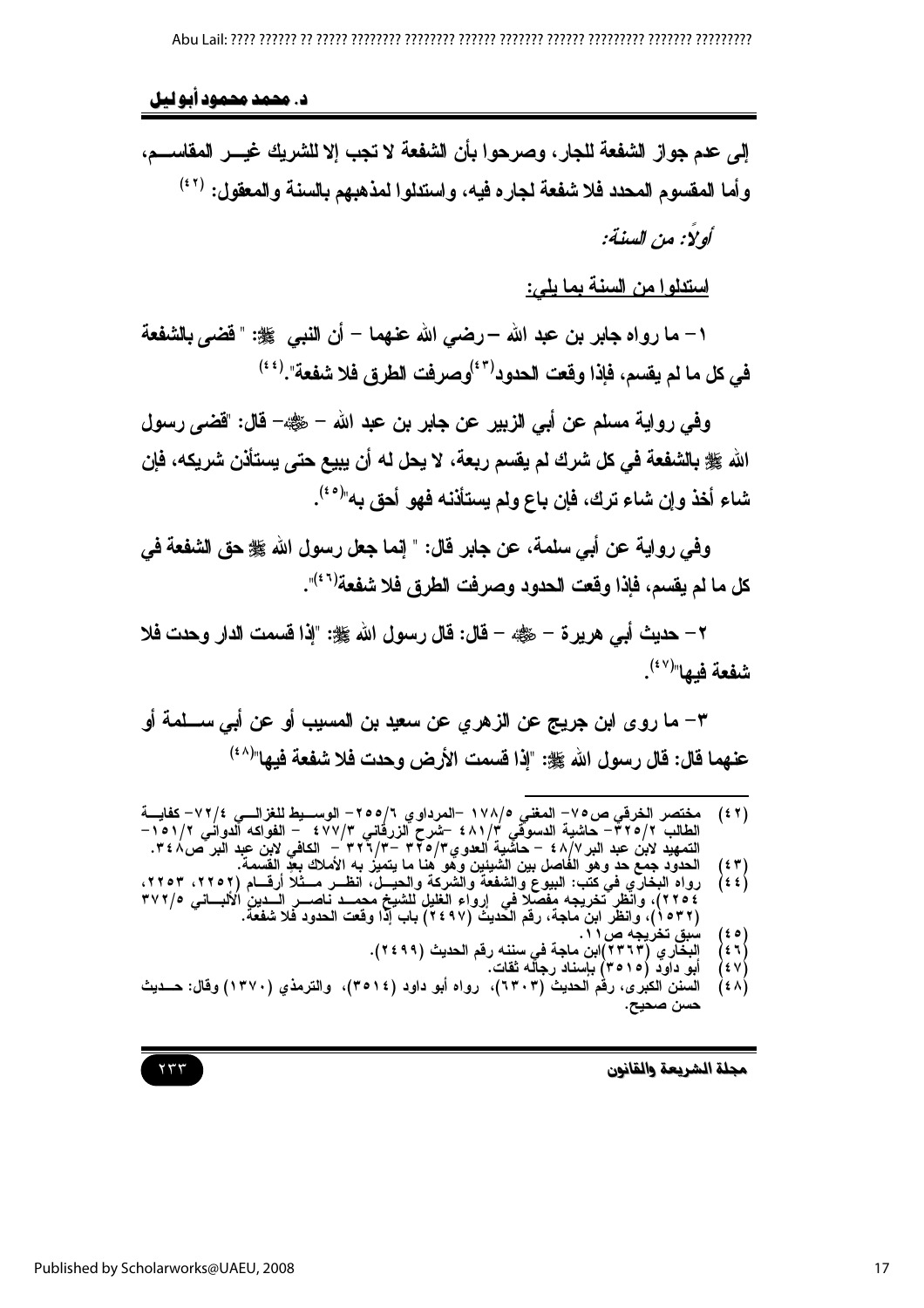إلى عدم جواز الشفعة للجار، وصرحوا بأن الشفعة لا تجب إلا للشريك غيـر المقاسـم، وأما المقسوم المحدد فلا شفعة لجاره فيه، واستدلوا لمذهبهم بالسنة والمعقول: [(٤٢)]

*أولاً: من السنة:*

<u>استدلوا من السنة بما يلي:</u>

١- ما رواه جابر بن عبد الله -رضي الله عنهما- أن النبي ﷺ: "قضى بالشفعة في كل ما لم يقسم، فإذا وقعت الحدود[(٤٣)] وصرفت الطرق فلا شفعة".[(٤٤)]

وفي رواية مسلم عن أبي الزبير عن جابر بن عبد الله - ﷺ - قال: "قضى رسول الله ﷺ بالشفعة في كل شرك لم يقسم ربعة، لا يحل له أن يبيع حتى يستأذن شريكه، فإن شاء أخذ وإن شاء ترك، فإن باع ولم يستأذنه فهو أحق به"[(٤٥)].

وفي رواية عن أبي سلمة، عن جابر قال: " إنما جعل رسول الله ﷺ حق الشفعة في كل ما لم يقسم، فإذا وقعت الحدود وصرفت الطرق فلا شفعة[(٤٦)]".

٢- حديث أبي هريرة - ﷺ - قال: قال رسول الله ﷺ: "إذا قسمت الدار وحدت فلا شفعة فيها"[(٤٧)].

٣- ما روى ابن جريج عن الزهري عن سعيد بن المسيب أو عن أبي سـلمة أو عنهما قال: قال رسول الله ﷺ: "إذا قسمت الأرض وحدت فلا شفعة فيها"[(٤٨)]

---

(٤٢) مختصر الخرقي ص٧٥- المغني ١٧٨/٥ -المرداوي ٢٥٥/٦- الوسـيط للغزالـي ٧٢/٤- كفايـة الطالب ٣٢٥/٢- حاشية الدسوقي ٤٨١/٣ -شرح الزرقاني ٤٧٧/٣ - الفواكه الدواني ١٥١/٢- التمهيد لابن عبد البر ٤٨/٧ - حاشية العدوي ٣٢٥/٣ -٣٢٦/٣ - الكافي لابن عبد البر ص٣٤٨.

(٤٣) الحدود جمع حد وهو الفاصل بين الشيئين وهو هنا ما يتميز به الأملاك بعد القسمة.

(٤٤) رواه البخاري في كتب: البيوع والشفعة والشركة والحيـل، انظـر مـثلاً أرقـام (٢٢٥٢، ٢٢٥٣، ٢٢٥٤)، وانظر تخريجه مفصلاً في إرواء الغليل للشيخ محمـد ناصـر الـدين الألبـاني ٣٧٢/٥ (١٥٣٢)، وانظر ابن ماجة، رقم الحديث (٢٤٩٧) باب إذا وقعت الحدود فلا شفعة.

(٤٥) سبق تخريجه ص١١.

(٤٦) البخاري (٢٣٦٣)ابن ماجة في سننه رقم الحديث (٢٤٩٩).

(٤٧) أبو داود (٣٥١٥) بإسناد رجاله ثقات.

(٤٨) السنن الكبرى، رقم الحديث (٦٣٠٣)، رواه أبو داود (٣٥١٤)، والترمذي (١٣٧٠) وقال: حـديث حسن صحيح.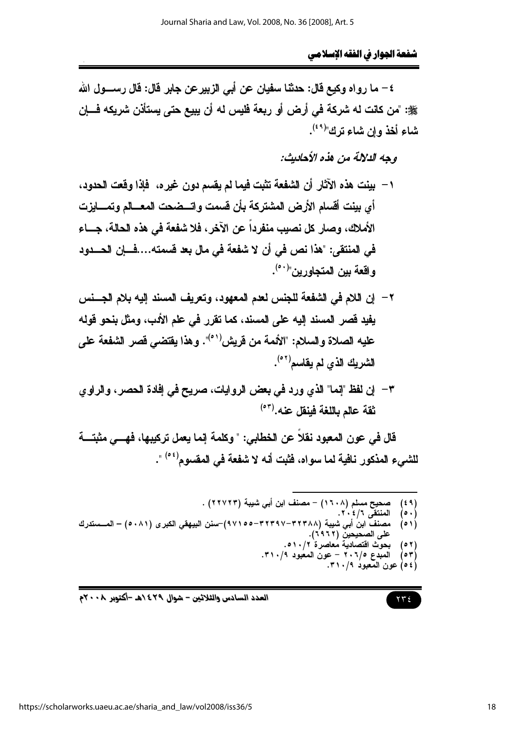٤- ما رواه وكيع قال: حدثنا سفيان عن أبي الزبيرعن جابر قال: قال رسول الله ﷺ: "من كانت له شركة في أرض أو ربعة فليس له أن يبيع حتى يستأذن شريكه فإن شاء أخذ وإن شاء ترك"[٤٩].

*وجه الدلالة من هذه الأحاديث:*

١- بينت هذه الآثار أن الشفعة تثبت فيما لم يقسم دون غيره، فإذا وقعت الحدود، أي بينت أقسام الأرض المشتركة بأن قسمت واتضحت المعالم وتمايزت الأملاك، وصار كل نصيب منفرداً عن الآخر، فلا شفعة في هذه الحالة، جاء في المنتقى: "هذا نص في أن لا شفعة في مال بعد قسمته....فإن الحدود واقعة بين المتجاورين"[٥٠].

٢- إن اللام في الشفعة للجنس لعدم المعهود، وتعريف المسند إليه بلام الجنس يفيد قصر المسند إليه على المسند، كما تقرر في علم الأدب، ومثل بنحو قوله عليه الصلاة والسلام: "الأئمة من قريش[٥١]". وهذا يقتضي قصر الشفعة على الشريك الذي لم يقاسم[٥٢].

٣- إن لفظ "إنما" الذي ورد في بعض الروايات، صريح في إفادة الحصر، والراوي ثقة عالم باللغة فينقل عنه.[٥٣]

قال في عون المعبود نقلاً عن الخطابي: " وكلمة إنما يعمل تركيبها، فهي مثبتة للشيء المذكور نافية لما سواه، فثبت أنه لا شفعة في المقسوم[٥٤] ".

---

(٤٩) صحيح مسلم (١٦٠٨) – مصنف ابن أبي شيبة (٢٢٧٢٣) .
(٥٠) المنتقى ٢٠٤/٦.
(٥١) مصنف ابن أبي شيبة (٣٢٣٨٨-٣٢٣٩٧-٩٧١٥٥)-سنن البيهقي الكبرى (٥٠٨١) – المستدرك على الصحيحين (٦٩٦٢).
(٥٢) بحوث اقتصادية معاصرة ٥١٠/٢.
(٥٣) المبدع ٢٠٦/٥ – عون المعبود ٣١٠/٩.
(٥٤) عون المعبود ٣١٠/٩.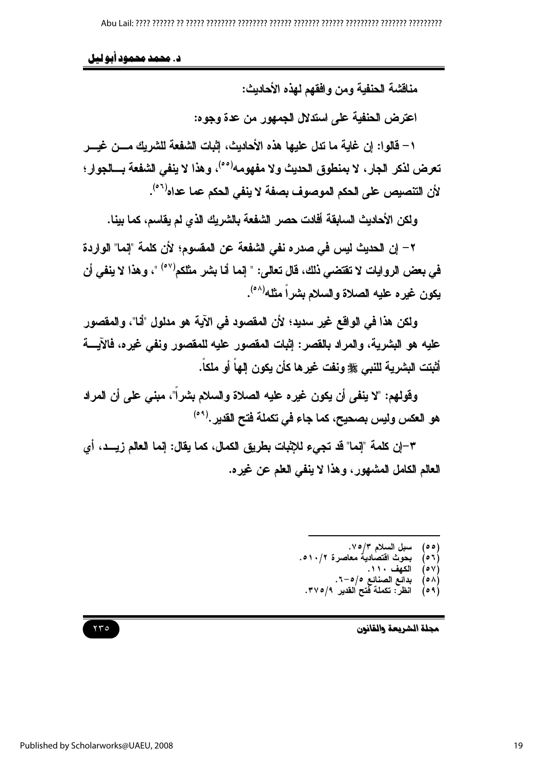مناقشة الحنفية ومن وافقهم لهذه الأحاديث:

اعترض الحنفية على استدلال الجمهور من عدة وجوه:

١- قالوا: إن غاية ما تدل عليها هذه الأحاديث، إثبات الشفعة للشريك مـن غير تعرض لذكر الجار، لا بمنطوق الحديث ولا مفهومه[٥٥]، وهذا لا ينفي الشفعة بالجوار؛ لأن التنصيص على الحكم الموصوف بصفة لا ينفي الحكم عما عداه[٥٦].

ولكن الأحاديث السابقة أفادت حصر الشفعة بالشريك الذي لم يقاسم، كما بينا.

٢- إن الحديث ليس في صدره نفي الشفعة عن المقسوم؛ لأن كلمة "إنما" الواردة في بعض الروايات لا تقتضي ذلك، قال تعالى: " إنما أنا بشر مثلكم[٥٧] "، وهذا لا ينفي أن يكون غيره عليه الصلاة والسلام بشراً مثله[٥٨].

ولكن هذا في الواقع غير سديد؛ لأن المقصود في الآية هو مدلول "أنا"، والمقصور عليه هو البشرية، والمراد بالقصر: إثبات المقصور عليه للمقصور ونفي غيره، فالآية أثبتت البشرية للنبي ﷺ ونفت غيرها كأن يكون إلهاً أو ملكاً.

وقولهم: "لا ينفى أن يكون غيره عليه الصلاة والسلام بشراً"، مبني على أن المراد هو العكس وليس بصحيح، كما جاء في تكملة فتح القدير.[٥٩]

٣-إن كلمة "إنما" قد تجيء للإثبات بطريق الكمال، كما يقال: إنما العالم زيد، أي العالم الكامل المشهور، وهذا لا ينفي العلم عن غيره.

---

(٥٥) سبل السلام ٣/٧٥.
(٥٦) بحوث اقتصادية معاصرة ٢/٥١٠.
(٥٧) الكهف ١١٠.
(٥٨) بدائع الصنائع ٥/٥-٦.
(٥٩) انظر: تكملة فتح القدير ٩/٣٧٥.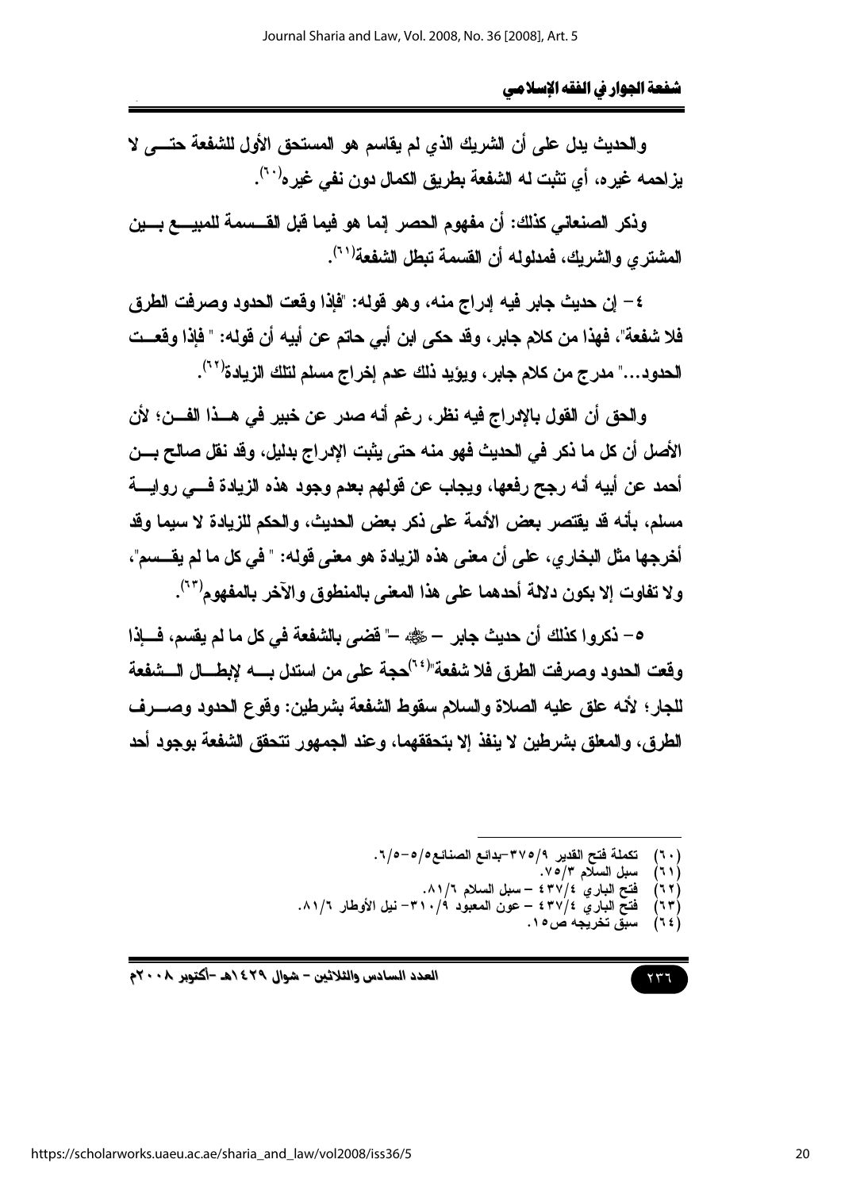والحديث يدل على أن الشريك الذي لم يقاسم هو المستحق الأول للشفعة حتى لا يزاحمه غيره، أي تثبت له الشفعة بطريق الكمال دون نفي غيره[٦٠].

وذكر الصنعاني كذلك: أن مفهوم الحصر إنما هو فيما قبل القسمة للمبيع بين المشتري والشريك، فمدلوله أن القسمة تبطل الشفعة[٦١].

٤- إن حديث جابر فيه إدراج منه، وهو قوله: "فإذا وقعت الحدود وصرفت الطرق فلا شفعة"، فهذا من كلام جابر، وقد حكى ابن أبي حاتم عن أبيه أن قوله: " فإذا وقعت الحدود..." مدرج من كلام جابر، ويؤيد ذلك عدم إخراج مسلم لتلك الزيادة[٦٢].

والحق أن القول بالإدراج فيه نظر، رغم أنه صدر عن خبير في هذا الفن؛ لأن الأصل أن كل ما ذكر في الحديث فهو منه حتى يثبت الإدراج بدليل، وقد نقل صالح بن أحمد عن أبيه أنه رجح رفعها، ويجاب عن قولهم بعدم وجود هذه الزيادة في رواية مسلم، بأنه قد يقتصر بعض الأئمة على ذكر بعض الحديث، والحكم للزيادة لا سيما وقد أخرجها مثل البخاري، على أن معنى هذه الزيادة هو معنى قوله: " في كل ما لم يقسم"، ولا تفاوت إلا بكون دلالة أحدهما على هذا المعنى بالمنطوق والآخر بالمفهوم[٦٣].

٥- ذكروا كذلك أن حديث جابر – ﷺ –" قضى بالشفعة في كل ما لم يقسم، فإذا وقعت الحدود وصرفت الطرق فلا شفعة"[٦٤] حجة على من استدل به لإبطال الشفعة للجار؛ لأنه علق عليه الصلاة والسلام سقوط الشفعة بشرطين: وقوع الحدود وصرف الطرق، والمعلق بشرطين لا ينفذ إلا بتحققهما، وعند الجمهور تتحقق الشفعة بوجود أحد

---

(٦٠) تكملة فتح القدير ٣٧٥/٩-بدائع الصنائع٥/٥-٦.
(٦١) سبل السلام ٧٥/٣.
(٦٢) فتح الباري ٤٣٧/٤ – سبل السلام ٨١/٦.
(٦٣) فتح الباري ٤٣٧/٤ – عون المعبود ٣١٠/٩– نيل الأوطار ٨١/٦.
(٦٤) سبق تخريجه ص١٥.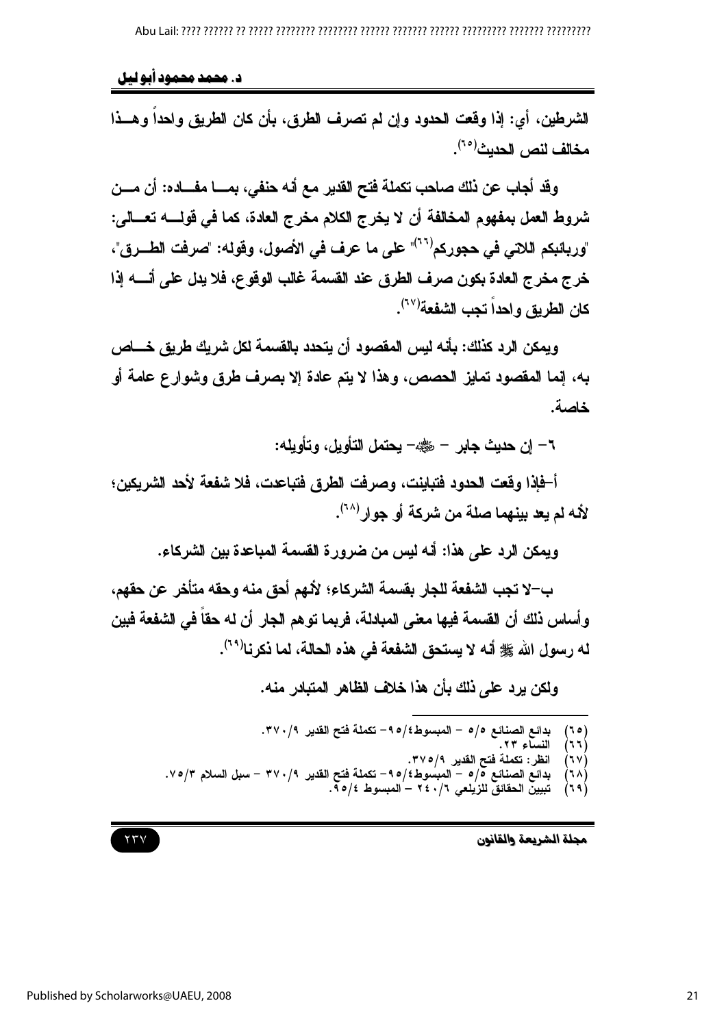الشرطين، أي: إذا وقعت الحدود وإن لم تصرف الطرق، بأن كان الطريق واحداً وهـذا مخالف لنص الحديث[٦٥].

وقد أجاب عن ذلك صاحب تكملة فتح القدير مع أنه حنفي، بمـا مفـاده: أن مـن شروط العمل بمفهوم المخالفة أن لا يخرج الكلام مخرج العادة، كما في قولـه تعـالى: "وربائبكم اللاتي في حجوركم[٦٦]" على ما عرف في الأصول، وقوله: "صرفت الطـرق"، خرج مخرج العادة بكون صرف الطرق عند القسمة غالب الوقوع، فلا يدل على أنـه إذا كان الطريق واحداً تجب الشفعة[٦٧].

ويمكن الرد كذلك: بأنه ليس المقصود أن يتحدد بالقسمة لكل شريك طريق خـاص به، إنما المقصود تمايز الحصص، وهذا لا يتم عادة إلا بصرف طرق وشوارع عامة أو خاصة.

٦- إن حديث جابر - ﷺ- يحتمل التأويل، وتأويله:

أ-فإذا وقعت الحدود فتباينت، وصرفت الطرق فتباعدت، فلا شفعة لأحد الشريكين؛ لأنه لم يعد بينهما صلة من شركة أو جوار[٦٨].

ويمكن الرد على هذا: أنه ليس من ضرورة القسمة المباعدة بين الشركاء.

ب-لا تجب الشفعة للجار بقسمة الشركاء؛ لأنهم أحق منه وحقه متأخر عن حقهم، وأساس ذلك أن القسمة فيها معنى المبادلة، فربما توهم الجار أن له حقاً في الشفعة فبين له رسول الله ﷺ أنه لا يستحق الشفعة في هذه الحالة، لما ذكرنا[٦٩].

ولكن يرد على ذلك بأن هذا خلاف الظاهر المتبادر منه.

---

(٦٥) بدائع الصنائع ٥/٥ - المبسوط٤/٩٥- تكملة فتح القدير ٣٧٠/٩.
(٦٦) النساء ٢٣.
(٦٧) انظر: تكملة فتح القدير ٣٧٥/٩.
(٦٨) بدائع الصنائع ٥/٥ - المبسوط٤/٩٥- تكملة فتح القدير ٣٧٠/٩ - سبل السلام ٧٥/٣.
(٦٩) تبيين الحقائق للزيلعي ٢٤٠/٦ - المبسوط ٩٥/٤.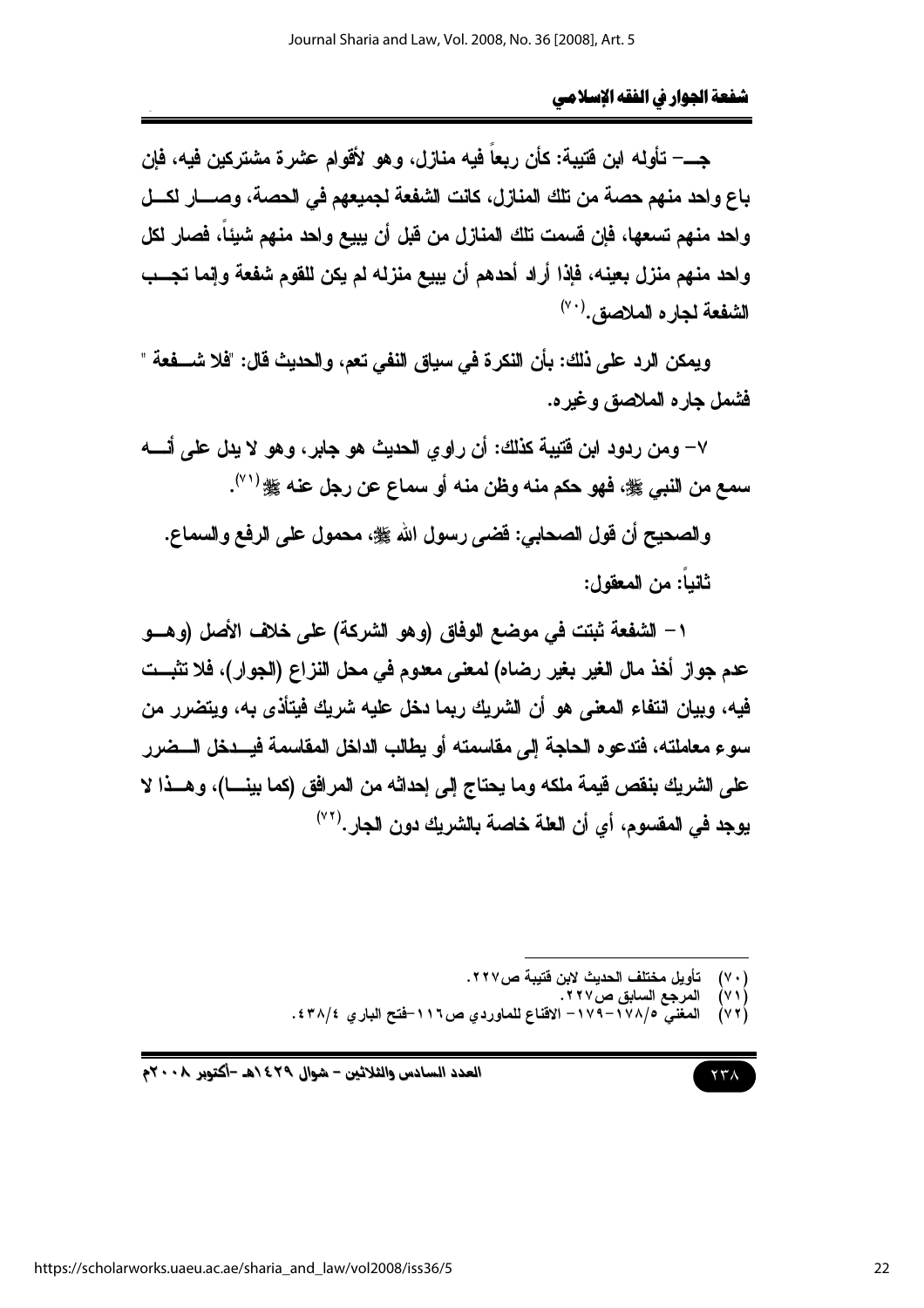جـ- تأوله ابن قتيبة: كأن ربعاً فيه منازل، وهو لأقوام عشرة مشتركين فيه، فإن باع واحد منهم حصة من تلك المنازل، كانت الشفعة لجميعهم في الحصة، وصار لكل واحد منهم تسعها، فإن قسمت تلك المنازل من قبل أن يبيع واحد منهم شيئاً، فصار لكل واحد منهم منزل بعينه، فإذا أراد أحدهم أن يبيع منزله لم يكن للقوم شفعة وإنما تجب الشفعة لجاره الملاصق.[٧٠]

ويمكن الرد على ذلك: بأن النكرة في سياق النفي تعم، والحديث قال: "فلا شفعة" فشمل جاره الملاصق وغيره.

٧- ومن ردود ابن قتيبة كذلك: أن راوي الحديث هو جابر، وهو لا يدل على أنه سمع من النبي ﷺ، فهو حكم منه وظن منه أو سماع عن رجل عنه ﷺ[٧١].

والصحيح أن قول الصحابي: قضى رسول الله ﷺ، محمول على الرفع والسماع.

ثانياً: من المعقول:

١- الشفعة ثبتت في موضع الوفاق (وهو الشركة) على خلاف الأصل (وهو عدم جواز أخذ مال الغير بغير رضاه) لمعنى معدوم في محل النزاع (الجوار)، فلا تثبت فيه، وبيان انتفاء المعنى هو أن الشريك ربما دخل عليه شريك فيتأذى به، ويتضرر من سوء معاملته، فتدعوه الحاجة إلى مقاسمته أو يطالب الداخل المقاسمة فيدخل الضرر على الشريك بنقص قيمة ملكه وما يحتاج إلى إحداثه من المرافق (كما بينا)، وهذا لا يوجد في المقسوم، أي أن العلة خاصة بالشريك دون الجار.[٧٢]

---

(٧٠) تأويل مختلف الحديث لابن قتيبة ص٢٢٧.

(٧١) المرجع السابق ص٢٢٧.

(٧٢) المغني ١٧٨/٥-١٧٩- الاقناع للماوردي ص١١٦-فتح الباري ٤٣٨/٤.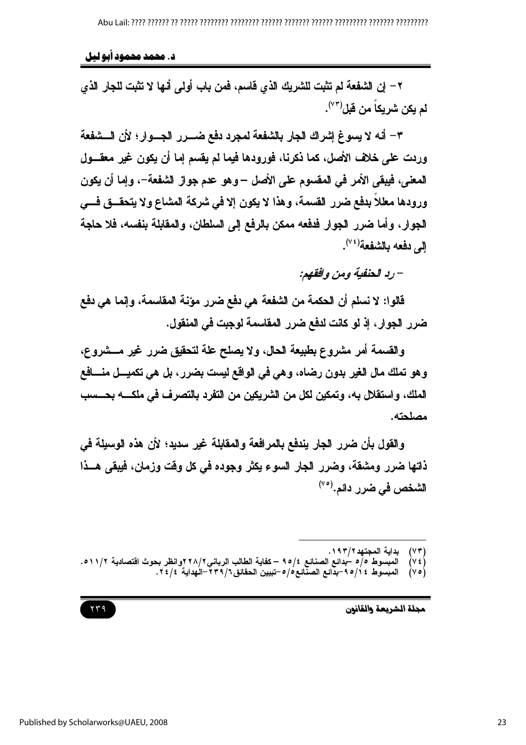٢- إن الشفعة لم تثبت للشريك الذي قاسم، فمن باب أولى أنها لا تثبت للجار الذي لم يكن شريكاً من قبل[٧٣].

٣- أنه لا يسوغ إشراك الجار بالشفعة لمجرد دفع ضرر الجوار؛ لأن الشفعة وردت على خلاف الأصل، كما ذكرنا، فورودها فيما لم يقسم إما أن يكون غير معقول المعنى، فيبقى الأمر في المقسوم على الأصل -وهو عدم جواز الشفعة-، وإما أن يكون ورودها معللاً بدفع ضرر القسمة، وهذا لا يكون إلا في شركة المشاع ولا يتحقق في الجوار، وأما ضرر الجوار فدفعه ممكن بالرفع إلى السلطان، والمقابلة بنفسه، فلا حاجة إلى دفعه بالشفعة[٧٤].

- *رد الحنفية ومن وافقهم:*

قالوا: لا نسلم أن الحكمة من الشفعة هي دفع ضرر مؤنة المقاسمة، وإنما هي دفع ضرر الجوار، إذ لو كانت لدفع ضرر المقاسمة لوجبت في المنقول.

والقسمة أمر مشروع بطبيعة الحال، ولا يصلح علة لتحقيق ضرر غير مشروع، وهو تملك مال الغير بدون رضاه، وهي في الواقع ليست بضرر، بل هي تكميل منافع الملك، واستقلال به، وتمكين لكل من الشريكين من التفرد بالتصرف في ملكه بحسب مصلحته.

والقول بأن ضرر الجار يندفع بالمرافعة والمقابلة غير سديد؛ لأن هذه الوسيلة في ذاتها ضرر ومشقة، وضرر الجار السوء يكثر وجوده في كل وقت وزمان، فيبقى هذا الشخص في ضرر دائم.[٧٥]

---

(٧٣) بداية المجتهد٢/١٩٣.

(٧٤) المبسوط ٥/٥ -بدائع الصنائع ٩٥/٤ - كفاية الطالب الرباني٢/٢٢٨وانظر بحوث اقتصادية ٥١١/٢.

(٧٥) المبسوط ٩٥/١٤-بدائع الصنائع٥/٥-تبيين الحقائق٢٣٩/٦-الهداية ٢٤/٤.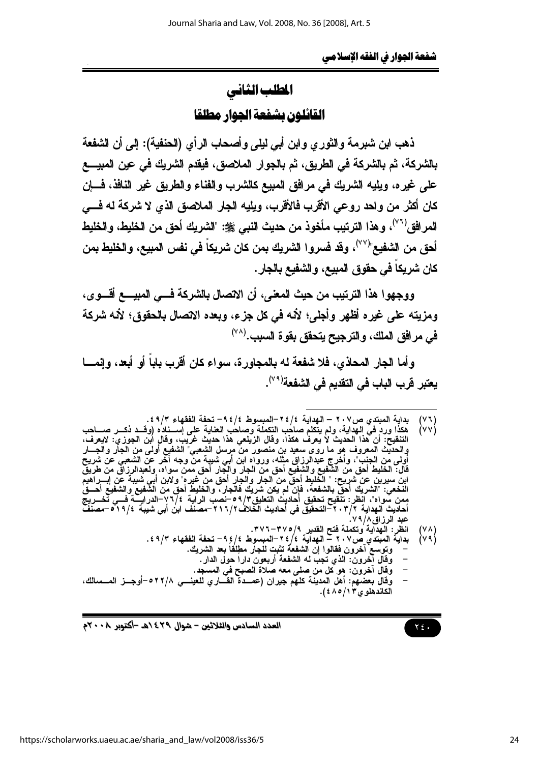## المطلب الثاني

## القائلون بشفعة الجوار مطلقا

ذهب ابن شبرمة والثوري وابن أبي ليلى وأصحاب الرأي (الحنفية): إلى أن الشفعة بالشركة، ثم بالشركة في الطريق، ثم بالجوار الملاصق، فيقدم الشريك في عين المبيع على غيره، ويليه الشريك في مرافق المبيع كالشرب والفناء والطريق غير النافذ، فإن كان أكثر من واحد روعي الأقرب فالأقرب، ويليه الجار الملاصق الذي لا شركة له في المرافق[(٧٦)]، وهذا الترتيب مأخوذ من حديث النبي ﷺ: "الشريك أحق من الخليط، والخليط أحق من الشفيع"[(٧٧)]، وقد فسروا الشريك بمن كان شريكاً في نفس المبيع، والخليط بمن كان شريكاً في حقوق المبيع، والشفيع بالجار.

ووجهوا هذا الترتيب من حيث المعنى، أن الاتصال بالشركة في المبيع أقوى، ومزيته على غيره أظهر وأجلى؛ لأنه في كل جزء، وبعده الاتصال بالحقوق؛ لأنه شركة في مرافق الملك، والترجيح يتحقق بقوة السبب.[(٧٨)]

وأما الجار المحاذي، فلا شفعة له بالمجاورة، سواء كان أقرب باباً أو أبعد، وإنما يعتبر قرب الباب في التقديم في الشفعة[(٧٩)].

---

(٧٦) بداية المبتدي ص٢٠٧ – الهداية ٢٤/٤ –المبسوط ٩٤/٤ – تحفة الفقهاء ٤٩/٣.

(٧٧) هكذا ورد في الهداية، ولم يتكلم صاحب التكملة وصاحب العناية على إسناده (وقد ذكر صاحب التنقيح: أن هذا الحديث لا يعرف هكذا، وقال الزيلعي هذا حديث غريب، وقال ابن الجوزي: لايعرف، والحديث المعروف هو ما روى سعيد بن منصور من مرسل الشعبي" الشفيع أولى من الجار والجار أولى من الجنب"، وأخرج عبدالرزاق مثله، ورواه ابن أبي شيبة من وجه آخر عن الشعبي عن شريح قال: الخليط أحق من الشفيع والشفيع أحق من الجار والجار أحق ممن سواه، ولعبدالرزاق من طريق ابن سيرين عن شريح: " الخليط أحق من الجار والجار أحق من غيره" ولابن أبي شيبة عن إبراهيم النخعي: "الشريك أحق بالشفعة، فإن لم يكن شريك فالجار، والخليط أحق من الشفيع والشفيع أحق ممن سواه"، انظر: تنقيح تحقيق أحاديث التعليق٥٩/٣–نصب الراية ٧٦/٤–الدراية في تخريج أحاديث الهداية ٢٠٣/٢–التحقيق في أحاديث الخلاف٢١٦/٢–مصنف ابن أبي شيبة ٥١٩/٤–مصنف عبد الرزاق٧٩/٨.

(٧٨) انظر: الهداية وتكملة فتح القدير ٣٧٥/٩-٣٧٦.

(٧٩) بداية المبتدي ص٢٠٧ – الهداية ٢٤/٤ –المبسوط ٩٤/٤– تحفة الفقهاء ٤٩/٣.

- وتوسع آخرون فقالوا إن الشفعة تثبت للجار مطلقاً بعد الشريك.
- وقال آخرون: الذي تجب له الشفعة أربعون داراً حول الدار.
- وقال آخرون: هو كل من صلى معه صلاة الصبح في المسجد.
- وقال بعضهم: أهل المدينة كلهم جيران (عمدة القاري للعيني ٥٢٢/٨–أوجز المسالك، الكاندهلوي٤٨٥/١٣).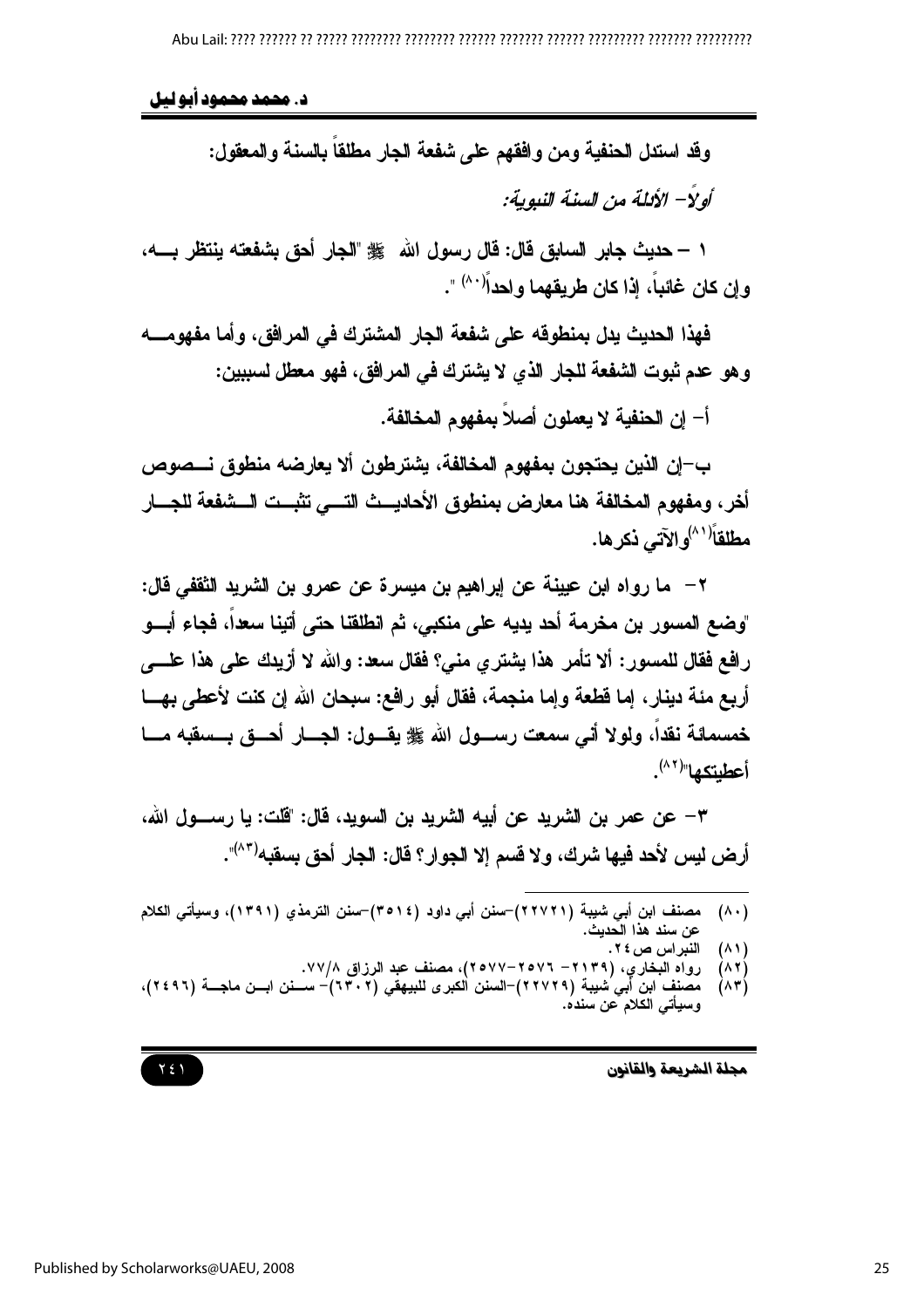وقد استدل الحنفية ومن وافقهم على شفعة الجار مطلقاً بالسنة والمعقول:

*أولاً- الأدلة من السنة النبوية:*

١ – حديث جابر السابق قال: قال رسول الله ﷺ "الجار أحق بشفعته ينتظر بـه، وإن كان غائباً، إذا كان طريقهما واحداً[٨٠] ".

فهذا الحديث يدل بمنطوقه على شفعة الجار المشترك في المرافق، وأما مفهومه وهو عدم ثبوت الشفعة للجار الذي لا يشترك في المرافق، فهو معطل لسببين:

أ- إن الحنفية لا يعملون أصلاً بمفهوم المخالفة.

ب-إن الذين يحتجون بمفهوم المخالفة، يشترطون ألا يعارضه منطوق نصوص أخر، ومفهوم المخالفة هنا معارض بمنطوق الأحاديث التي تثبت الشفعة للجار مطلقاً[٨١]والآتي ذكرها.

٢- ما رواه ابن عيينة عن إبراهيم بن ميسرة عن عمرو بن الشريد الثقفي قال: "وضع المسور بن مخرمة أحد يديه على منكبي، ثم انطلقنا حتى أتينا سعداً، فجاء أبو رافع فقال للمسور: ألا تأمر هذا يشتري مني؟ فقال سعد: والله لا أزيدك على هذا على أربع مئة دينار، إما قطعة وإما منجمة، فقال أبو رافع: سبحان الله إن كنت لأعطى بها خمسمائة نقداً، ولولا أني سمعت رسول الله ﷺ يقول: الجار أحق بسقبه ما أعطيتكها"[٨٢].

٣- عن عمر بن الشريد عن أبيه الشريد بن السويد، قال: "قلت: يا رسول الله، أرض ليس لأحد فيها شرك، ولا قسم إلا الجوار؟ قال: الجار أحق بسقبه[٨٣]".

---

(٨٠) مصنف ابن أبي شيبة (٢٢٧٢١)-سنن أبي داود (٣٥١٤)-سنن الترمذي (١٣٩١)، وسيأتي الكلام عن سند هذا الحديث.

(٨١) النبراس ص٢٤.

(٨٢) رواه البخاري، (٢١٣٩- ٢٥٧٦-٢٥٧٧)، مصنف عبد الرزاق ٧٧/٨.

(٨٣) مصنف ابن أبي شيبة (٢٢٧٢٩)-السنن الكبرى للبيهقي (٦٣٠٢)- سنن ابن ماجة (٢٤٩٦)، وسيأتي الكلام عن سنده.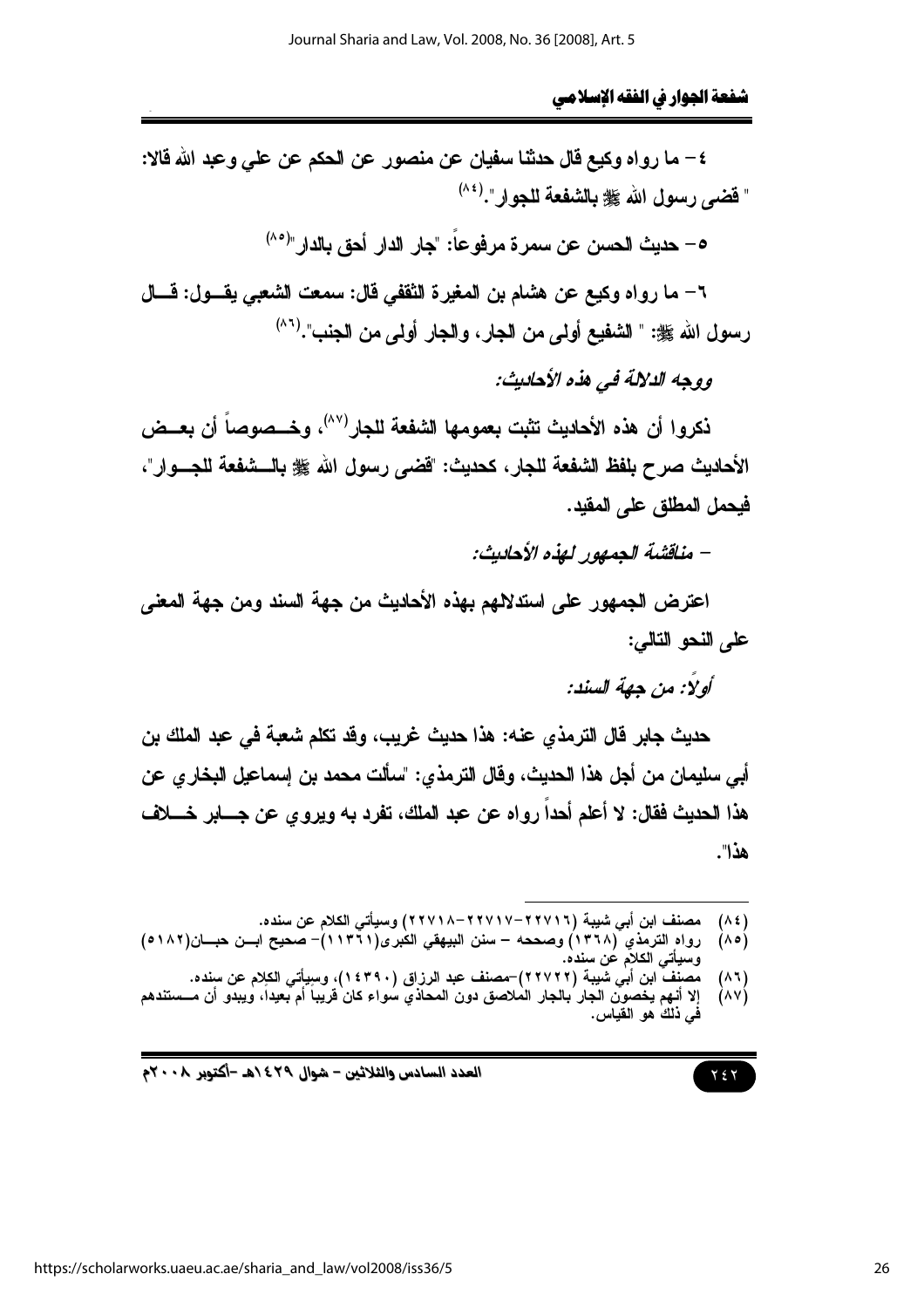٤- ما رواه وكيع قال حدثنا سفيان عن منصور عن الحكم عن علي وعبد الله قالا: " قضى رسول الله ﷺ بالشفعة للجوار".[٨٤]

٥- حديث الحسن عن سمرة مرفوعاً: "جار الدار أحق بالدار"[٨٥]

٦- ما رواه وكيع عن هشام بن المغيرة الثقفي قال: سمعت الشعبي يقول: قال رسول الله ﷺ: " الشفيع أولى من الجار، والجار أولى من الجنب".[٨٦]

*ووجه الدلالة في هذه الأحاديث:*

ذكروا أن هذه الأحاديث تثبت بعمومها الشفعة للجار[٨٧]، وخصوصاً أن بعض الأحاديث صرح بلفظ الشفعة للجار، كحديث: "قضى رسول الله ﷺ بالشفعة للجوار"، فيحمل المطلق على المقيد.

*- مناقشة الجمهور لهذه الأحاديث:*

اعترض الجمهور على استدلالهم بهذه الأحاديث من جهة السند ومن جهة المعنى على النحو التالي:

*أولاً: من جهة السند:*

حديث جابر قال الترمذي عنه: هذا حديث غريب، وقد تكلم شعبة في عبد الملك بن أبي سليمان من أجل هذا الحديث، وقال الترمذي: "سألت محمد بن إسماعيل البخاري عن هذا الحديث فقال: لا أعلم أحداً رواه عن عبد الملك، تفرد به ويروي عن جابر خلاف هذا".

---

(٨٤) مصنف ابن أبي شيبة (٢٢٧١٦-٢٢٧١٧-٢٢٧١٨) وسيأتي الكلام عن سنده.

(٨٥) رواه الترمذي (١٣٦٨) وصححه - سنن البيهقي الكبرى(١١٣٦١)- صحيح ابن حبان(٥١٨٢) وسيأتي الكلام عن سنده.

(٨٦) مصنف ابن أبي شيبة (٢٢٧٢٢)-مصنف عبد الرزاق (١٤٣٩٠)، وسيأتي الكلام عن سنده.

(٨٧) إلا أنهم يخصون الجار بالجار الملاصق دون المحاذي سواء كان قريباً أم بعيداً، ويبدو أن مستندهم في ذلك هو القياس.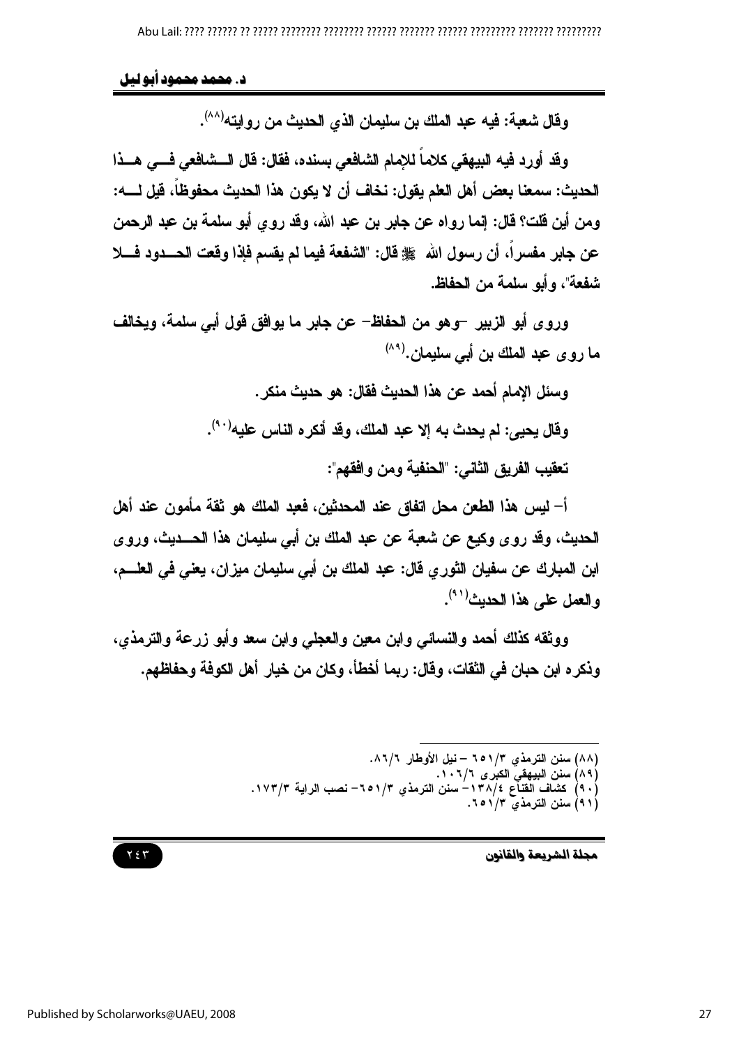وقال شعبة: فيه عبد الملك بن سليمان الذي الحديث من روايته[٨٨].

وقد أورد فيه البيهقي كلاماً للإمام الشافعي بسنده، فقال: قال الشافعي في هذا الحديث: سمعنا بعض أهل العلم يقول: نخاف أن لا يكون هذا الحديث محفوظاً، قيل له: ومن أين قلت؟ قال: إنما رواه عن جابر بن عبد الله، وقد روي أبو سلمة بن عبد الرحمن عن جابر مفسراً، أن رسول الله ﷺ قال: "الشفعة فيما لم يقسم فإذا وقعت الحدود فلا شفعة"، وأبو سلمة من الحفاظ.

وروى أبو الزبير –وهو من الحفاظ– عن جابر ما يوافق قول أبي سلمة، ويخالف ما روى عبد الملك بن أبي سليمان.[٨٩]

وسئل الإمام أحمد عن هذا الحديث فقال: هو حديث منكر.

وقال يحيى: لم يحدث به إلا عبد الملك، وقد أنكره الناس عليه[٩٠].

تعقيب الفريق الثاني: "الحنفية ومن وافقهم":

أ– ليس هذا الطعن محل اتفاق عند المحدثين، فعبد الملك هو ثقة مأمون عند أهل الحديث، وقد روى وكيع عن شعبة عن عبد الملك بن أبي سليمان هذا الحديث، وروى ابن المبارك عن سفيان الثوري قال: عبد الملك بن أبي سليمان ميزان، يعني في العلم، والعمل على هذا الحديث[٩١].

ووثقه كذلك أحمد والنسائي وابن معين والعجلي وابن سعد وأبو زرعة والترمذي، وذكره ابن حبان في الثقات، وقال: ربما أخطأ، وكان من خيار أهل الكوفة وحفاظهم.

---

(٨٨) سنن الترمذي ٦٥١/٣ – نيل الأوطار ٨٦/٦.
(٨٩) سنن البيهقي الكبرى ١٠٦/٦.
(٩٠) كشاف القناع ١٣٨/٤– سنن الترمذي ٦٥١/٣– نصب الراية ١٧٣/٣.
(٩١) سنن الترمذي ٦٥١/٣.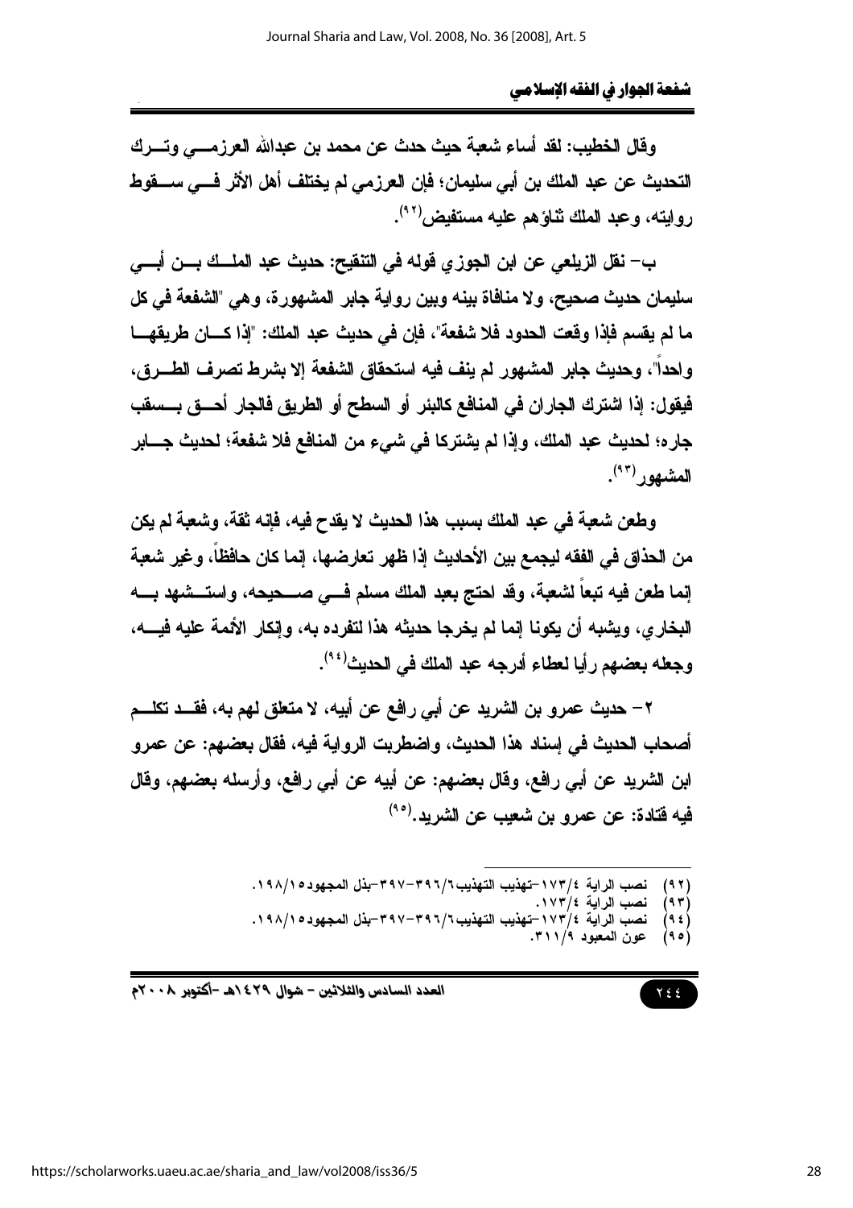وقال الخطيب: لقد أساء شعبة حيث حدث عن محمد بن عبدالله العرزمي وترك التحديث عن عبد الملك بن أبي سليمان؛ فإن العرزمي لم يختلف أهل الأثر في سقوط روايته، وعبد الملك ثناؤهم عليه مستفيض[92].

ب- نقل الزيلعي عن ابن الجوزي قوله في التنقيح: حديث عبد الملك بن أبي سليمان حديث صحيح، ولا منافاة بينه وبين رواية جابر المشهورة، وهي "الشفعة في كل ما لم يقسم فإذا وقعت الحدود فلا شفعة"، فإن في حديث عبد الملك: "إذا كان طريقهما واحداً"، وحديث جابر المشهور لم ينف فيه استحقاق الشفعة إلا بشرط تصرف الطرق، فيقول: إذا اشترك الجاران في المنافع كالبئر أو السطح أو الطريق فالجار أحق بسقب جاره؛ لحديث عبد الملك، وإذا لم يشتركا في شيء من المنافع فلا شفعة؛ لحديث جابر المشهور[93].

وطعن شعبة في عبد الملك بسبب هذا الحديث لا يقدح فيه، فإنه ثقة، وشعبة لم يكن من الحذاق في الفقه ليجمع بين الأحاديث إذا ظهر تعارضها، إنما كان حافظاً، وغير شعبة إنما طعن فيه تبعاً لشعبة، وقد احتج بعبد الملك مسلم في صحيحه، واستشهد به البخاري، ويشبه أن يكونا إنما لم يخرجا حديثه هذا لتفرده به، وإنكار الأئمة عليه فيه، وجعله بعضهم رأيا لعطاء أدرجه عبد الملك في الحديث[94].

٢- حديث عمرو بن الشريد عن أبي رافع عن أبيه، لا متعلق لهم به، فقد تكلم أصحاب الحديث في إسناد هذا الحديث، واضطربت الرواية فيه، فقال بعضهم: عن عمرو ابن الشريد عن أبي رافع، وقال بعضهم: عن أبيه عن أبي رافع، وأرسله بعضهم، وقال فيه قتادة: عن عمرو بن شعيب عن الشريد.[95]

---

(٩٢) نصب الراية ١٧٣/٤-تهذيب التهذيب٦/٣٩٦-٣٩٧-بذل المجهود١٥/١٩٨.
(٩٣) نصب الراية ١٧٣/٤.
(٩٤) نصب الراية ١٧٣/٤-تهذيب التهذيب٦/٣٩٦-٣٩٧-بذل المجهود١٥/١٩٨.
(٩٥) عون المعبود ٣١١/٩.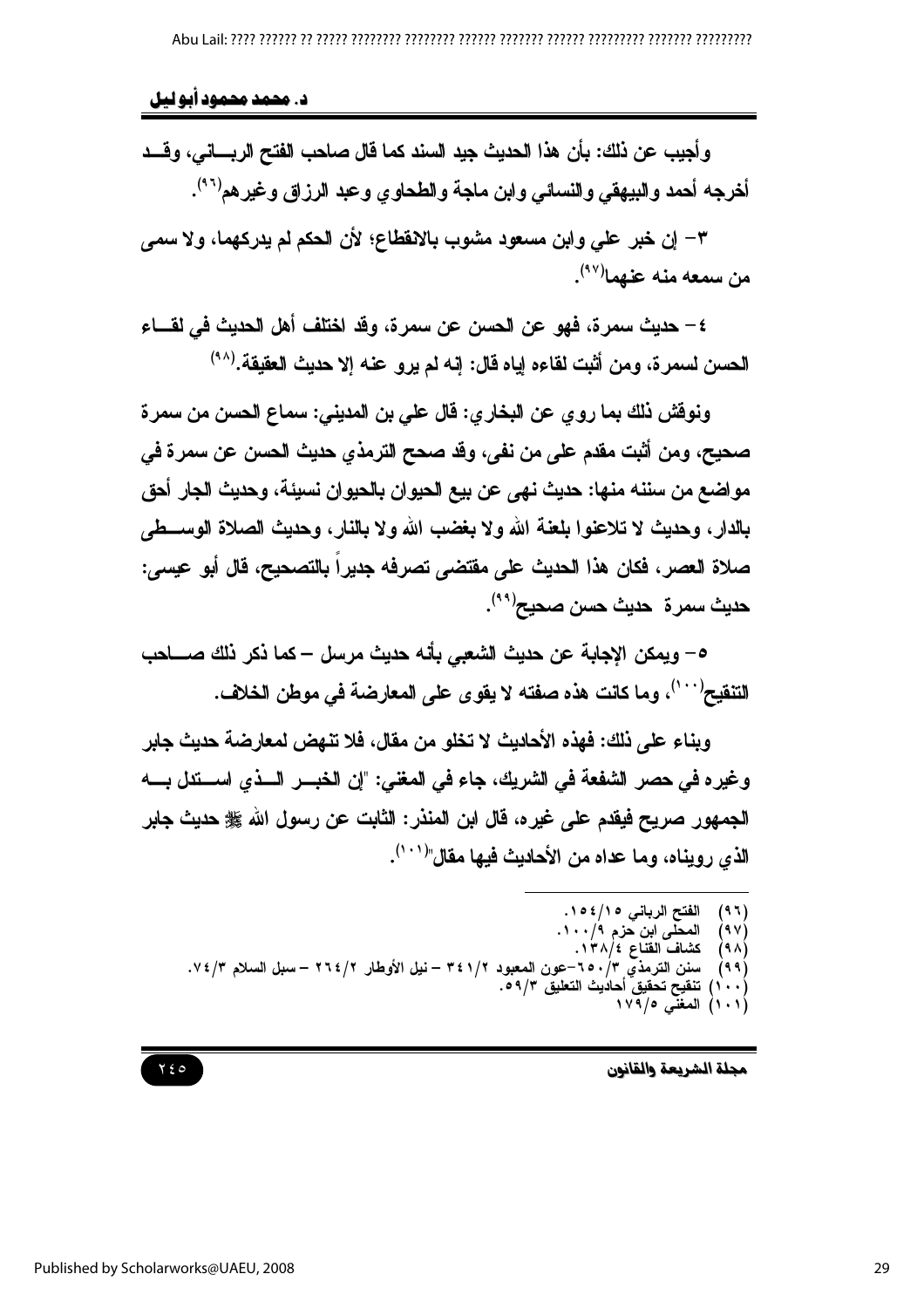وأجيب عن ذلك: بأن هذا الحديث جيد السند كما قال صاحب الفتح الرباني، وقد أخرجه أحمد والبيهقي والنسائي وابن ماجة والطحاوي وعبد الرزاق وغيرهم[٩٦].

٣- إن خبر علي وابن مسعود مشوب بالانقطاع؛ لأن الحكم لم يدركهما، ولا سمى من سمعه منه عنهما[٩٧].

٤- حديث سمرة، فهو عن الحسن عن سمرة، وقد اختلف أهل الحديث في لقاء الحسن لسمرة، ومن أثبت لقاءه إياه قال: إنه لم يرو عنه إلا حديث العقيقة.[٩٨]

ونوقش ذلك بما روي عن البخاري: قال علي بن المديني: سماع الحسن من سمرة صحيح، ومن أثبت مقدم على من نفى، وقد صحح الترمذي حديث الحسن عن سمرة في مواضع من سننه منها: حديث نهى عن بيع الحيوان بالحيوان نسيئة، وحديث الجار أحق بالدار، وحديث لا تلاعنوا بلعنة الله ولا بغضب الله ولا بالنار، وحديث الصلاة الوسطى صلاة العصر، فكان هذا الحديث على مقتضى تصرفه جديراً بالتصحيح، قال أبو عيسى: حديث سمرة حديث حسن صحيح[٩٩].

٥- ويمكن الإجابة عن حديث الشعبي بأنه حديث مرسل – كما ذكر ذلك صاحب التنقيح[١٠٠]، وما كانت هذه صفته لا يقوى على المعارضة في موطن الخلاف.

وبناء على ذلك: فهذه الأحاديث لا تخلو من مقال، فلا تنهض لمعارضة حديث جابر وغيره في حصر الشفعة في الشريك، جاء في المغني: "إن الخبر الذي استدل به الجمهور صريح فيقدم على غيره، قال ابن المنذر: الثابت عن رسول الله ﷺ حديث جابر الذي رويناه، وما عداه من الأحاديث فيها مقال"[١٠١].

---

(٩٦) الفتح الرباني ١٥٤/١٥.
(٩٧) المحلى ابن حزم ١٠٠/٩.
(٩٨) كشاف القناع ١٣٨/٤.
(٩٩) سنن الترمذي ٦٥٠/٣-عون المعبود ٣٤١/٢ – نيل الأوطار ٢٦٤/٢ – سبل السلام ٧٤/٣.
(١٠٠) تنقيح تحقيق أحاديث التعليق ٥٩/٣.
(١٠١) المغني ١٧٩/٥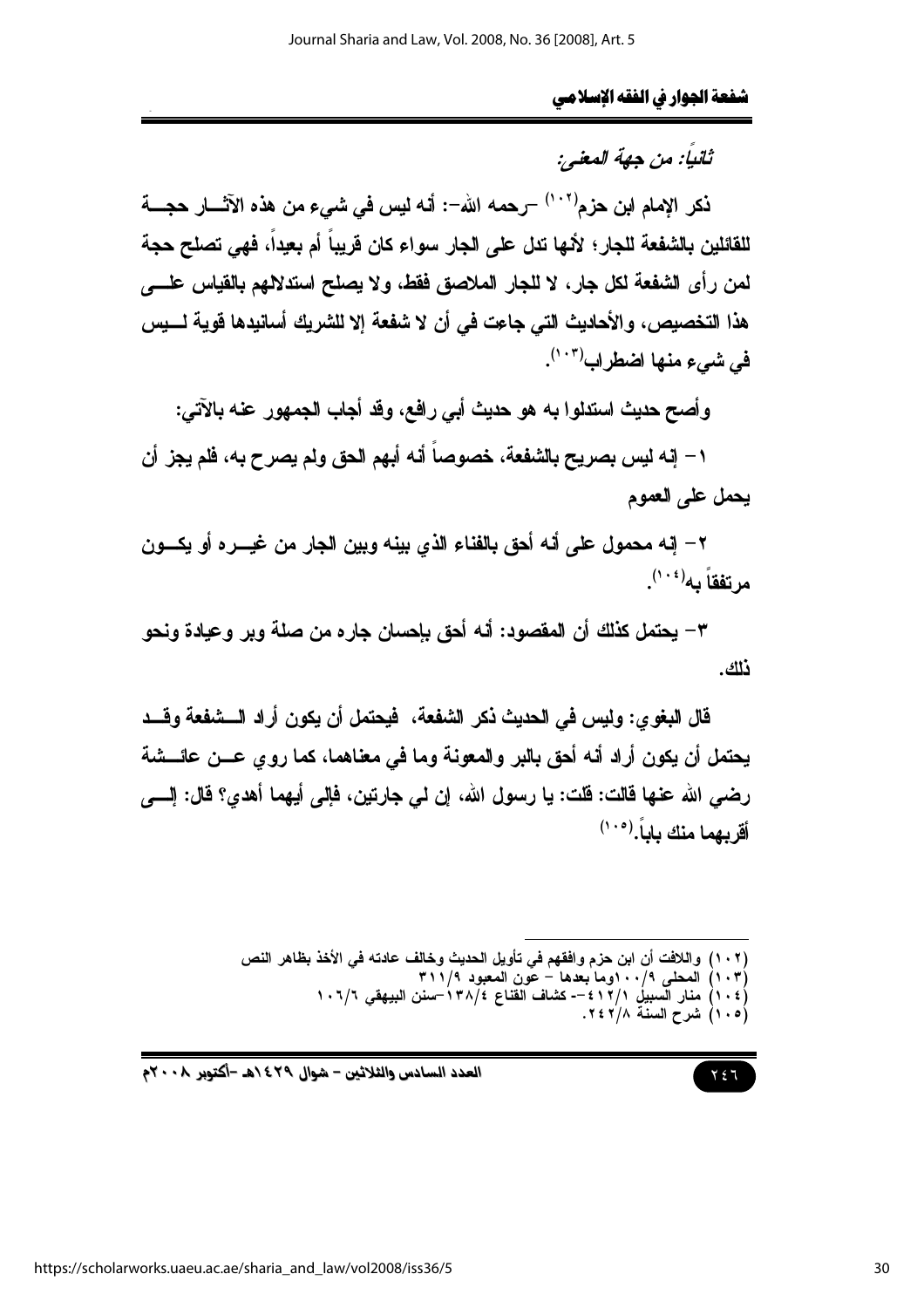*ثانياً: من جهة المعنى:*

ذكر الإمام ابن حزم[١٠٢] -رحمه الله-: أنه ليس في شيء من هذه الآثار حجة للقائلين بالشفعة للجار؛ لأنها تدل على الجار سواء كان قريباً أم بعيداً، فهي تصلح حجة لمن رأى الشفعة لكل جار، لا للجار الملاصق فقط، ولا يصلح استدلالهم بالقياس على هذا التخصيص، والأحاديث التي جاءت في أن لا شفعة إلا للشريك أسانيدها قوية ليس في شيء منها اضطراب[١٠٣].

وأصح حديث استدلوا به هو حديث أبي رافع، وقد أجاب الجمهور عنه بالآتي:

١- إنه ليس بصريح بالشفعة، خصوصاً أنه أبهم الحق ولم يصرح به، فلم يجز أن يحمل على العموم

٢- إنه محمول على أنه أحق بالفناء الذي بينه وبين الجار من غيره أو يكون مرتفقاً به[١٠٤].

٣- يحتمل كذلك أن المقصود: أنه أحق بإحسان جاره من صلة وبر وعيادة ونحو ذلك.

قال البغوي: وليس في الحديث ذكر الشفعة، فيحتمل أن يكون أراد الشفعة وقد يحتمل أن يكون أراد أنه أحق بالبر والمعونة وما في معناهما، كما روي عن عائشة رضي الله عنها قالت: قلت: يا رسول الله، إن لي جارتين، فإلى أيهما أهدي؟ قال: إلى أقربهما منك باباً.[١٠٥]

---

(١٠٢) واللافت أن ابن حزم وافقهم في تأويل الحديث وخالف عادته في الأخذ بظاهر النص

(١٠٣) المحلى ٩/١٠٠وما بعدها - عون المعبود ٩/٣١١

(١٠٤) منار السبيل ١/٤١٢-- كشاف القناع ٤/١٣٨-سنن البيهقي ٦/١٠٦

(١٠٥) شرح السنة ٨/٢٤٢.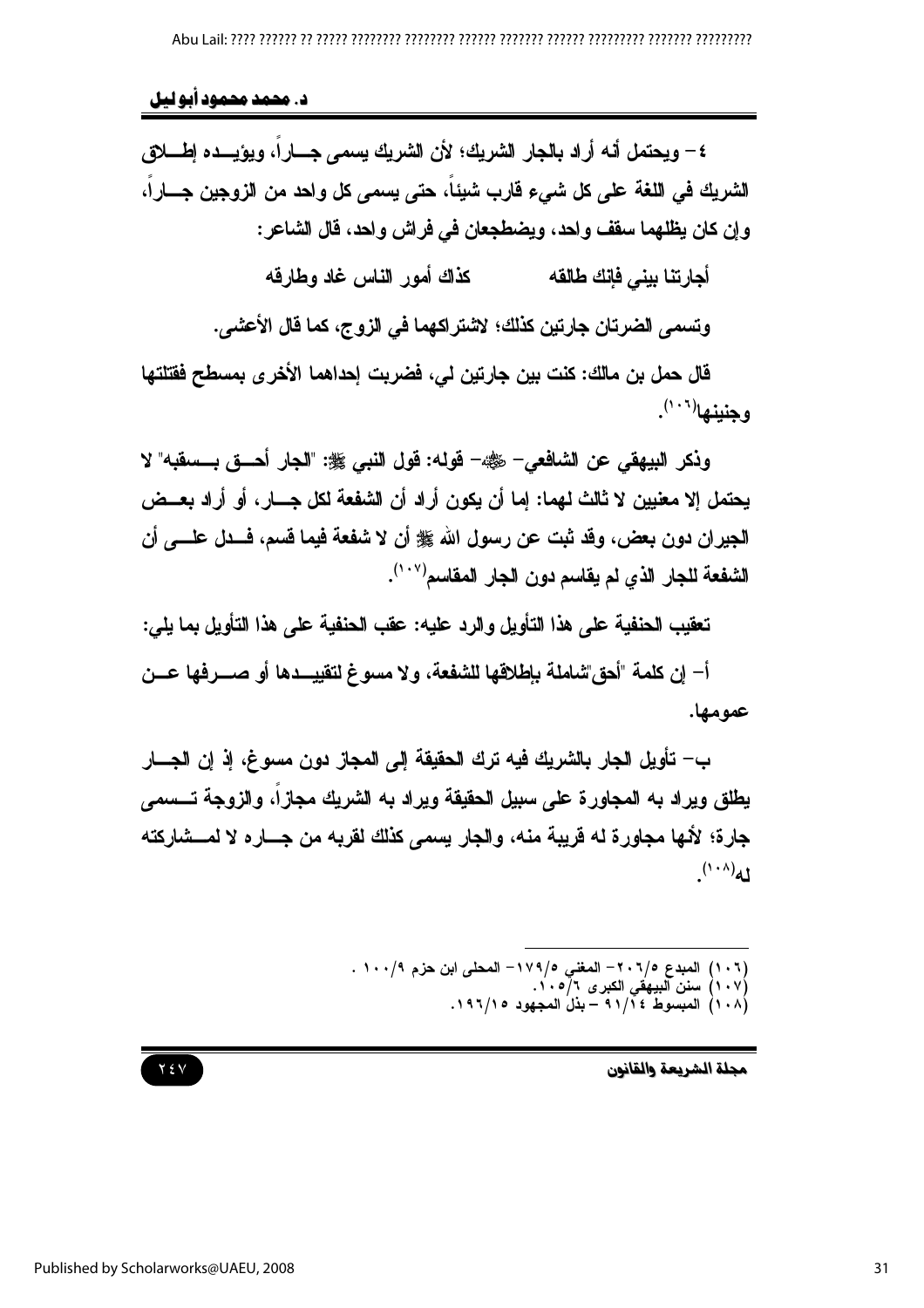٤- ويحتمل أنه أراد بالجار الشريك؛ لأن الشريك يسمى جاراً، ويؤيده إطلاق الشريك في اللغة على كل شيء قارب شيئاً، حتى يسمى كل واحد من الزوجين جاراً، وإن كان يظلهما سقف واحد، ويضطجعان في فراش واحد، قال الشاعر:

أجارتنا بيني فإنك طالقه          كذاك أمور الناس غاد وطارقه

وتسمى الضرتان جارتين كذلك؛ لاشتراكهما في الزوج، كما قال الأعشى.

قال حمل بن مالك: كنت بين جارتين لي، فضربت إحداهما الأخرى بمسطح فقتلتها وجنينها[١٠٦].

وذكر البيهقي عن الشافعي- ﷺ- قوله: قول النبي ﷺ: "الجار أحق بسقبه" لا يحتمل إلا معنيين لا ثالث لهما: إما أن يكون أراد أن الشفعة لكل جار، أو أراد بعض الجيران دون بعض، وقد ثبت عن رسول الله ﷺ أن لا شفعة فيما قسم، فدل على أن الشفعة للجار الذي لم يقاسم دون الجار المقاسم[١٠٧].

تعقيب الحنفية على هذا التأويل والرد عليه: عقب الحنفية على هذا التأويل بما يلي:

أ- إن كلمة "أحق" شاملة بإطلاقها للشفعة، ولا مسوغ لتقييدها أو صرفها عن عمومها.

ب- تأويل الجار بالشريك فيه ترك الحقيقة إلى المجاز دون مسوغ، إذ إن الجار يطلق ويراد به المجاورة على سبيل الحقيقة ويراد به الشريك مجازاً، والزوجة تسمى جارة؛ لأنها مجاورة له قريبة منه، والجار يسمى كذلك لقربه من جاره لا لمشاركته له[١٠٨].

---

(١٠٦) المبدع ٥/٢٠٦- المغني ٥/١٧٩- المحلى ابن حزم ٩/١٠٠ .
(١٠٧) سنن البيهقي الكبرى ٦/١٠٥.
(١٠٨) المبسوط ١٤/٩١ - بذل المجهود ١٥/١٩٦.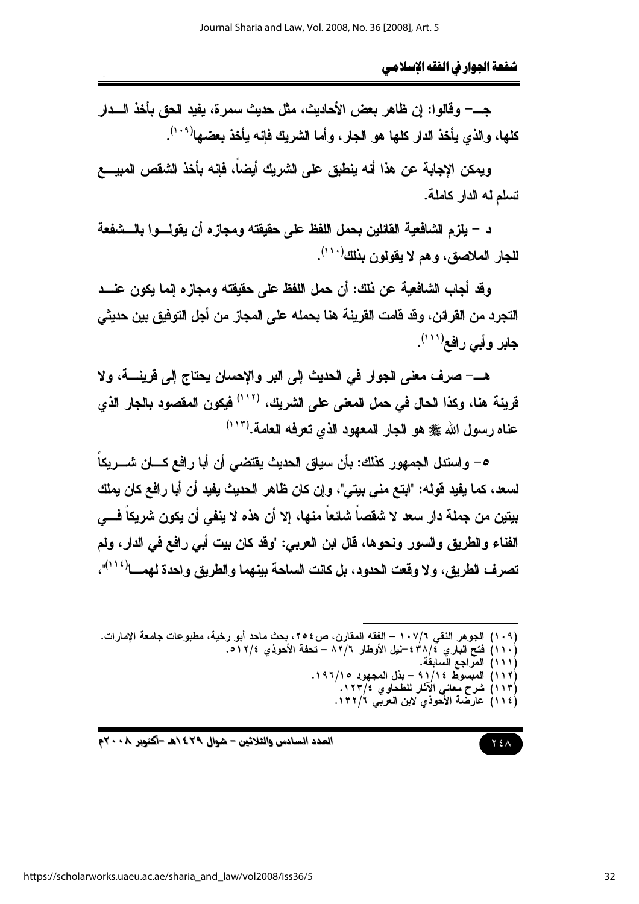جـ- وقالوا: إن ظاهر بعض الأحاديث، مثل حديث سمرة، يفيد الحق بأخذ الدار كلها، والذي يأخذ الدار كلها هو الجار، وأما الشريك فإنه يأخذ بعضها[(١٠٩)].

ويمكن الإجابة عن هذا أنه ينطبق على الشريك أيضاً، فإنه بأخذ الشقص المبيع تسلم له الدار كاملة.

د - يلزم الشافعية القائلين بحمل اللفظ على حقيقته ومجازه أن يقولوا بالشفعة للجار الملاصق، وهم لا يقولون بذلك[(١١٠)].

وقد أجاب الشافعية عن ذلك: أن حمل اللفظ على حقيقته ومجازه إنما يكون عند التجرد من القرائن، وقد قامت القرينة هنا بحمله على المجاز من أجل التوفيق بين حديثي جابر وأبي رافع[(١١١)].

هـ- صرف معنى الجوار في الحديث إلى البر والإحسان يحتاج إلى قرينة، ولا قرينة هنا، وكذا الحال في حمل المعنى على الشريك، [(١١٢)] فيكون المقصود بالجار الذي عناه رسول الله ﷺ هو الجار المعهود الذي تعرفه العامة.[(١١٣)]

٥- واستدل الجمهور كذلك: بأن سياق الحديث يقتضي أن أبا رافع كان شريكاً لسعد، كما يفيد قوله: "ابتع مني بيتي"، وإن كان ظاهر الحديث يفيد أن أبا رافع كان يملك بيتين من جملة دار سعد لا شقصاً شائعاً منها، إلا أن هذه لا ينفي أن يكون شريكاً في الفناء والطريق والسور ونحوها، قال ابن العربي: "وقد كان بيت أبي رافع في الدار، ولم تصرف الطريق، ولا وقعت الحدود، بل كانت الساحة بينهما والطريق واحدة لهما[(١١٤)]"،

---

(١٠٩) الجوهر النقي ١٠٧/٦ – الفقه المقارن، ص٢٥٤، بحث ماحد أبو رخية، مطبوعات جامعة الإمارات.
(١١٠) فتح الباري ٤٣٨/٤ –نيل الأوطار ٨٢/٦ – تحفة الأحوذي ٥١٢/٤.
(١١١) المراجع السابقة.
(١١٢) المبسوط ٩١/١٤ – بذل المجهود ١٩٦/١٥.
(١١٣) شرح معاني الآثار للطحاوي ١٢٣/٤.
(١١٤) عارضة الأحوذي لابن العربي ١٣٢/٦.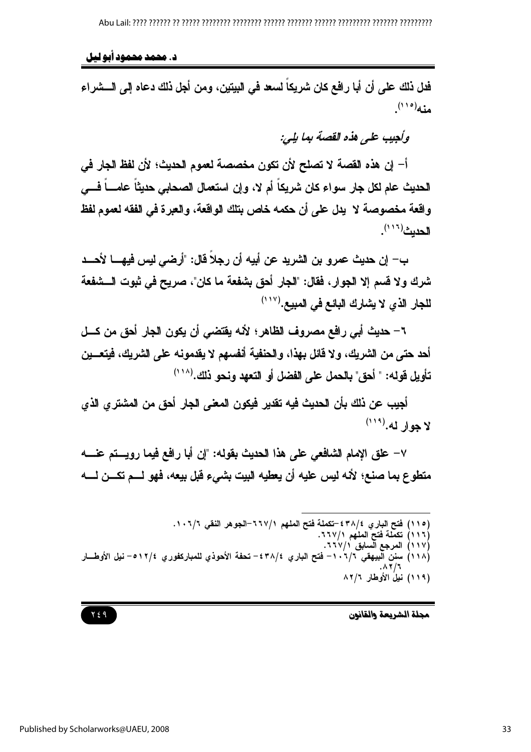فدل ذلك على أن أبا رافع كان شريكاً لسعد في البيتين، ومن أجل ذلك دعاه إلى الشراء منه[(١١٥)].

*وأجيب على هذه القصة بما يلي:*

أ- إن هذه القصة لا تصلح لأن تكون مخصصة لعموم الحديث؛ لأن لفظ الجار في الحديث عام لكل جار سواء كان شريكاً أم لا، وإن استعمال الصحابي حديثاً عاماً في واقعة مخصوصة لا يدل على أن حكمه خاص بتلك الواقعة، والعبرة في الفقه لعموم لفظ الحديث[(١١٦)].

ب- إن حديث عمرو بن الشريد عن أبيه أن رجلاً قال: "أرضي ليس فيها لأحد شرك ولا قسم إلا الجوار، فقال: "الجار أحق بشفعة ما كان"، صريح في ثبوت الشفعة للجار الذي لا يشارك البائع في المبيع.[(١١٧)]

٦- حديث أبي رافع مصروف الظاهر؛ لأنه يقتضي أن يكون الجار أحق من كل أحد حتى من الشريك، ولا قائل بهذا، والحنفية أنفسهم لا يقدمونه على الشريك، فيتعين تأويل قوله: " أحق" بالحمل على الفضل أو التعهد ونحو ذلك.[(١١٨)]

أجيب عن ذلك بأن الحديث فيه تقدير فيكون المعنى الجار أحق من المشتري الذي لا جوار له.[(١١٩)]

٧- علق الإمام الشافعي على هذا الحديث بقوله: "إن أبا رافع فيما رويتم عنه متطوع بما صنع؛ لأنه ليس عليه أن يعطيه البيت بشيء قبل بيعه، فهو لم تكن له

---

(١١٥) فتح الباري ٤٣٨/٤-تكملة فتح الملهم ٦٦٧/١-الجوهر النقي ١٠٦/٦.

(١١٦) تكملة فتح الملهم ٦٦٧/١.

(١١٧) المرجع السابق ٦٦٧/١.

(١١٨) سنن البيهقي ١٠٦/٦- فتح الباري ٤٣٨/٤- تحفة الأحوذي للمباركفوري ٥١٢/٤- نيل الأوطار ٨٢/٦.

(١١٩) نيل الأوطار ٨٢/٦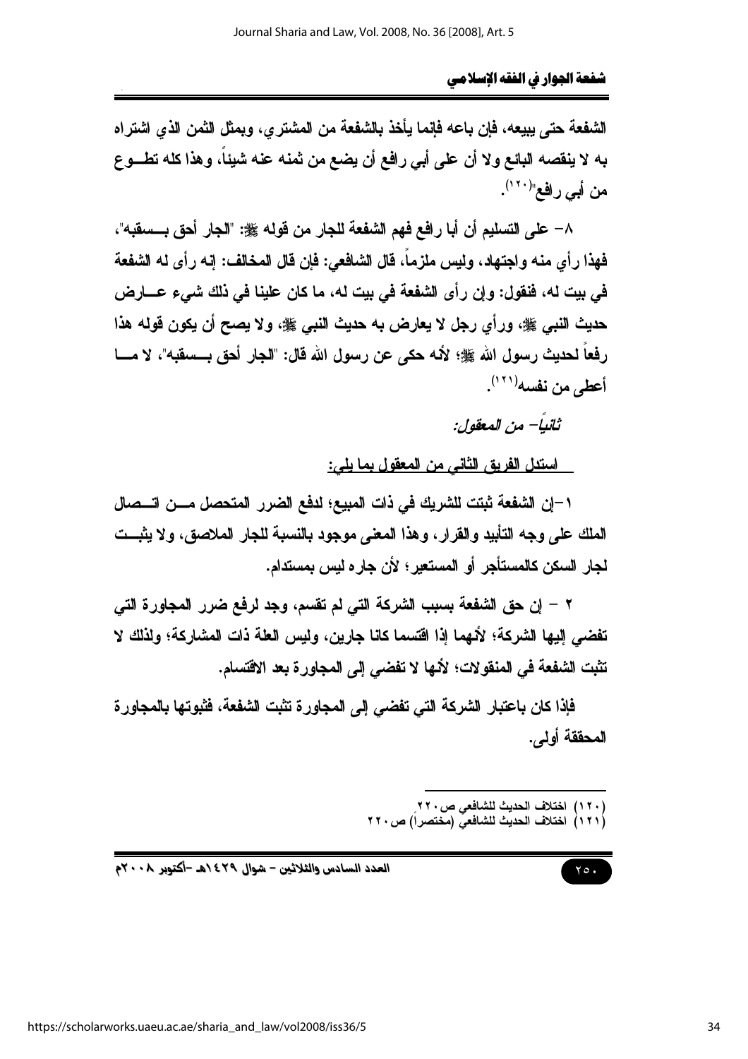الشفعة حتى يبيعه، فإن باعه فإنما يأخذ بالشفعة من المشتري، وبمثل الثمن الذي اشتراه به لا ينقصه البائع ولا أن على أبي رافع أن يضع من ثمنه عنه شيئاً، وهذا كله تطوع من أبي رافع"[120].

٨- على التسليم أن أبا رافع فهم الشفعة للجار من قوله ﷺ: "الجار أحق بسقبه"، فهذا رأي منه واجتهاد، وليس ملزماً، قال الشافعي: فإن قال المخالف: إنه رأى له الشفعة في بيت له، فنقول: وإن رأى الشفعة في بيت له، ما كان علينا في ذلك شيء عارض حديث النبي ﷺ، ورأي رجل لا يعارض به حديث النبي ﷺ، ولا يصح أن يكون قوله هذا رفعاً لحديث رسول الله ﷺ؛ لأنه حكى عن رسول الله قال: "الجار أحق بسقبه"، لا ما أعطى من نفسه[121].

*ثانياً- من المعقول:*

<u>استدل الفريق الثاني من المعقول بما يلي:</u>

١-إن الشفعة ثبتت للشريك في ذات المبيع؛ لدفع الضرر المتحصل من اتصال الملك على وجه التأبيد والقرار، وهذا المعنى موجود بالنسبة للجار الملاصق، ولا يثبت لجار السكن كالمستأجر أو المستعير؛ لأن جاره ليس بمستدام.

٢ - إن حق الشفعة بسبب الشركة التي لم تقسم، وجد لرفع ضرر المجاورة التي تفضي إليها الشركة؛ لأنهما إذا اقتسما كانا جارين، وليس العلة ذات المشاركة؛ ولذلك لا تثبت الشفعة في المنقولات؛ لأنها لا تفضي إلى المجاورة بعد الاقتسام.

فإذا كان باعتبار الشركة التي تفضي إلى المجاورة تثبت الشفعة، فثبوتها بالمجاورة المحققة أولى.

---

(١٢٠) اختلاف الحديث للشافعي ص٢٢٠.
(١٢١) اختلاف الحديث للشافعي (مختصراً) ص٢٢٠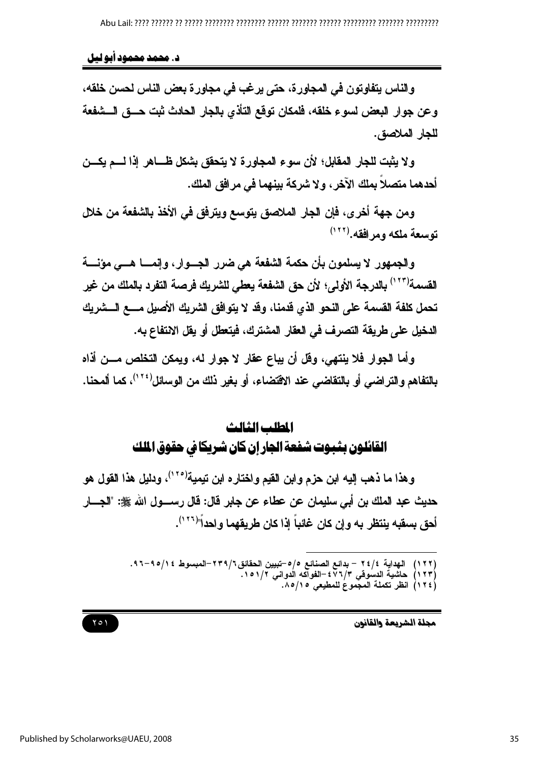والناس يتفاوتون في المجاورة، حتى يرغب في مجاورة بعض الناس لحسن خلقه، وعن جوار البعض لسوء خلقه، فلمكان توقع التأذي بالجار الحادث ثبت حق الشفعة للجار الملاصق.

ولا يثبت للجار المقابل؛ لأن سوء المجاورة لا يتحقق بشكل ظاهر إذا لم يكن أحدهما متصلاً بملك الآخر، ولا شركة بينهما في مرافق الملك.

ومن جهة أخرى، فإن الجار الملاصق يتوسع ويترفق في الأخذ بالشفعة من خلال توسعة ملكه ومرافقه.[١٢٢]

والجمهور لا يسلمون بأن حكمة الشفعة هي ضرر الجوار، وإنما هي مؤنة القسمة[١٢٣] بالدرجة الأولى؛ لأن حق الشفعة يعطي للشريك فرصة التفرد بالملك من غير تحمل كلفة القسمة على النحو الذي قدمنا، وقد لا يتوافق الشريك الأصيل مع الشريك الدخيل على طريقة التصرف في العقار المشترك، فيتعطل أو يقل الانتفاع به.

وأما الجوار فلا ينتهي، وقل أن يباع عقار لا جوار له، ويمكن التخلص من أذاه بالتفاهم والتراضي أو بالتقاضي عند الاقتضاء، أو بغير ذلك من الوسائل[١٢٤]، كما ألمحنا.

## المطلب الثالث
## القائلون بثبوت شفعة الجار إن كان شريكا في حقوق الملك

وهذا ما ذهب إليه ابن حزم وابن القيم واختاره ابن تيمية[١٢٥]، ودليل هذا القول هو حديث عبد الملك بن أبي سليمان عن عطاء عن جابر قال: قال رسول الله ﷺ: "الجار أحق بسقبه ينتظر به وإن كان غائباً إذا كان طريقهما واحداً"[١٢٦].

---

(١٢٢) الهداية ٢٤/٤ - بدائع الصنائع ٥/٥-تبيين الحقائق٦/٢٣٩-المبسوط ١٤/٩٥-٩٦.
(١٢٣) حاشية الدسوقي ٣/٤٧٦-الفواكه الدواني ٢/١٥١.
(١٢٤) انظر تكملة المجموع للمطيعي ١٥/٨٥.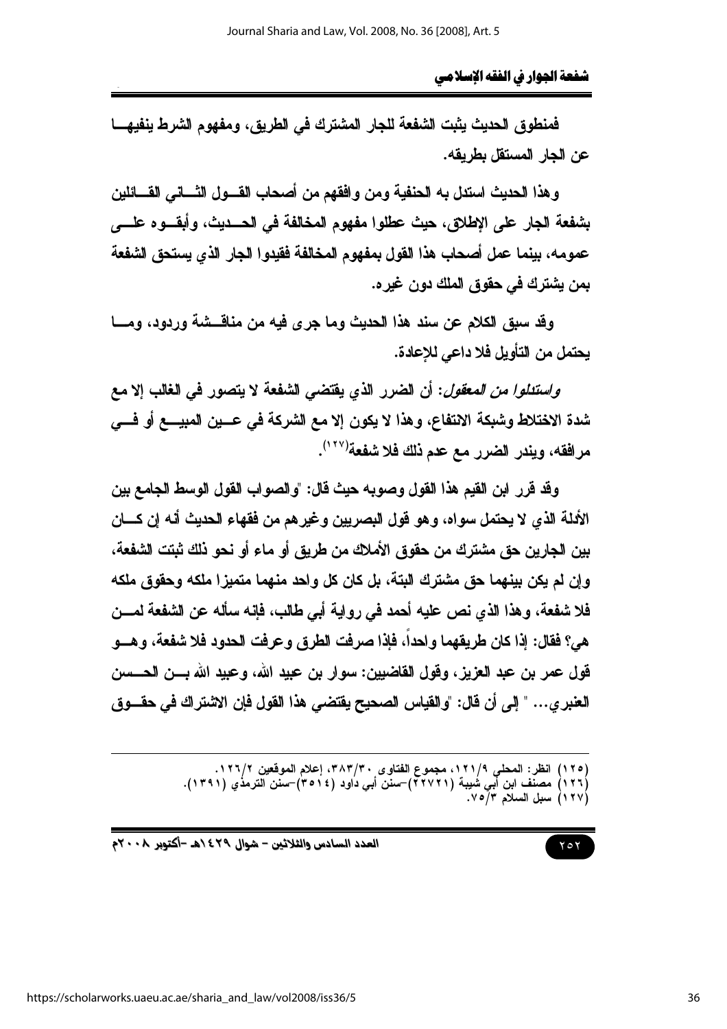فمنطوق الحديث يثبت الشفعة للجار المشترك في الطريق، ومفهوم الشرط ينفيها عن الجار المستقل بطريقه.

وهذا الحديث استدل به الحنفية ومن وافقهم من أصحاب القول الثاني القائلين بشفعة الجار على الإطلاق، حيث عطلوا مفهوم المخالفة في الحديث، وأبقوه على عمومه، بينما عمل أصحاب هذا القول بمفهوم المخالفة فقيدوا الجار الذي يستحق الشفعة بمن يشترك في حقوق الملك دون غيره.

وقد سبق الكلام عن سند هذا الحديث وما جرى فيه من مناقشة وردود، وما يحتمل من التأويل فلا داعي للإعادة.

*واستدلوا من المعقول*: أن الضرر الذي يقتضي الشفعة لا يتصور في الغالب إلا مع شدة الاختلاط وشبكة الانتفاع، وهذا لا يكون إلا مع الشركة في عين المبيع أو في مرافقه، ويندر الضرر مع عدم ذلك فلا شفعة[(١٢٧)].

وقد قرر ابن القيم هذا القول وصوبه حيث قال: "والصواب القول الوسط الجامع بين الأدلة الذي لا يحتمل سواه، وهو قول البصريين وغيرهم من فقهاء الحديث أنه إن كان بين الجارين حق مشترك من حقوق الأملاك من طريق أو ماء أو نحو ذلك ثبتت الشفعة، وإن لم يكن بينهما حق مشترك البتة، بل كان كل واحد منهما متميزا ملكه وحقوق ملكه فلا شفعة، وهذا الذي نص عليه أحمد في رواية أبي طالب، فإنه سأله عن الشفعة لمن هي؟ فقال: إذا كان طريقهما واحداً، فإذا صرفت الطرق وعرفت الحدود فلا شفعة، وهو قول عمر بن عبد العزيز، وقول القاضيين: سوار بن عبيد الله، وعبيد الله بن الحسن العنبري... " إلى أن قال: "والقياس الصحيح يقتضي هذا القول فإن الاشتراك في حقوق

---

(١٢٥) انظر: المحلى ١٢١/٩، مجموع الفتاوى ٣٨٣/٣٠، إعلام الموقعين ١٢٦/٢.
(١٢٦) مصنف ابن أبي شيبة (٢٢٧٢١)-سنن أبي داود (٣٥١٤)-سنن الترمذي (١٣٩١).
(١٢٧) سبل السلام ٧٥/٣.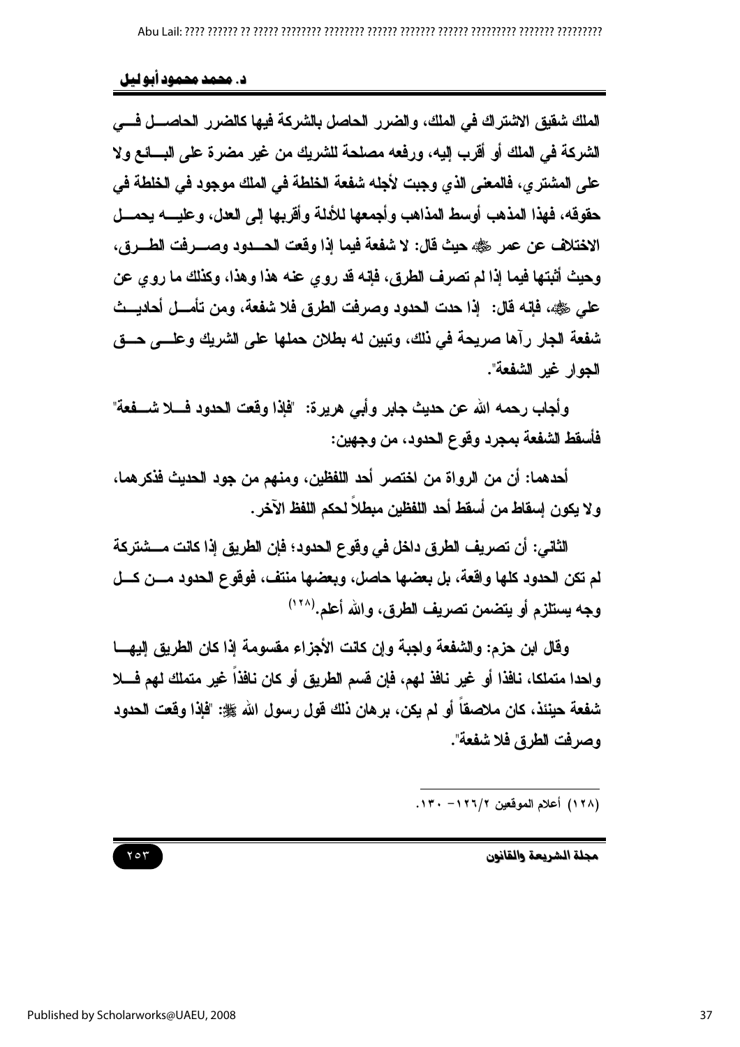الملك شقيق الاشتراك في الملك، والضرر الحاصل بالشركة فيها كالضرر الحاصل في الشركة في الملك أو أقرب إليه، ورفعه مصلحة للشريك من غير مضرة على البائع ولا على المشتري، فالمعنى الذي وجبت لأجله شفعة الخلطة في الملك موجود في الخلطة في حقوقه، فهذا المذهب أوسط المذاهب وأجمعها للأدلة وأقربها إلى العدل، وعليه يحمل الاختلاف عن عمر ﷺ حيث قال: لا شفعة فيما إذا وقعت الحدود وصرفت الطرق، وحيث أثبتها فيما إذا لم تصرف الطرق، فإنه قد روي عنه هذا وهذا، وكذلك ما روي عن علي ﷺ، فإنه قال: إذا حدت الحدود وصرفت الطرق فلا شفعة، ومن تأمل أحاديث شفعة الجار رآها صريحة في ذلك، وتبين له بطلان حملها على الشريك وعلى حق الجوار غير الشفعة".

وأجاب رحمه الله عن حديث جابر وأبي هريرة: "فإذا وقعت الحدود فلا شفعة" فأسقط الشفعة بمجرد وقوع الحدود، من وجهين:

أحدهما: أن من الرواة من اختصر أحد اللفظين، ومنهم من جود الحديث فذكرهما، ولا يكون إسقاط من أسقط أحد اللفظين مبطلاً لحكم اللفظ الآخر.

الثاني: أن تصريف الطرق داخل في وقوع الحدود؛ فإن الطريق إذا كانت مشتركة لم تكن الحدود كلها واقعة، بل بعضها حاصل، وبعضها منتف، فوقوع الحدود من كل وجه يستلزم أو يتضمن تصريف الطرق، والله أعلم.[128]

وقال ابن حزم: والشفعة واجبة وإن كانت الأجزاء مقسومة إذا كان الطريق إليها واحدا متملكا، نافذا أو غير نافذ لهم، فإن قسم الطريق أو كان نافذاً غير متملك لهم فلا شفعة حينئذ، كان ملاصقاً أو لم يكن، برهان ذلك قول رسول الله ﷺ: "فإذا وقعت الحدود وصرفت الطرق فلا شفعة".

---

(128) أعلام الموقعين ٢/١٢٦– ١٣٠.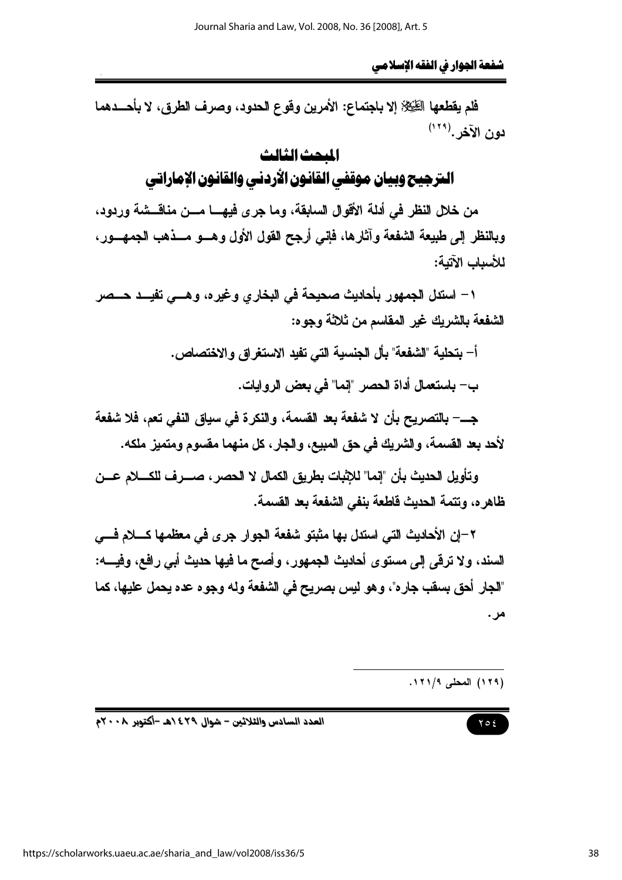فلم يقطعها ﷺ إلا باجتماع: الأمرين وقوع الحدود، وصرف الطرق، لا بأحدهما دون الآخر.(١٢٩)

## المبحث الثالث

## الترجيح وبيان موقفي القانون الأردني والقانون الإماراتي

من خلال النظر في أدلة الأقوال السابقة، وما جرى فيها من مناقشة وردود، وبالنظر إلى طبيعة الشفعة وآثارها، فإني أرجح القول الأول وهو مذهب الجمهور، للأسباب الآتية:

١- استدل الجمهور بأحاديث صحيحة في البخاري وغيره، وهي تفيد حصر الشفعة بالشريك غير المقاسم من ثلاثة وجوه:

أ- بتحلية "الشفعة" بأل الجنسية التي تفيد الاستغراق والاختصاص.

ب- باستعمال أداة الحصر "إنما" في بعض الروايات.

جـ- بالتصريح بأن لا شفعة بعد القسمة، والنكرة في سياق النفي تعم، فلا شفعة لأحد بعد القسمة، والشريك في حق المبيع، والجار، كل منهما مقسوم ومتميز ملكه.

وتأويل الحديث بأن "إنما" للإثبات بطريق الكمال لا الحصر، صرف للكلام عن ظاهره، وتتمة الحديث قاطعة بنفي الشفعة بعد القسمة.

٢-إن الأحاديث التي استدل بها مثبتو شفعة الجوار جرى في معظمها كلام في السند، ولا ترقى إلى مستوى أحاديث الجمهور، وأصح ما فيها حديث أبي رافع، وفيه: "الجار أحق بسقب جاره"، وهو ليس بصريح في الشفعة وله وجوه عده يحمل عليها، كما مر.

---

(١٢٩) المحلى ١٢١/٩.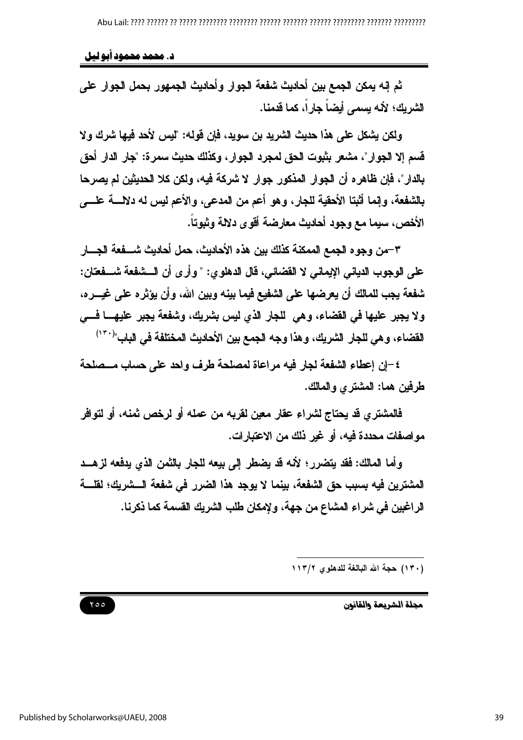ثم إنه يمكن الجمع بين أحاديث شفعة الجوار وأحاديث الجمهور بحمل الجوار على الشريك؛ لأنه يسمى أيضاً جاراً، كما قدمنا.

ولكن يشكل على هذا حديث الشريد بن سويد، فإن قوله: "ليس لأحد فيها شرك ولا قسم إلا الجوار"، مشعر بثبوت الحق لمجرد الجوار، وكذلك حديث سمرة: "جار الدار أحق بالدار"، فإن ظاهره أن الجوار المذكور جوار لا شركة فيه، ولكن كلا الحديثين لم يصرحا بالشفعة، وإنما أثبتا الأحقية للجار، وهو أعم من المدعى، والأعم ليس له دلالة على الأخص، سيما مع وجود أحاديث معارضة أقوى دلالة وثبوتاً.

٣-من وجوه الجمع الممكنة كذلك بين هذه الأحاديث، حمل أحاديث شفعة الجار على الوجوب الدياني الإيماني لا القضائي، قال الدهلوي: " وأرى أن الشفعة شفعتان: شفعة يجب للمالك أن يعرضها على الشفيع فيما بينه وبين الله، وأن يؤثره على غيره، ولا يجبر عليها في القضاء، وهي للجار الذي ليس بشريك، وشفعة يجبر عليها في القضاء، وهي للجار الشريك، وهذا وجه الجمع بين الأحاديث المختلفة في الباب"(١٣٠)

٤-إن إعطاء الشفعة لجار فيه مراعاة لمصلحة طرف واحد على حساب مصلحة طرفين هما: المشتري والمالك.

فالمشتري قد يحتاج لشراء عقار معين لقربه من عمله أو لرخص ثمنه، أو لتوافر مواصفات محددة فيه، أو غير ذلك من الاعتبارات.

وأما المالك: فقد يتضرر؛ لأنه قد يضطر إلى بيعه للجار بالثمن الذي يدفعه لزهد المشترين فيه بسبب حق الشفعة، بينما لا يوجد هذا الضرر في شفعة الشريك؛ لقلة الراغبين في شراء المشاع من جهة، ولإمكان طلب الشريك القسمة كما ذكرنا.

---

(١٣٠) حجة الله البالغة للدهلوي ١١٣/٢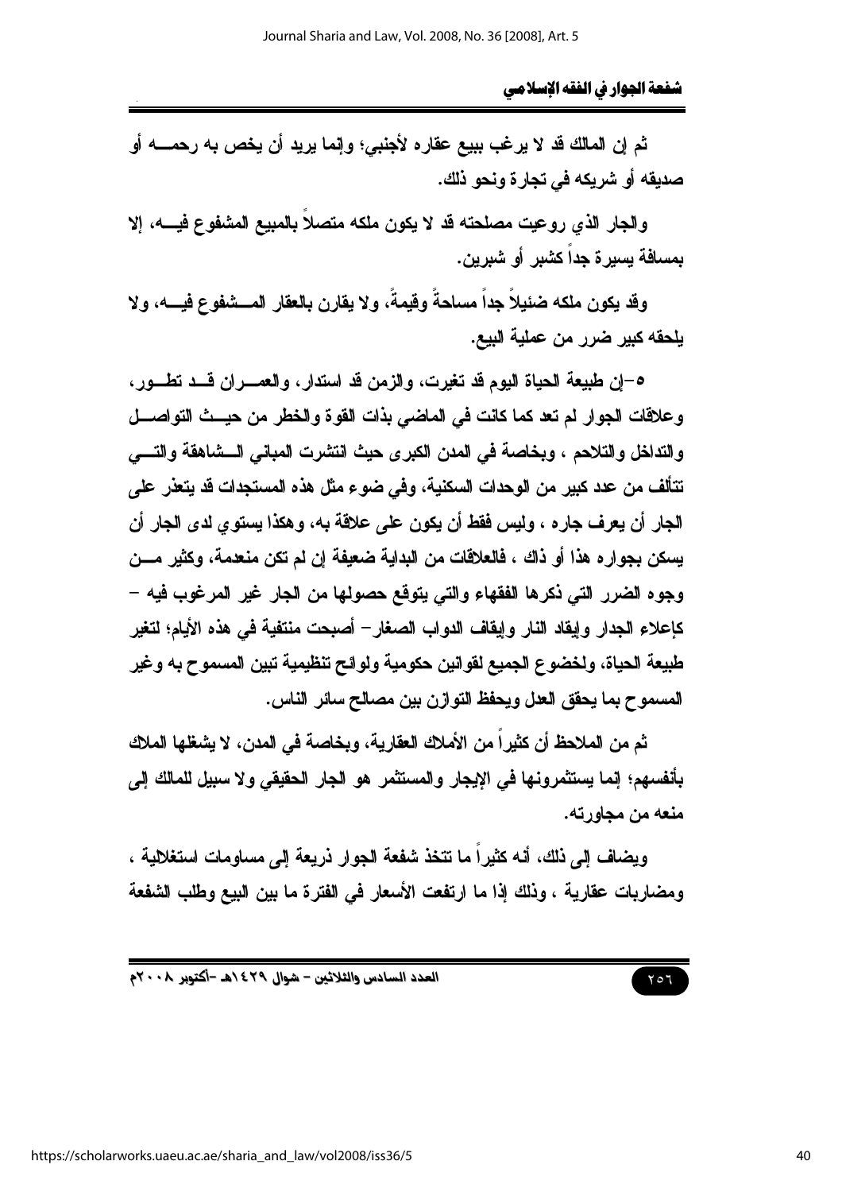ثم إن المالك قد لا يرغب ببيع عقاره لأجنبي؛ وإنما يريد أن يخص به رحمه أو صديقه أو شريكه في تجارة ونحو ذلك.

والجار الذي روعيت مصلحته قد لا يكون ملكه متصلاً بالمبيع المشفوع فيه، إلا بمسافة يسيرة جداً كشبر أو شبرين.

وقد يكون ملكه ضئيلاً جداً مساحةً وقيمةً، ولا يقارن بالعقار المشفوع فيه، ولا يلحقه كبير ضرر من عملية البيع.

٥-إن طبيعة الحياة اليوم قد تغيرت، والزمن قد استدار، والعمران قد تطور، وعلاقات الجوار لم تعد كما كانت في الماضي بذات القوة والخطر من حيث التواصل والتداخل والتلاحم ، وبخاصة في المدن الكبرى حيث انتشرت المباني الشاهقة والتي تتألف من عدد كبير من الوحدات السكنية، وفي ضوء مثل هذه المستجدات قد يتعذر على الجار أن يعرف جاره ، وليس فقط أن يكون على علاقة به، وهكذا يستوي لدى الجار أن يسكن بجواره هذا أو ذاك ، فالعلاقات من البداية ضعيفة إن لم تكن منعدمة، وكثير من وجوه الضرر التي ذكرها الفقهاء والتي يتوقع حصولها من الجار غير المرغوب فيه – كإعلاء الجدار وإيقاد النار وإيقاف الدواب الصغار– أصبحت منتفية في هذه الأيام؛ لتغير طبيعة الحياة، ولخضوع الجميع لقوانين حكومية ولوائح تنظيمية تبين المسموح به وغير المسموح بما يحقق العدل ويحفظ التوازن بين مصالح سائر الناس.

ثم من الملاحظ أن كثيراً من الأملاك العقارية، وبخاصة في المدن، لا يشغلها الملاك بأنفسهم؛ إنما يستثمرونها في الإيجار والمستثمر هو الجار الحقيقي ولا سبيل للمالك إلى منعه من مجاورته.

ويضاف إلى ذلك، أنه كثيراً ما تتخذ شفعة الجوار ذريعة إلى مساومات استغلالية ، ومضاربات عقارية ، وذلك إذا ما ارتفعت الأسعار في الفترة ما بين البيع وطلب الشفعة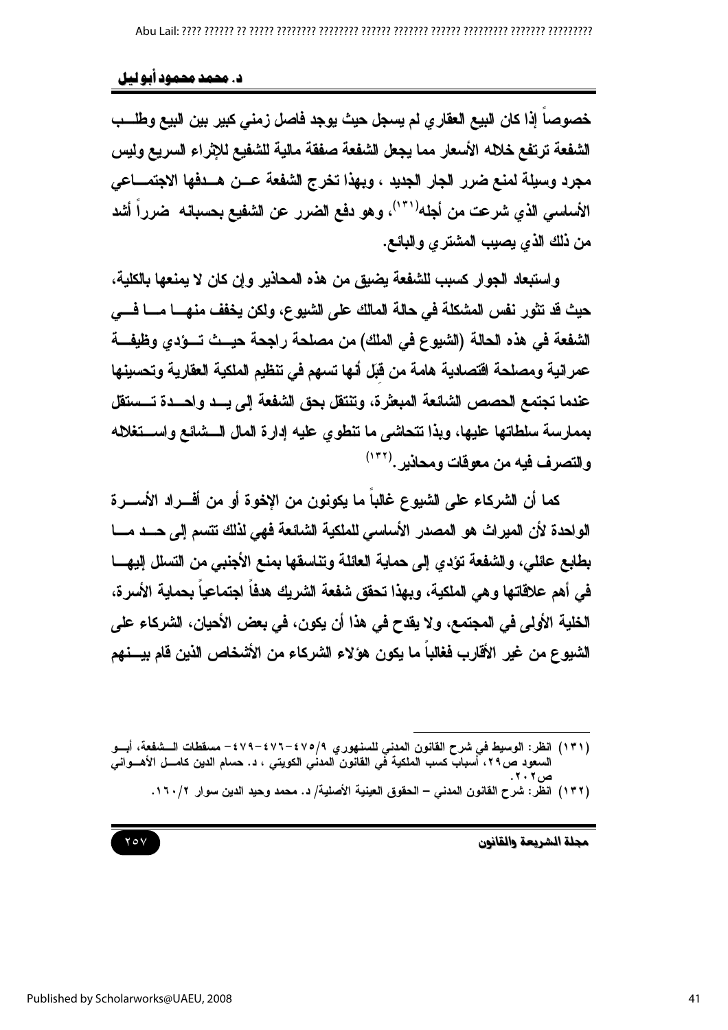خصوصاً إذا كان البيع العقاري لم يسجل حيث يوجد فاصل زمني كبير بين البيع وطلب الشفعة ترتفع خلاله الأسعار مما يجعل الشفعة صفقة مالية للشفيع للإثراء السريع وليس مجرد وسيلة لمنع ضرر الجار الجديد ، وبهذا تخرج الشفعة عن هدفها الاجتماعي الأساسي الذي شرعت من أجله[١٣١]، وهو دفع الضرر عن الشفيع بحسبانه ضرراً أشد من ذلك الذي يصيب المشتري والبائع.

واستبعاد الجوار كسبب للشفعة يضيق من هذه المحاذير وإن كان لا يمنعها بالكلية، حيث قد تثور نفس المشكلة في حالة المالك على الشيوع، ولكن يخفف منها ما في الشفعة في هذه الحالة (الشيوع في الملك) من مصلحة راجحة حيث تؤدي وظيفة عمرانية ومصلحة اقتصادية هامة من قبل أنها تسهم في تنظيم الملكية العقارية وتحسينها عندما تجتمع الحصص الشائعة المبعثرة، وتنتقل بحق الشفعة إلى يد واحدة تستقل بممارسة سلطاتها عليها، وبذا تتحاشى ما تنطوي عليه إدارة المال الشائع واستغلاله والتصرف فيه من معوقات ومحاذير.[١٣٢]

كما أن الشركاء على الشيوع غالباً ما يكونون من الإخوة أو من أفراد الأسرة الواحدة لأن الميراث هو المصدر الأساسي للملكية الشائعة فهي لذلك تتسم إلى حد ما بطابع عائلي، والشفعة تؤدي إلى حماية العائلة وتناسقها بمنع الأجنبي من التسلل إليها في أهم علاقاتها وهي الملكية، وبهذا تحقق شفعة الشريك هدفاً اجتماعياً بحماية الأسرة، الخلية الأولى في المجتمع، ولا يقدح في هذا أن يكون، في بعض الأحيان، الشركاء على الشيوع من غير الأقارب فغالباً ما يكون هؤلاء الشركاء من الأشخاص الذين قام بينهم

---

(١٣١) انظر: الوسيط في شرح القانون المدني للسنهوري ٩/٤٧٥-٤٧٦-٤٧٩- مسقطات الشفعة، أبو السعود ص٢٩، أسباب كسب الملكية في القانون المدني الكويتي ، د. حسام الدين كامل الأهواني ص٢٠٢.

(١٣٢) انظر: شرح القانون المدني – الحقوق العينية الأصلية/ د. محمد وحيد الدين سوار ٢/١٦٠.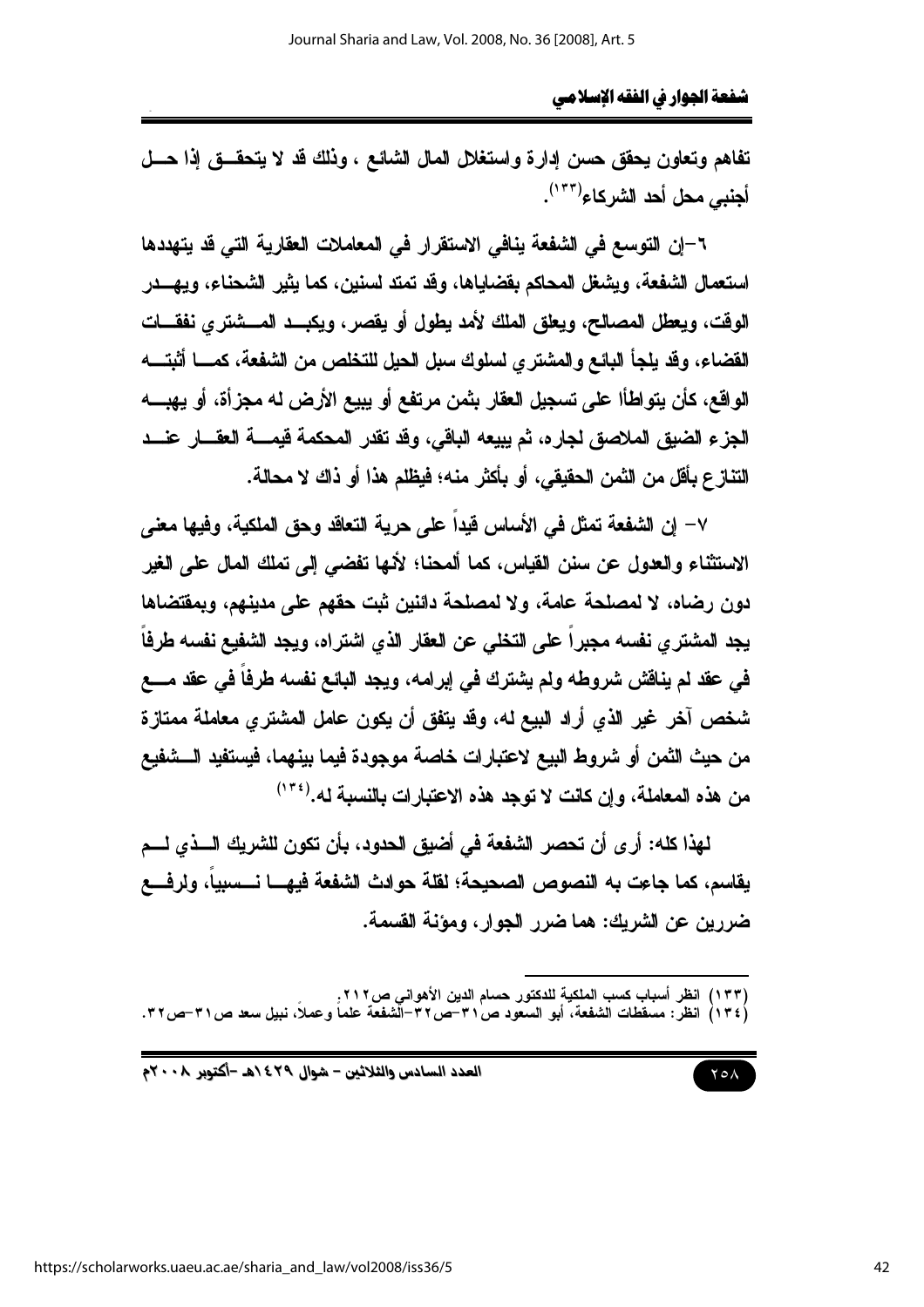تفاهم وتعاون يحقق حسن إدارة واستغلال المال الشائع ، وذلك قد لا يتحقق إذا حل أجنبي محل أحد الشركاء[١٣٣].

٦-إن التوسع في الشفعة ينافي الاستقرار في المعاملات العقارية التي قد يتهددها استعمال الشفعة، ويشغل المحاكم بقضاياها، وقد تمتد لسنين، كما يثير الشحناء، ويهدر الوقت، ويعطل المصالح، ويعلق الملك لأمد يطول أو يقصر، ويكبد المشتري نفقات القضاء، وقد يلجأ البائع والمشتري لسلوك سبل الحيل للتخلص من الشفعة، كما أثبته الواقع، كأن يتواطأا على تسجيل العقار بثمن مرتفع أو يبيع الأرض له مجزأة، أو يهبه الجزء الضيق الملاصق لجاره، ثم يبيعه الباقي، وقد تقدر المحكمة قيمة العقار عند التنازع بأقل من الثمن الحقيقي، أو بأكثر منه؛ فيظلم هذا أو ذاك لا محالة.

٧- إن الشفعة تمثل في الأساس قيداً على حرية التعاقد وحق الملكية، وفيها معنى الاستثناء والعدول عن سنن القياس، كما ألمحنا؛ لأنها تفضي إلى تملك المال على الغير دون رضاه، لا لمصلحة عامة، ولا لمصلحة دائنين ثبت حقهم على مدينهم، وبمقتضاها يجد المشتري نفسه مجبراً على التخلي عن العقار الذي اشتراه، ويجد الشفيع نفسه طرفاً في عقد لم يناقش شروطه ولم يشترك في إبرامه، ويجد البائع نفسه طرفاً في عقد مع شخص آخر غير الذي أراد البيع له، وقد يتفق أن يكون عامل المشتري معاملة ممتازة من حيث الثمن أو شروط البيع لاعتبارات خاصة موجودة فيما بينهما، فيستفيد الشفيع من هذه المعاملة، وإن كانت لا توجد هذه الاعتبارات بالنسبة له.[١٣٤]

لهذا كله: أرى أن تحصر الشفعة في أضيق الحدود، بأن تكون للشريك الذي لم يقاسم، كما جاءت به النصوص الصحيحة؛ لقلة حوادث الشفعة فيها نسبياً، ولرفع ضررين عن الشريك: هما ضرر الجوار، ومؤنة القسمة.

---

(١٣٣) انظر أسباب كسب الملكية للدكتور حسام الدين الأهواني ص٢١٢.

(١٣٤) انظر: مسقطات الشفعة، أبو السعود ص٣١-ص٣٢-الشفعة علماً وعملاً، نبيل سعد ص٣١-ص٣٢.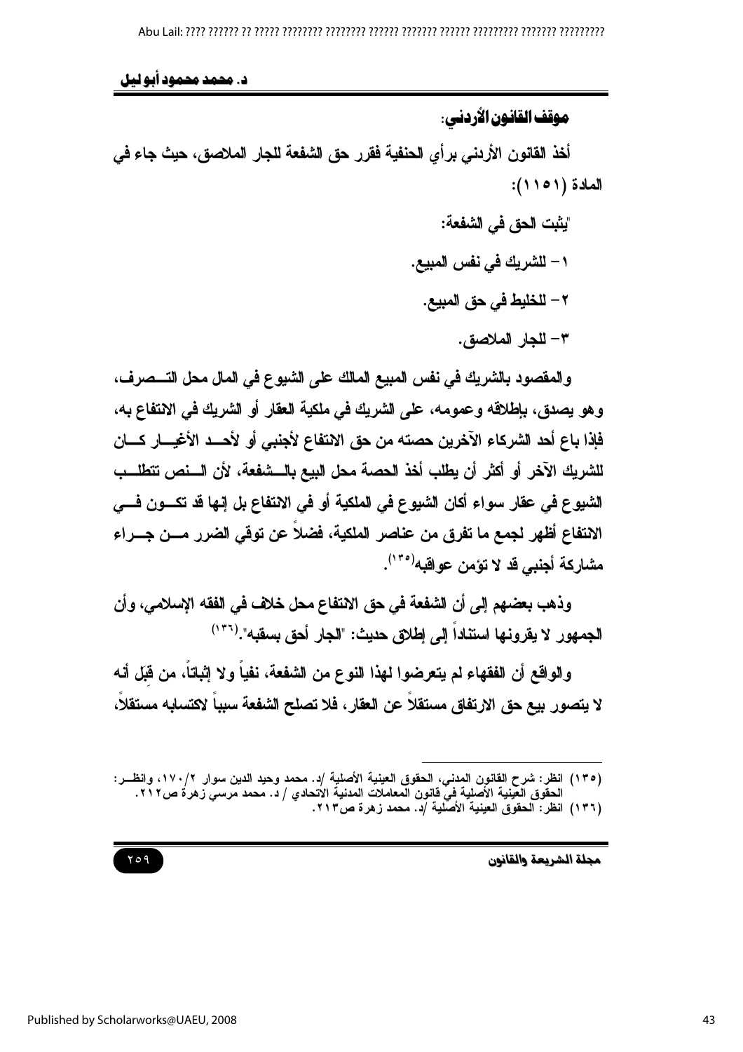**موقف القانون الأردني**:

أخذ القانون الأردني برأي الحنفية فقرر حق الشفعة للجار الملاصق، حيث جاء في المادة (١١٥١):

"يثبت الحق في الشفعة:

١- للشريك في نفس المبيع.

٢- للخليط في حق المبيع.

٣- للجار الملاصق.

والمقصود بالشريك في نفس المبيع المالك على الشيوع في المال محل التصرف، وهو يصدق، بإطلاقه وعمومه، على الشريك في ملكية العقار أو الشريك في الانتفاع به، فإذا باع أحد الشركاء الآخرين حصته من حق الانتفاع لأجنبي أو لأحد الأغيار كان للشريك الآخر أو أكثر أن يطلب أخذ الحصة محل البيع بالشفعة، لأن النص تتطلب الشيوع في عقار سواء أكان الشيوع في الملكية أو في الانتفاع بل إنها قد تكون في الانتفاع أظهر لجمع ما تفرق من عناصر الملكية، فضلاً عن توقي الضرر من جراء مشاركة أجنبي قد لا تؤمن عواقبه[١٣٥].

وذهب بعضهم إلى أن الشفعة في حق الانتفاع محل خلاف في الفقه الإسلامي، وأن الجمهور لا يقرونها استناداً إلى إطلاق حديث: "الجار أحق بسقبه".[١٣٦]

والواقع أن الفقهاء لم يتعرضوا لهذا النوع من الشفعة، نفياً ولا إثباتاً، من قِبَل أنه لا يتصور بيع حق الارتفاق مستقلاً عن العقار، فلا تصلح الشفعة سبباً لاكتسابه مستقلاً،

---

(١٣٥) انظر: شرح القانون المدني، الحقوق العينية الأصلية /د. محمد وحيد الدين سوار ١٧٠/٢، وانظر: الحقوق العينية الأصلية في قانون المعاملات المدنية الاتحادي / د. محمد مرسي زهرة ص٢١٢.

(١٣٦) انظر: الحقوق العينية الأصلية /د. محمد زهرة ص٢١٣.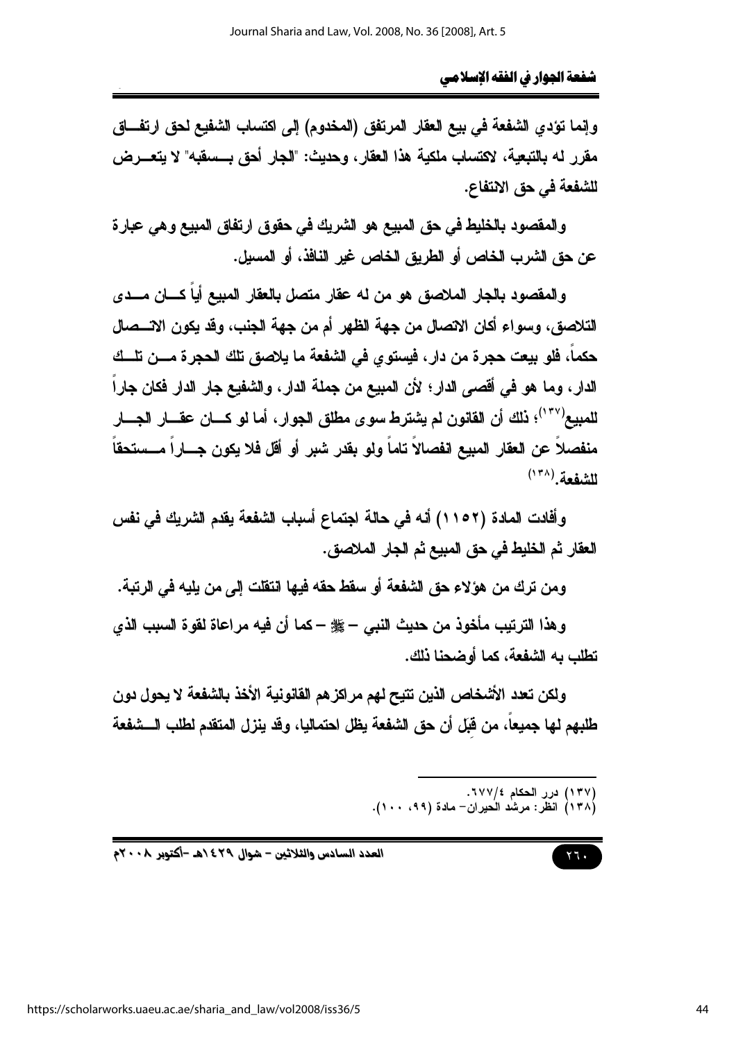وإنما تؤدي الشفعة في بيع العقار المرتفق (المخدوم) إلى اكتساب الشفيع لحق ارتفاق مقرر له بالتبعية، لاكتساب ملكية هذا العقار، وحديث: "الجار أحق بسقبه" لا يتعرض للشفعة في حق الانتفاع.

والمقصود بالخليط في حق المبيع هو الشريك في حقوق ارتفاق المبيع وهي عبارة عن حق الشرب الخاص أو الطريق الخاص غير النافذ، أو المسيل.

والمقصود بالجار الملاصق هو من له عقار متصل بالعقار المبيع أياً كان مدى التلاصق، وسواء أكان الاتصال من جهة الظهر أم من جهة الجنب، وقد يكون الاتصال حكماً، فلو بيعت حجرة من دار، فيستوي في الشفعة ما يلاصق تلك الحجرة من تلك الدار، وما هو في أقصى الدار؛ لأن المبيع من جملة الدار، والشفيع جار الدار فكان جاراً للمبيع[١٣٧]؛ ذلك أن القانون لم يشترط سوى مطلق الجوار، أما لو كان عقار الجار منفصلاً عن العقار المبيع انفصالاً تاماً ولو بقدر شبر أو أقل فلا يكون جاراً مستحقاً للشفعة.[١٣٨]

وأفادت المادة (١١٥٢) أنه في حالة اجتماع أسباب الشفعة يقدم الشريك في نفس العقار ثم الخليط في حق المبيع ثم الجار الملاصق.

ومن ترك من هؤلاء حق الشفعة أو سقط حقه فيها انتقلت إلى من يليه في الرتبة.

وهذا الترتيب مأخوذ من حديث النبي – ﷺ – كما أن فيه مراعاة لقوة السبب الذي تطلب به الشفعة، كما أوضحنا ذلك.

ولكن تعدد الأشخاص الذين تتيح لهم مراكزهم القانونية الأخذ بالشفعة لا يحول دون طلبهم لها جميعاً، من قِبَل أن حق الشفعة يظل احتماليا، وقد ينزل المتقدم لطلب الشفعة

---

(١٣٧) درر الحكام ٦٧٧/٤.
(١٣٨) انظر: مرشد الحيران– مادة (٩٩، ١٠٠).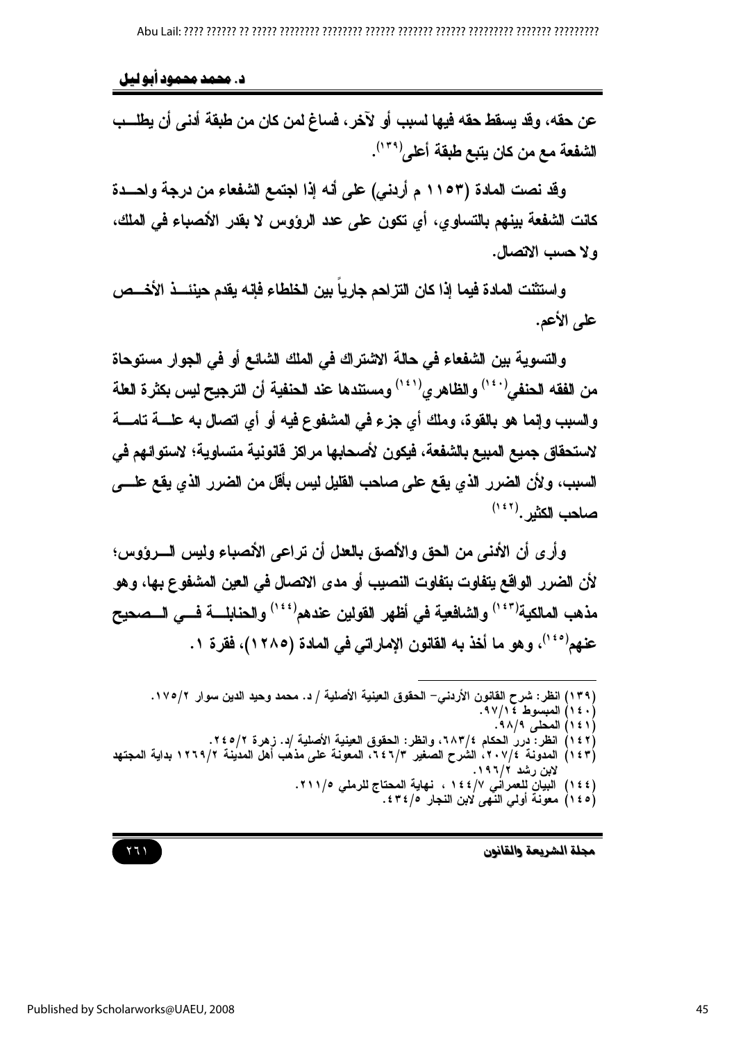عن حقه، وقد يسقط حقه فيها لسبب أو لآخر، فساغ لمن كان من طبقة أدنى أن يطلب الشفعة مع من كان يتبع طبقة أعلى[١٣٩].

وقد نصت المادة (١١٥٣ م أردني) على أنه إذا اجتمع الشفعاء من درجة واحدة كانت الشفعة بينهم بالتساوي، أي تكون على عدد الرؤوس لا بقدر الأنصباء في الملك، ولا حسب الاتصال.

واستثنت المادة فيما إذا كان التزاحم جارياً بين الخلطاء فإنه يقدم حينئذ الأخص على الأعم.

والتسوية بين الشفعاء في حالة الاشتراك في الملك الشائع أو في الجوار مستوحاة من الفقه الحنفي[١٤٠] والظاهري[١٤١] ومستندها عند الحنفية أن الترجيح ليس بكثرة العلة والسبب وإنما هو بالقوة، وملك أي جزء في المشفوع فيه أو أي اتصال به علة تامة لاستحقاق جميع المبيع بالشفعة، فيكون لأصحابها مراكز قانونية متساوية؛ لاستوائهم في السبب، ولأن الضرر الذي يقع على صاحب القليل ليس بأقل من الضرر الذي يقع على صاحب الكثير.[١٤٢]

وأرى أن الأدنى من الحق والألصق بالعدل أن تراعى الأنصباء وليس الرؤوس؛ لأن الضرر الواقع يتفاوت بتفاوت النصيب أو مدى الاتصال في العين المشفوع بها، وهو مذهب المالكية[١٤٣] والشافعية في أظهر القولين عندهم[١٤٤] والحنابلة في الصحيح عنهم[١٤٥]، وهو ما أخذ به القانون الإماراتي في المادة (١٢٨٥)، فقرة ١.

---

(١٣٩) انظر: شرح القانون الأردني- الحقوق العينية الأصلية / د. محمد وحيد الدين سوار ١٧٥/٢.
(١٤٠) المبسوط ٩٧/١٤.
(١٤١) المحلى ٩٨/٩.
(١٤٢) انظر: درر الحكام ٦٨٣/٤، وانظر: الحقوق العينية الأصلية /د. زهرة ٢٤٥/٢.
(١٤٣) المدونة ٢٠٧/٤، الشرح الصغير ٦٤٦/٣، المعونة على مذهب أهل المدينة ١٢٦٩/٢ بداية المجتهد لابن رشد ١٩٦/٢.
(١٤٤) البيان للعمراني ١٤٤/٧ ، نهاية المحتاج للرملي ٢١١/٥.
(١٤٥) معونة أولي النهى لابن النجار ٤٣٤/٥.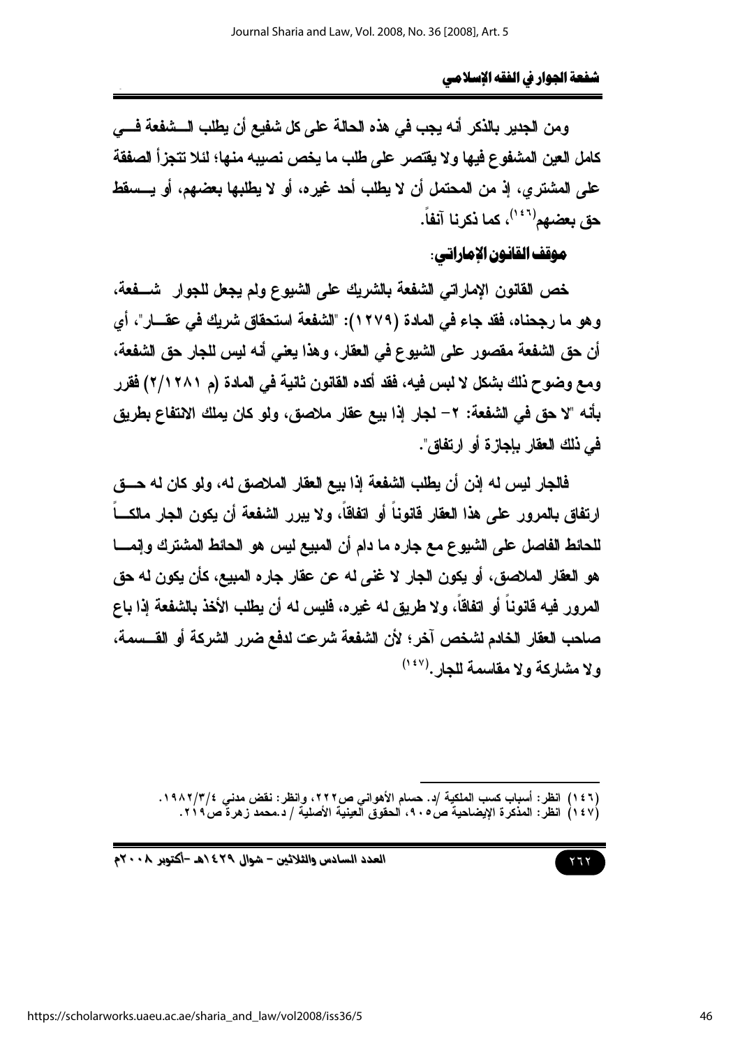ومن الجدير بالذكر أنه يجب في هذه الحالة على كل شفيع أن يطلب الشفعة في كامل العين المشفوع فيها ولا يقتصر على طلب ما يخص نصيبه منها؛ لئلا تتجزأ الصفقة على المشتري، إذ من المحتمل أن لا يطلب أحد غيره، أو لا يطلبها بعضهم، أو يسقط حق بعضهم[١٤٦]، كما ذكرنا آنفاً.

**موقف القانون الإماراتي:**

خص القانون الإماراتي الشفعة بالشريك على الشيوع ولم يجعل للجوار شفعة، وهو ما رجحناه، فقد جاء في المادة (١٢٧٩): "الشفعة استحقاق شريك في عقار"، أي أن حق الشفعة مقصور على الشيوع في العقار، وهذا يعني أنه ليس للجار حق الشفعة، ومع وضوح ذلك بشكل لا لبس فيه، فقد أكده القانون ثانية في المادة (م ١٢٨١/٢) فقرر بأنه "لا حق في الشفعة: ٢- لجار إذا بيع عقار ملاصق، ولو كان يملك الانتفاع بطريق في ذلك العقار بإجازة أو ارتفاق".

فالجار ليس له إذن أن يطلب الشفعة إذا بيع العقار الملاصق له، ولو كان له حق ارتفاق بالمرور على هذا العقار قانوناً أو اتفاقاً، ولا يبرر الشفعة أن يكون الجار مالكاً للحائط الفاصل على الشيوع مع جاره ما دام أن المبيع ليس هو الحائط المشترك وإنما هو العقار الملاصق، أو يكون الجار لا غنى له عن عقار جاره المبيع، كأن يكون له حق المرور فيه قانوناً أو اتفاقاً، ولا طريق له غيره، فليس له أن يطلب الأخذ بالشفعة إذا باع صاحب العقار الخادم لشخص آخر؛ لأن الشفعة شرعت لدفع ضرر الشركة أو القسمة، ولا مشاركة ولا مقاسمة للجار.[١٤٧]

---

(١٤٦) انظر: أسباب كسب الملكية /د. حسام الأهواني ص٢٢٢، وانظر: نقض مدني ١٩٨٢/٣/٤.

(١٤٧) انظر: المذكرة الإيضاحية ص٩٠٥، الحقوق العينية الأصلية / د.محمد زهرة ص٢١٩.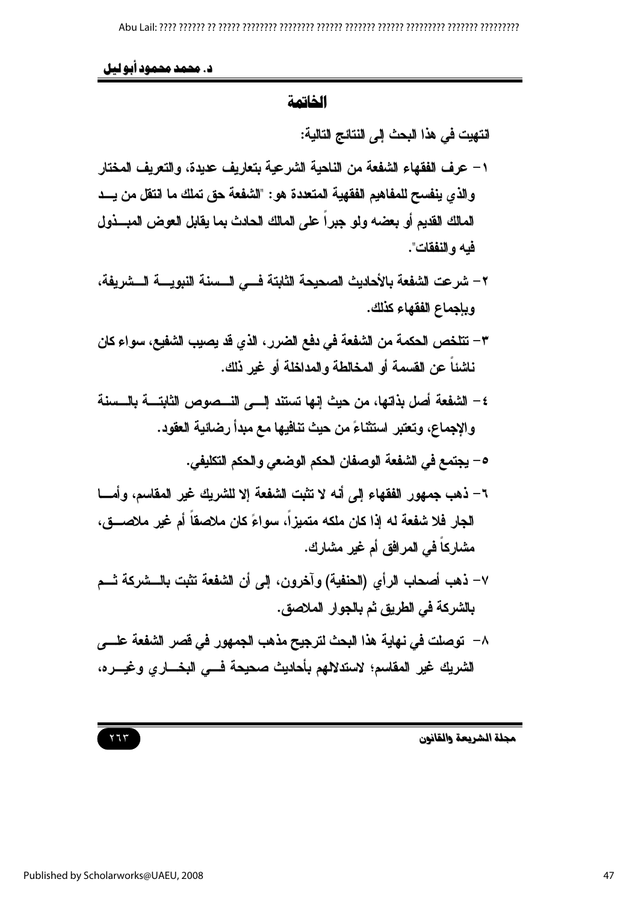## الخاتمة

انتهيت في هذا البحث إلى النتائج التالية:

١- عرف الفقهاء الشفعة من الناحية الشرعية بتعاريف عديدة، والتعريف المختار والذي ينفسح للمفاهيم الفقهية المتعددة هو: "الشفعة حق تملك ما انتقل من يد المالك القديم أو بعضه ولو جبراً على المالك الحادث بما يقابل العوض المبذول فيه والنفقات".

٢- شرعت الشفعة بالأحاديث الصحيحة الثابتة في السنة النبوية الشريفة، وبإجماع الفقهاء كذلك.

٣- تتلخص الحكمة من الشفعة في دفع الضرر، الذي قد يصيب الشفيع، سواء كان ناشئاً عن القسمة أو المخالطة والمداخلة أو غير ذلك.

٤- الشفعة أصل بذاتها، من حيث إنها تستند إلى النصوص الثابتة بالسنة والإجماع، وتعتبر استثناءً من حيث تنافيها مع مبدأ رضائية العقود.

٥- يجتمع في الشفعة الوصفان الحكم الوضعي والحكم التكليفي.

٦- ذهب جمهور الفقهاء إلى أنه لا تثبت الشفعة إلا للشريك غير المقاسم، وأما الجار فلا شفعة له إذا كان ملكه متميزاً، سواءً كان ملاصقاً أم غير ملاصق، مشاركاً في المرافق أم غير مشارك.

٧- ذهب أصحاب الرأي (الحنفية) وآخرون، إلى أن الشفعة تثبت بالشركة ثم بالشركة في الطريق ثم بالجوار الملاصق.

٨- توصلت في نهاية هذا البحث لترجيح مذهب الجمهور في قصر الشفعة على الشريك غير المقاسم؛ لاستدلالهم بأحاديث صحيحة في البخاري وغيره،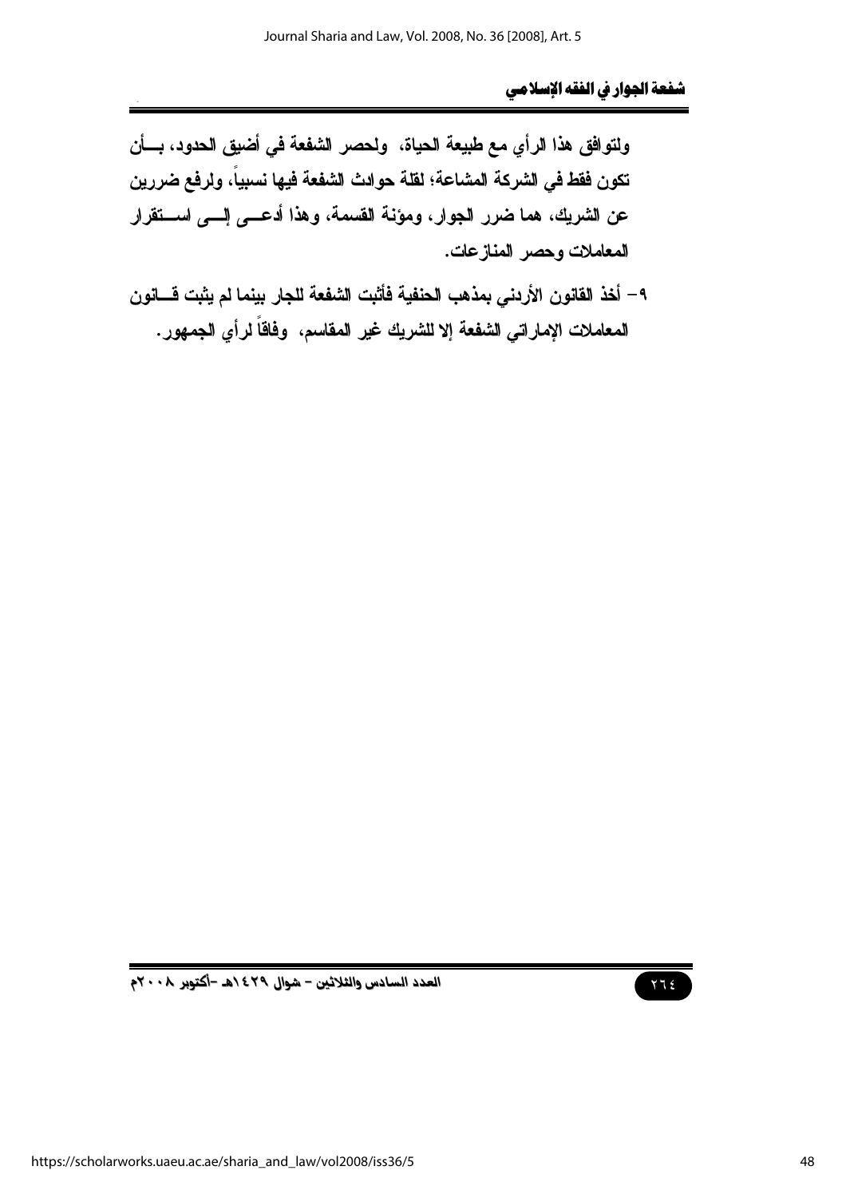ولتوافق هذا الرأي مع طبيعة الحياة، ولحصر الشفعة في أضيق الحدود، بـــأن تكون فقط في الشركة المشاعة؛ لقلة حوادث الشفعة فيها نسبياً، ولرفع ضررين عن الشريك، هما ضرر الجوار، ومؤنة القسمة، وهذا أدعـــى إلـــى اســـتقرار المعاملات وحصر المنازعات.

٩- أخذ القانون الأردني بمذهب الحنفية فأثبت الشفعة للجار بينما لم يثبت قـــانون المعاملات الإماراتي الشفعة إلا للشريك غير المقاسم، وفاقاً لرأي الجمهور.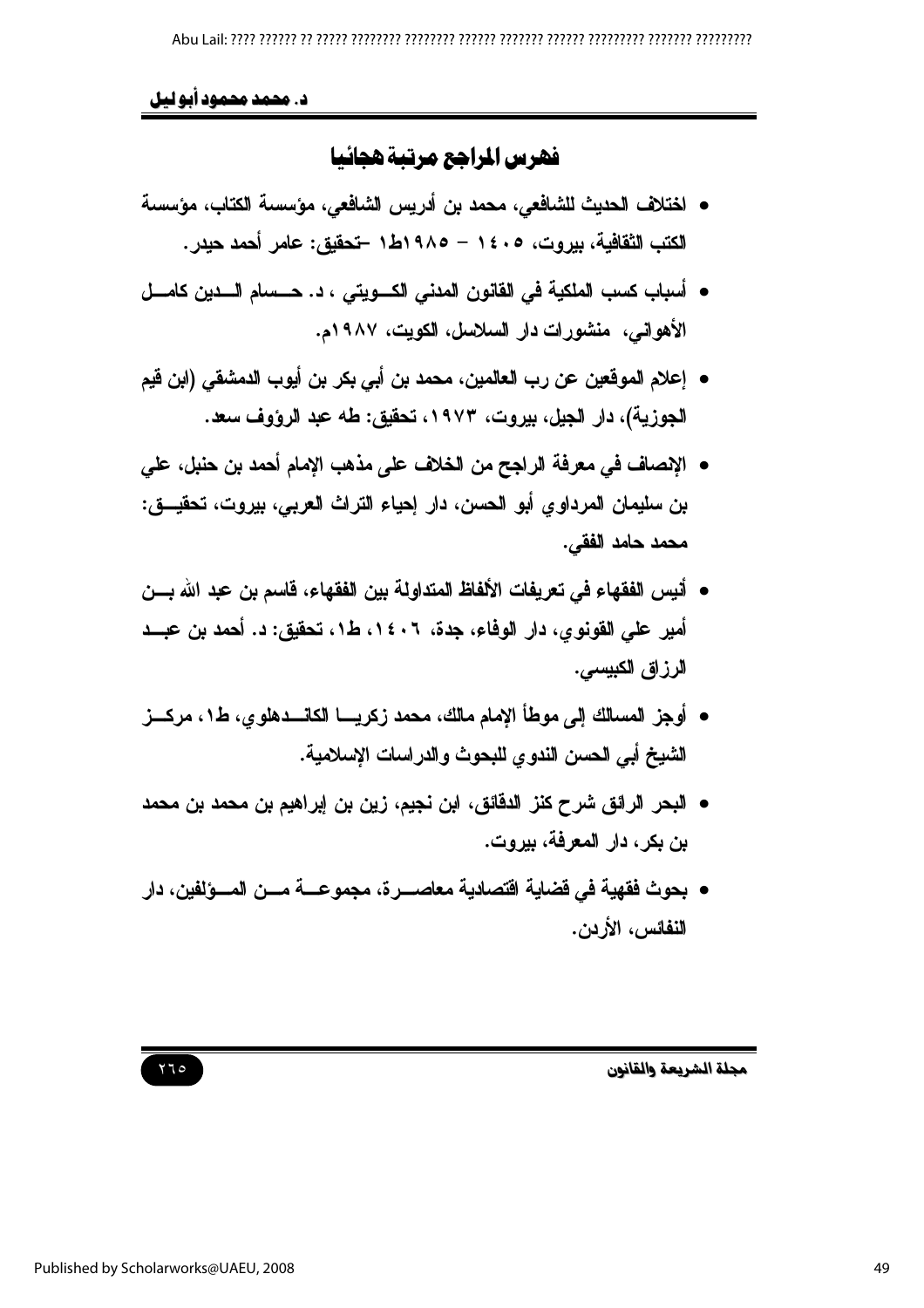## فهرس المراجع مرتبة هجائيا

- اختلاف الحديث للشافعي، محمد بن أدريس الشافعي، مؤسسة الكتاب، مؤسسة الكتب الثقافية، بيروت، ١٤٠٥ – ١٩٨٥ط١ –تحقيق: عامر أحمد حيدر.
- أسباب كسب الملكية في القانون المدني الكويتي ، د. حسام الدين كامل الأهواني، منشورات دار السلاسل، الكويت، ١٩٨٧م.
- إعلام الموقعين عن رب العالمين، محمد بن أبي بكر بن أيوب الدمشقي (ابن قيم الجوزية)، دار الجيل، بيروت، ١٩٧٣، تحقيق: طه عبد الرؤوف سعد.
- الإنصاف في معرفة الراجح من الخلاف على مذهب الإمام أحمد بن حنبل، علي بن سليمان المرداوي أبو الحسن، دار إحياء التراث العربي، بيروت، تحقيق: محمد حامد الفقي.
- أنيس الفقهاء في تعريفات الألفاظ المتداولة بين الفقهاء، قاسم بن عبد الله بن أمير علي القونوي، دار الوفاء، جدة، ١٤٠٦، ط١، تحقيق: د. أحمد بن عبد الرزاق الكبيسي.
- أوجز المسالك إلى موطأ الإمام مالك، محمد زكريا الكاندهلوي، ط١، مركز الشيخ أبي الحسن الندوي للبحوث والدراسات الإسلامية.
- البحر الرائق شرح كنز الدقائق، ابن نجيم، زين بن إبراهيم بن محمد بن محمد بن بكر، دار المعرفة، بيروت.
- بحوث فقهية في قضاية اقتصادية معاصرة، مجموعة من المؤلفين، دار النفائس، الأردن.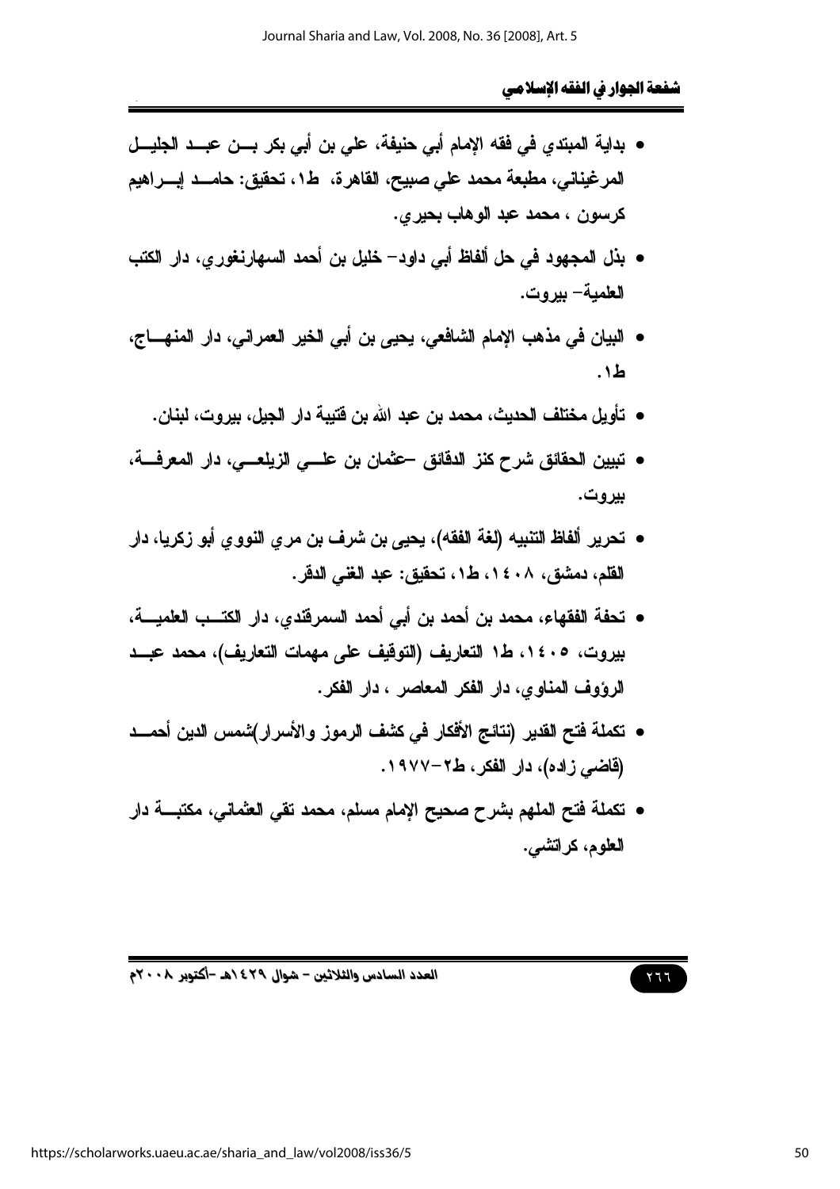- بداية المبتدي في فقه الإمام أبي حنيفة، علي بن أبي بكر بن عبد الجليل المرغيناني، مطبعة محمد علي صبيح، القاهرة، ط١، تحقيق: حامد إبراهيم كرسون ، محمد عبد الوهاب بحيري.
- بذل المجهود في حل ألفاظ أبي داود- خليل بن أحمد السهارنفوري، دار الكتب العلمية- بيروت.
- البيان في مذهب الإمام الشافعي، يحيى بن أبي الخير العمراني، دار المنهاج، ط١.
- تأويل مختلف الحديث، محمد بن عبد الله بن قتيبة دار الجيل، بيروت، لبنان.
- تبيين الحقائق شرح كنز الدقائق -عثمان بن علي الزيلعي، دار المعرفة، بيروت.
- تحرير ألفاظ التنبيه (لغة الفقه)، يحيى بن شرف بن مري النووي أبو زكريا، دار القلم، دمشق، ١٤٠٨، ط١، تحقيق: عبد الغني الدقر.
- تحفة الفقهاء، محمد بن أحمد بن أبي أحمد السمرقندي، دار الكتب العلمية، بيروت، ١٤٠٥، ط١ التعاريف (التوقيف على مهمات التعاريف)، محمد عبد الرؤوف المناوي، دار الفكر المعاصر ، دار الفكر.
- تكملة فتح القدير (نتائج الأفكار في كشف الرموز والأسرار)شمس الدين أحمد (قاضي زاده)، دار الفكر، ط٢-١٩٧٧.
- تكملة فتح الملهم بشرح صحيح الإمام مسلم، محمد تقي العثماني، مكتبة دار العلوم، كراتشي.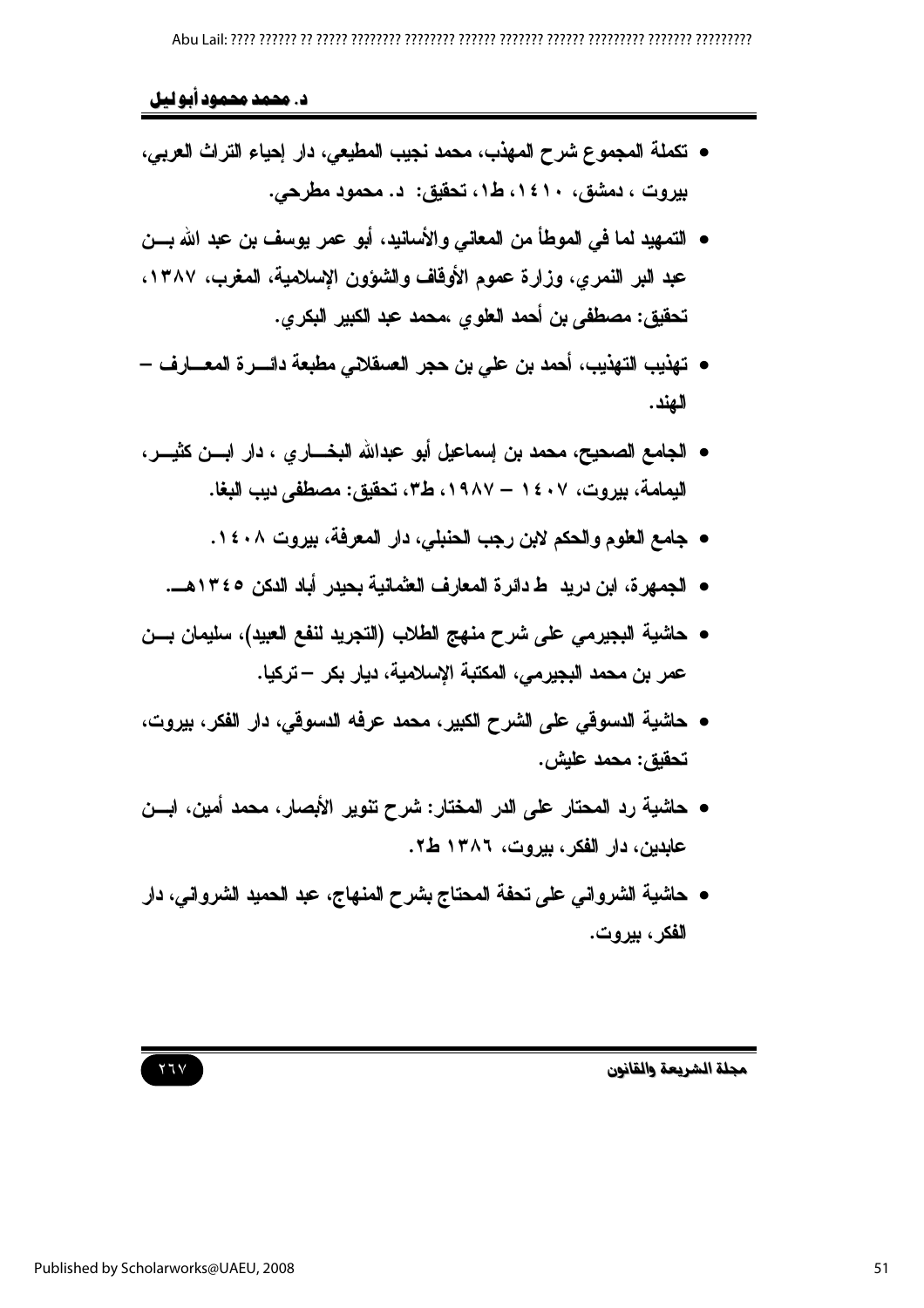- تكملة المجموع شرح المهذب، محمد نجيب المطيعي، دار إحياء التراث العربي، بيروت ، دمشق، ١٤١٠، ط١، تحقيق: د. محمود مطرحي.
- التمهيد لما في الموطأ من المعاني والأسانيد، أبو عمر يوسف بن عبد الله بـــن عبد البر النمري، وزارة عموم الأوقاف والشؤون الإسلامية، المغرب، ١٣٨٧، تحقيق: مصطفى بن أحمد العلوي ،محمد عبد الكبير البكري.
- تهذيب التهذيب، أحمد بن علي بن حجر العسقلاني مطبعة دائـــرة المعـــارف – الهند.
- الجامع الصحيح، محمد بن إسماعيل أبو عبدالله البخـــاري ، دار ابـــن كثيـــر، اليمامة، بيروت، ١٤٠٧ – ١٩٨٧، ط٣، تحقيق: مصطفى ديب البغا.
- جامع العلوم والحكم لابن رجب الحنبلي، دار المعرفة، بيروت ١٤٠٨.
- الجمهرة، ابن دريد ط دائرة المعارف العثمانية بحيدر أباد الدكن ١٣٤٥هـــ.
- حاشية البجيرمي على شرح منهج الطلاب (التجريد لنفع العبيد)، سليمان بـــن عمر بن محمد البجيرمي، المكتبة الإسلامية، ديار بكر – تركيا.
- حاشية الدسوقي على الشرح الكبير، محمد عرفه الدسوقي، دار الفكر، بيروت، تحقيق: محمد عليش.
- حاشية رد المحتار على الدر المختار: شرح تنوير الأبصار، محمد أمين، ابـــن عابدين، دار الفكر، بيروت، ١٣٨٦ ط٢.
- حاشية الشرواني على تحفة المحتاج بشرح المنهاج، عبد الحميد الشرواني، دار الفكر، بيروت.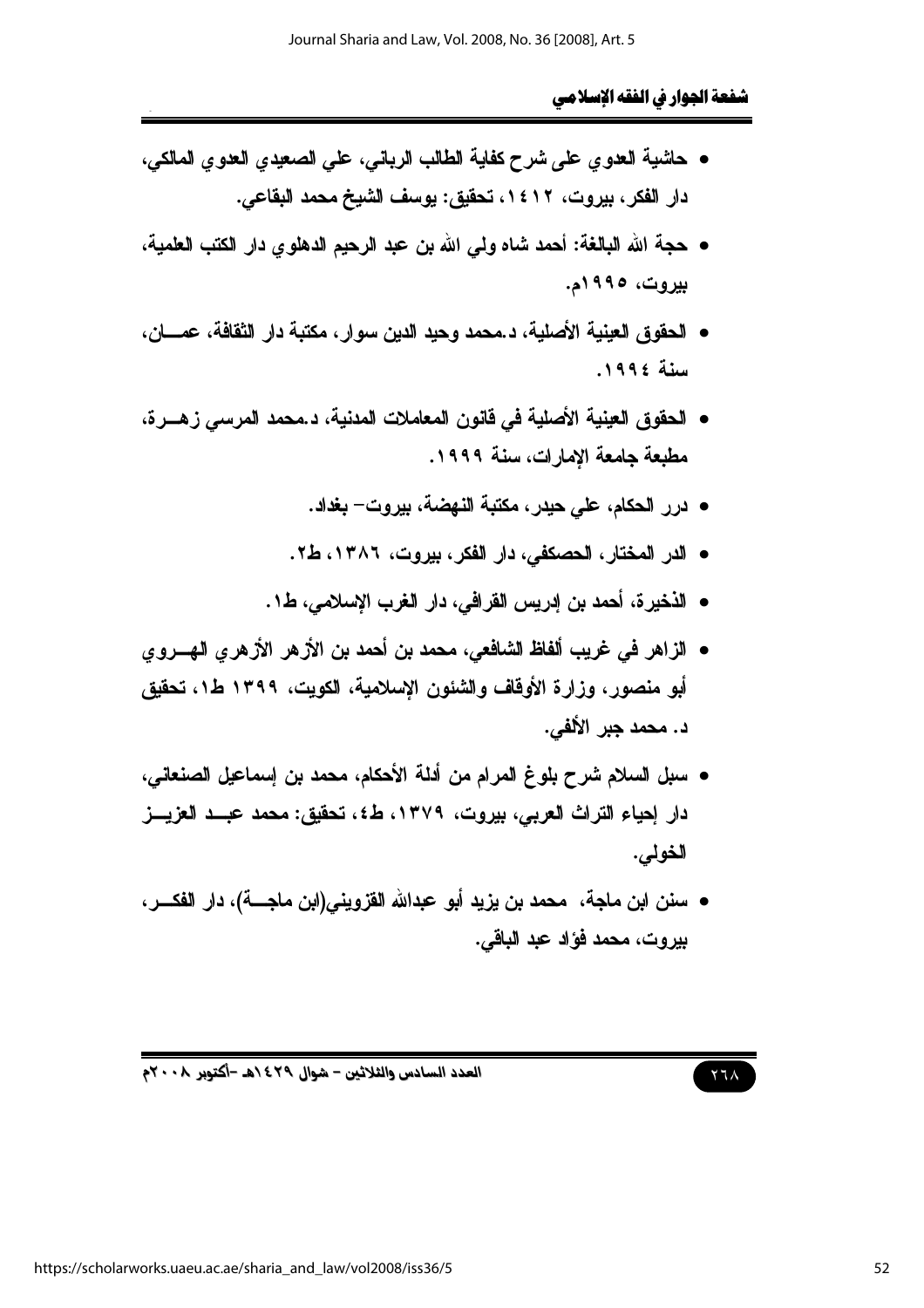- حاشية العدوي على شرح كفاية الطالب الرباني، علي الصعيدي العدوي المالكي، دار الفكر، بيروت، ١٤١٢، تحقيق: يوسف الشيخ محمد البقاعي.
- حجة الله البالغة: أحمد شاه ولي الله بن عبد الرحيم الدهلوي دار الكتب العلمية، بيروت، ١٩٩٥م.
- الحقوق العينية الأصلية، د.محمد وحيد الدين سوار، مكتبة دار الثقافة، عمـــان، سنة ١٩٩٤.
- الحقوق العينية الأصلية في قانون المعاملات المدنية، د.محمد المرسي زهــرة، مطبعة جامعة الإمارات، سنة ١٩٩٩.
- درر الحكام، علي حيدر، مكتبة النهضة، بيروت- بغداد.
- الدر المختار، الحصكفي، دار الفكر، بيروت، ١٣٨٦، ط٢.
- الذخيرة، أحمد بن إدريس القرافي، دار الغرب الإسلامي، ط١.
- الزاهر في غريب ألفاظ الشافعي، محمد بن أحمد بن الأزهر الأزهري الهــروي أبو منصور، وزارة الأوقاف والشئون الإسلامية، الكويت، ١٣٩٩ ط١، تحقيق د. محمد جبر الألفي.
- سبل السلام شرح بلوغ المرام من أدلة الأحكام، محمد بن إسماعيل الصنعاني، دار إحياء التراث العربي، بيروت، ١٣٧٩، ط٤، تحقيق: محمد عبــد العزيــز الخولي.
- سنن ابن ماجة، محمد بن يزيد أبو عبدالله القزويني(ابن ماجـــة)، دار الفكــر، بيروت، محمد فؤاد عبد الباقي.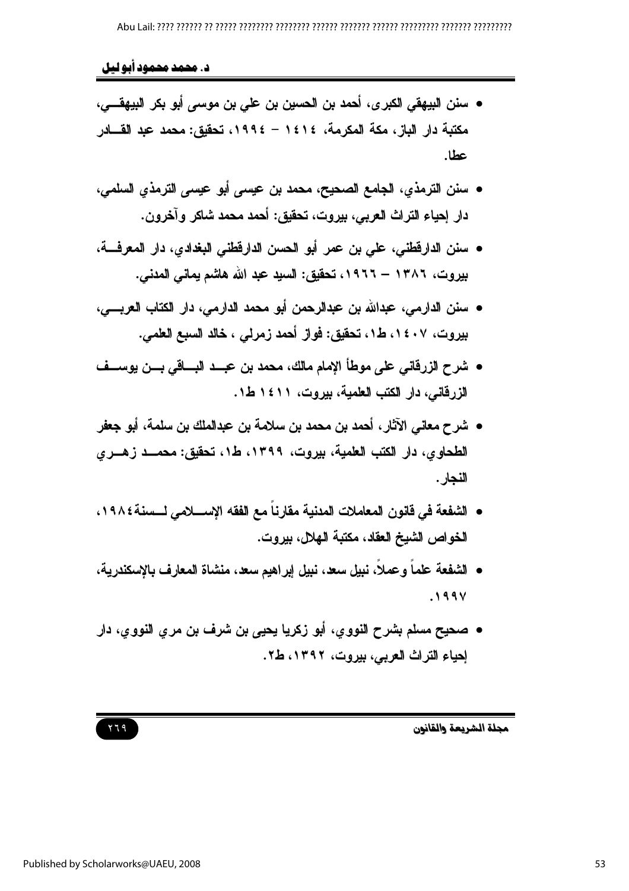- سنن البيهقي الكبرى، أحمد بن الحسين بن علي بن موسى أبو بكر البيهقي، مكتبة دار الباز، مكة المكرمة، ١٤١٤ – ١٩٩٤، تحقيق: محمد عبد القادر عطا.
- سنن الترمذي، الجامع الصحيح، محمد بن عيسى أبو عيسى الترمذي السلمي، دار إحياء التراث العربي، بيروت، تحقيق: أحمد محمد شاكر وآخرون.
- سنن الدارقطني، علي بن عمر أبو الحسن الدارقطني البغدادي، دار المعرفة، بيروت، ١٣٨٦ – ١٩٦٦، تحقيق: السيد عبد الله هاشم يماني المدني.
- سنن الدارمي، عبدالله بن عبدالرحمن أبو محمد الدارمي، دار الكتاب العربي، بيروت، ١٤٠٧، ط١، تحقيق: فواز أحمد زمرلي ، خالد السبع العلمي.
- شرح الزرقاني على موطأ الإمام مالك، محمد بن عبد الباقي بن يوسف الزرقاني، دار الكتب العلمية، بيروت، ١٤١١ ط١.
- شرح معاني الآثار، أحمد بن محمد بن سلامة بن عبدالملك بن سلمة، أبو جعفر الطحاوي، دار الكتب العلمية، بيروت، ١٣٩٩، ط١، تحقيق: محمد زهري النجار.
- الشفعة في قانون المعاملات المدنية مقارناً مع الفقه الإسلامي لسنة١٩٨٤، الخواص الشيخ العقاد، مكتبة الهلال، بيروت.
- الشفعة علماً وعملاً، نبيل سعد، نبيل إبراهيم سعد، منشاة المعارف بالإسكندرية، ١٩٩٧.
- صحيح مسلم بشرح النووي، أبو زكريا يحيى بن شرف بن مري النووي، دار إحياء التراث العربي، بيروت، ١٣٩٢، ط٢.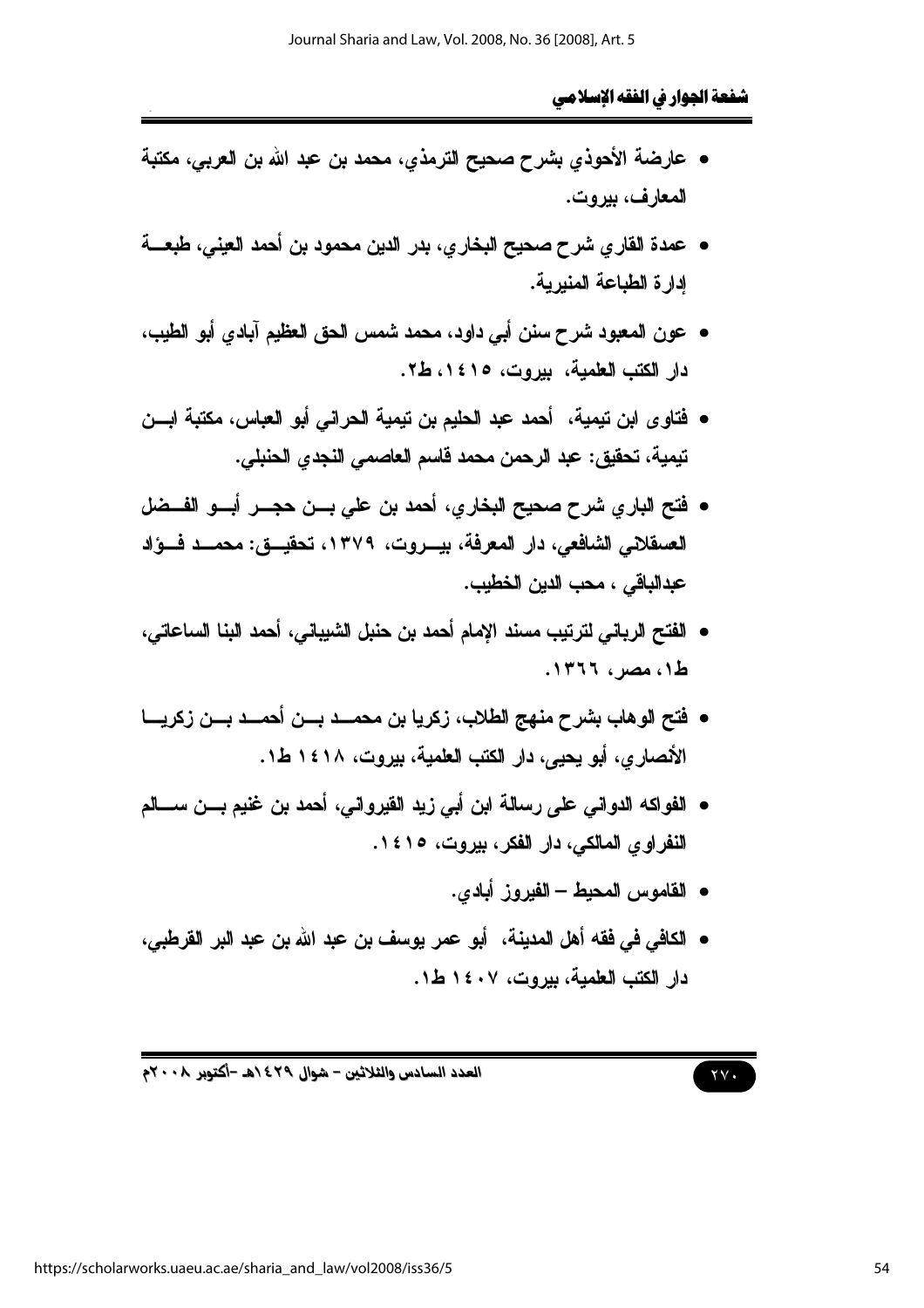- عارضة الأحوذي بشرح صحيح الترمذي، محمد بن عبد الله بن العربي، مكتبة المعارف، بيروت.
- عمدة القاري شرح صحيح البخاري، بدر الدين محمود بن أحمد العيني، طبعة إدارة الطباعة المنيرية.
- عون المعبود شرح سنن أبي داود، محمد شمس الحق العظيم آبادي أبو الطيب، دار الكتب العلمية، بيروت، ١٤١٥، ط٢.
- فتاوى ابن تيمية، أحمد عبد الحليم بن تيمية الحراني أبو العباس، مكتبة ابن تيمية، تحقيق: عبد الرحمن محمد قاسم العاصمي النجدي الحنبلي.
- فتح الباري شرح صحيح البخاري، أحمد بن علي بن حجر أبو الفضل العسقلاني الشافعي، دار المعرفة، بيروت، ١٣٧٩، تحقيق: محمد فؤاد عبدالباقي ، محب الدين الخطيب.
- الفتح الرباني لترتيب مسند الإمام أحمد بن حنبل الشيباني، أحمد البنا الساعاتي، ط١، مصر، ١٣٦٦.
- فتح الوهاب بشرح منهج الطلاب، زكريا بن محمد بن أحمد بن زكريا الأنصاري، أبو يحيى، دار الكتب العلمية، بيروت، ١٤١٨ ط١.
- الفواكه الدواني على رسالة ابن أبي زيد القيرواني، أحمد بن غنيم بن سالم النفراوي المالكي، دار الفكر، بيروت، ١٤١٥.
- القاموس المحيط – الفيروز أبادي.
- الكافي في فقه أهل المدينة، أبو عمر يوسف بن عبد الله بن عبد البر القرطبي، دار الكتب العلمية، بيروت، ١٤٠٧ ط١.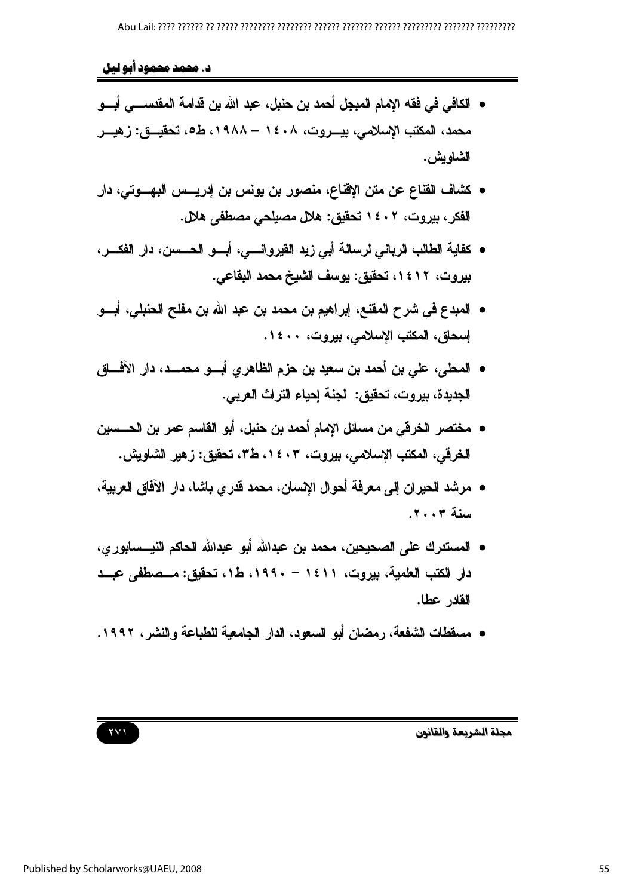- الكافي في فقه الإمام المبجل أحمد بن حنبل، عبد الله بن قدامة المقدسي أبو محمد، المكتب الإسلامي، بيروت، ١٤٠٨ – ١٩٨٨، ط٥، تحقيق: زهير الشاويش.
- كشاف القناع عن متن الإقناع، منصور بن يونس بن إدريس البهوتي، دار الفكر، بيروت، ١٤٠٢ تحقيق: هلال مصيلحي مصطفى هلال.
- كفاية الطالب الرباني لرسالة أبي زيد القيرواني، أبو الحسن، دار الفكر، بيروت، ١٤١٢، تحقيق: يوسف الشيخ محمد البقاعي.
- المبدع في شرح المقنع، إبراهيم بن محمد بن عبد الله بن مفلح الحنبلي، أبو إسحاق، المكتب الإسلامي، بيروت، ١٤٠٠.
- المحلى، علي بن أحمد بن سعيد بن حزم الظاهري أبو محمد، دار الآفاق الجديدة، بيروت، تحقيق: لجنة إحياء التراث العربي.
- مختصر الخرقي من مسائل الإمام أحمد بن حنبل، أبو القاسم عمر بن الحسين الخرقي، المكتب الإسلامي، بيروت، ١٤٠٣، ط٣، تحقيق: زهير الشاويش.
- مرشد الحيران إلى معرفة أحوال الإنسان، محمد قدري باشا، دار الآفاق العربية، سنة ٢٠٠٣.
- المستدرك على الصحيحين، محمد بن عبدالله أبو عبدالله الحاكم النيسابوري، دار الكتب العلمية، بيروت، ١٤١١ – ١٩٩٠، ط١، تحقيق: مصطفى عبد القادر عطا.
- مسقطات الشفعة، رمضان أبو السعود، الدار الجامعية للطباعة والنشر، ١٩٩٢.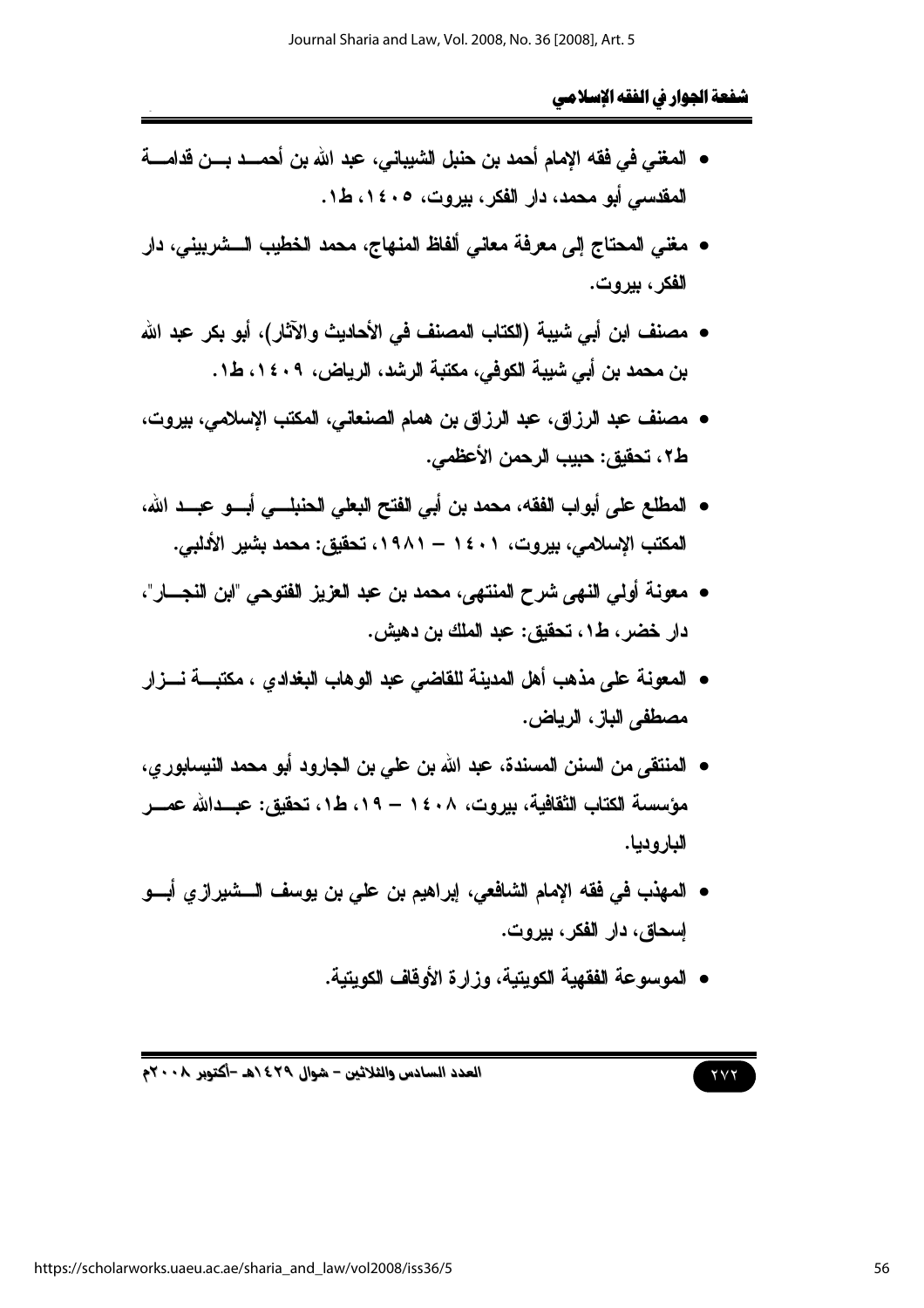- المغني في فقه الإمام أحمد بن حنبل الشيباني، عبد الله بن أحمد بن قدامة المقدسي أبو محمد، دار الفكر، بيروت، ١٤٠٥، ط١.
- مغني المحتاج إلى معرفة معاني ألفاظ المنهاج، محمد الخطيب الشربيني، دار الفكر، بيروت.
- مصنف ابن أبي شيبة (الكتاب المصنف في الأحاديث والآثار)، أبو بكر عبد الله بن محمد بن أبي شيبة الكوفي، مكتبة الرشد، الرياض، ١٤٠٩، ط١.
- مصنف عبد الرزاق، عبد الرزاق بن همام الصنعاني، المكتب الإسلامي، بيروت، ط٢، تحقيق: حبيب الرحمن الأعظمي.
- المطلع على أبواب الفقه، محمد بن أبي الفتح البعلي الحنبلي أبو عبد الله، المكتب الإسلامي، بيروت، ١٤٠١ – ١٩٨١، تحقيق: محمد بشير الأدلبي.
- معونة أولي النهى شرح المنتهى، محمد بن عبد العزيز الفتوحي "ابن النجار"، دار خضر، ط١، تحقيق: عبد الملك بن دهيش.
- المعونة على مذهب أهل المدينة للقاضي عبد الوهاب البغدادي ، مكتبة نزار مصطفى الباز، الرياض.
- المنتقى من السنن المسندة، عبد الله بن علي بن الجارود أبو محمد النيسابوري، مؤسسة الكتاب الثقافية، بيروت، ١٤٠٨ – ١٩، ط١، تحقيق: عبدالله عمر البارودي.
- المهذب في فقه الإمام الشافعي، إبراهيم بن علي بن يوسف الشيرازي أبو إسحاق، دار الفكر، بيروت.
- الموسوعة الفقهية الكويتية، وزارة الأوقاف الكويتية.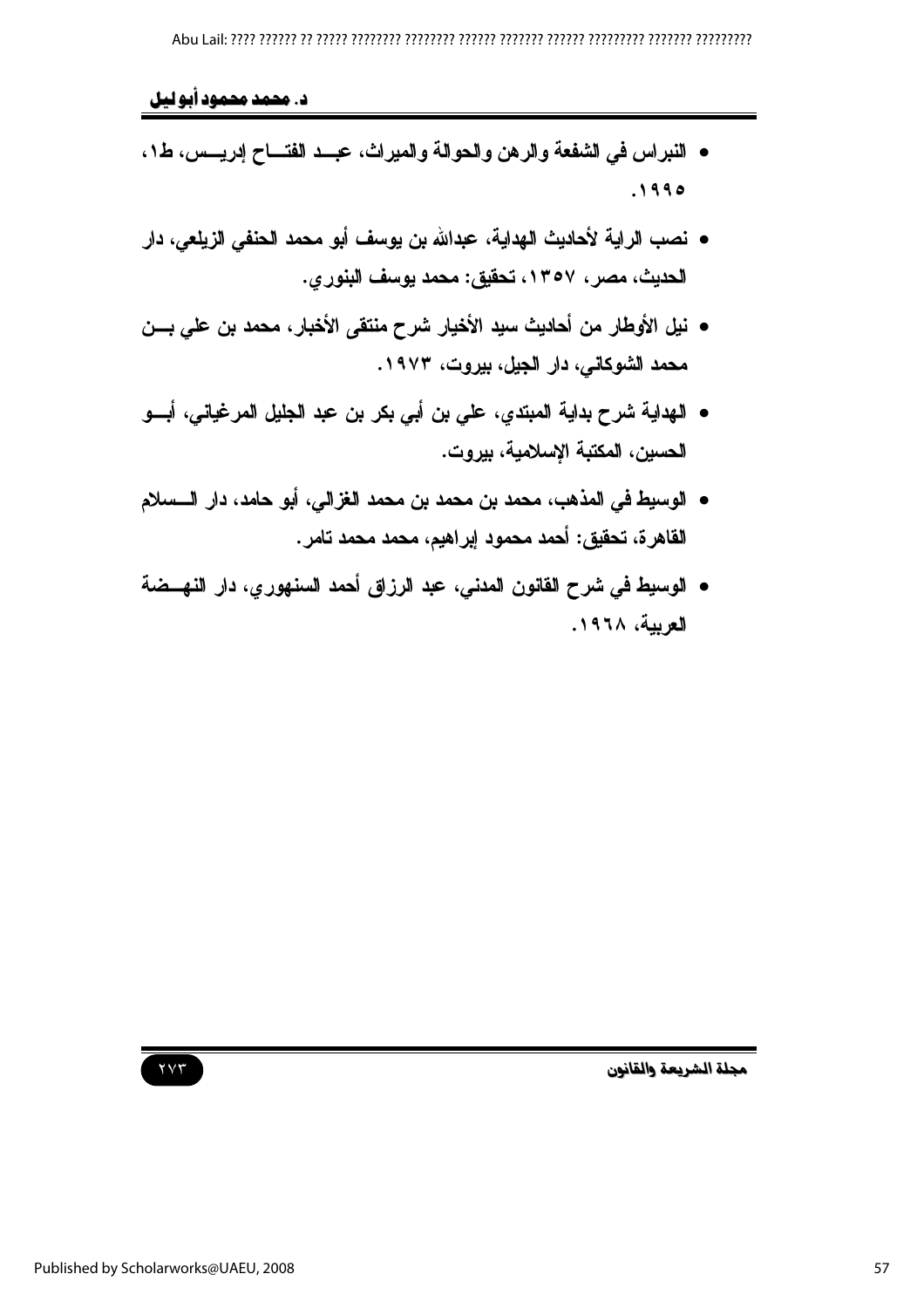- النبراس في الشفعة والرهن والحوالة والميراث، عبد الفتاح إدريس، ط١، ١٩٩٥.
- نصب الراية لأحاديث الهداية، عبدالله بن يوسف أبو محمد الحنفي الزيلعي، دار الحديث، مصر، ١٣٥٧، تحقيق: محمد يوسف البنوري.
- نيل الأوطار من أحاديث سيد الأخيار شرح منتقى الأخبار، محمد بن علي بن محمد الشوكاني، دار الجيل، بيروت، ١٩٧٣.
- الهداية شرح بداية المبتدي، علي بن أبي بكر بن عبد الجليل المرغياني، أبو الحسين، المكتبة الإسلامية، بيروت.
- الوسيط في المذهب، محمد بن محمد بن محمد الغزالي، أبو حامد، دار السلام القاهرة، تحقيق: أحمد محمود إبراهيم، محمد محمد تامر.
- الوسيط في شرح القانون المدني، عبد الرزاق أحمد السنهوري، دار النهضة العربية، ١٩٦٨.